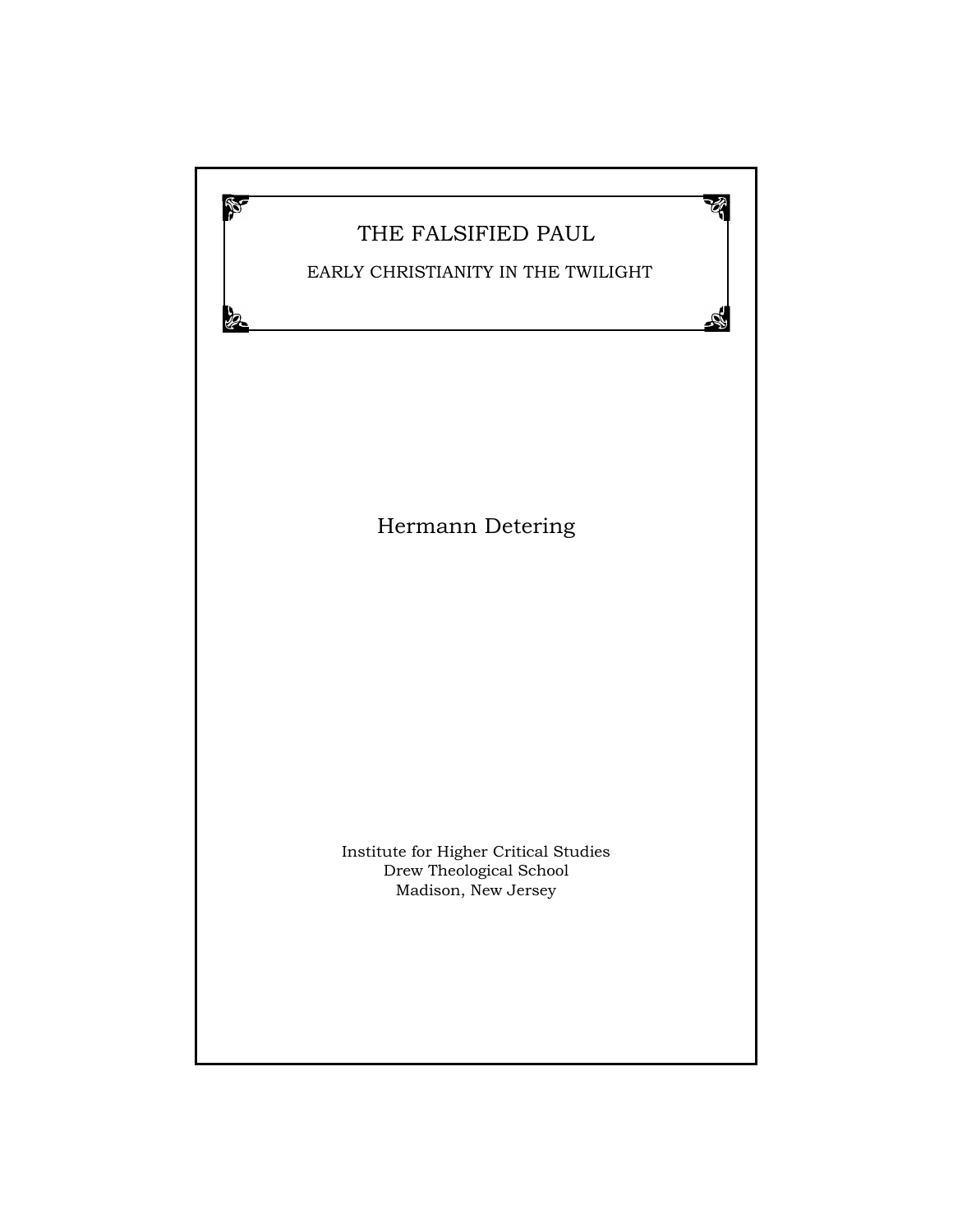# THE FALSIFIED PAUL

## EARLY CHRISTIANITY IN THE TWILIGHT

Hermann Detering

Institute for Higher Critical Studies
Drew Theological School
Madison, New Jersey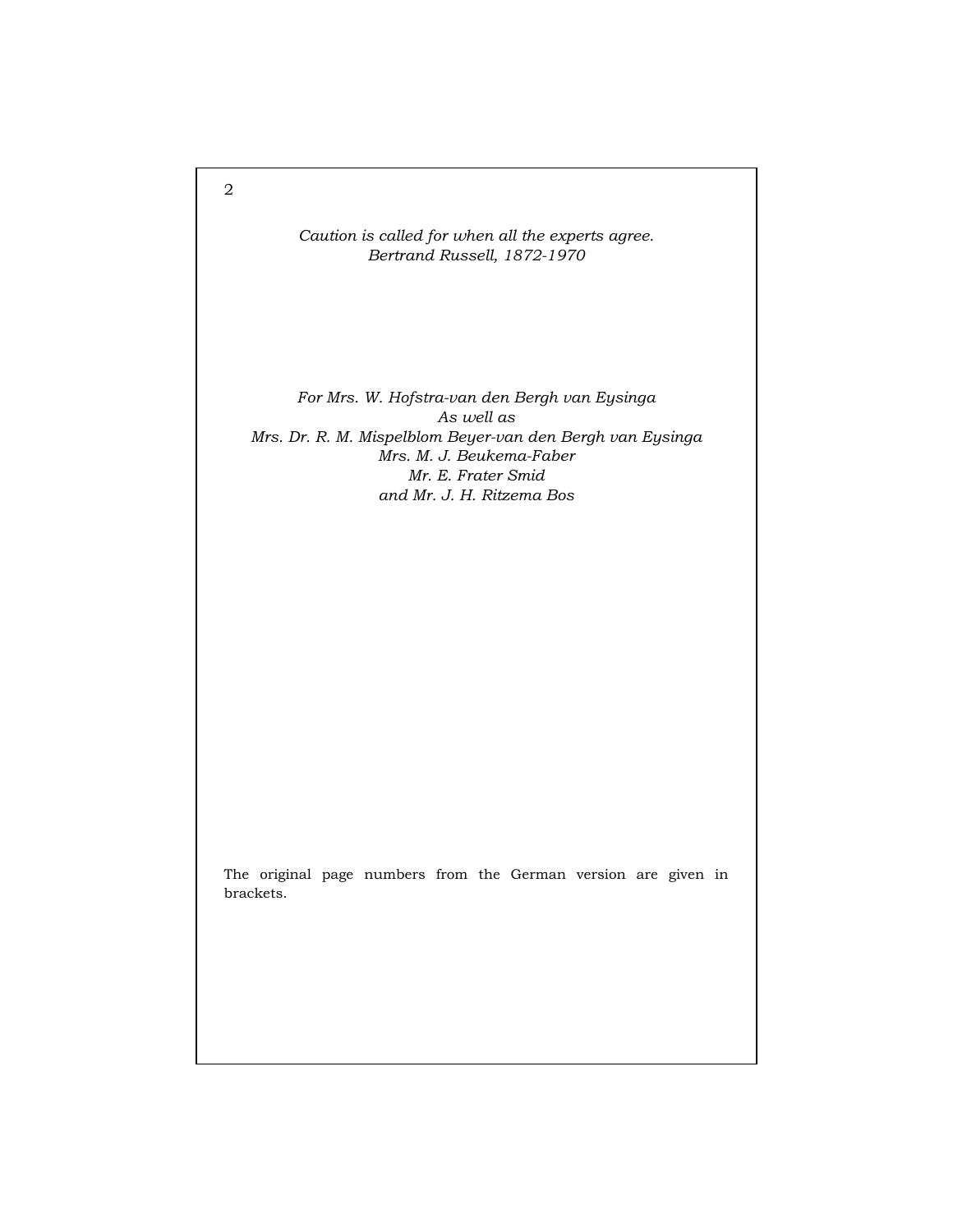*Caution is called for when all the experts agree.*
*Bertrand Russell, 1872-1970*

*For Mrs. W. Hofstra-van den Bergh van Eysinga*
*As well as*
*Mrs. Dr. R. M. Mispelblom Beyer-van den Bergh van Eysinga*
*Mrs. M. J. Beukema-Faber*
*Mr. E. Frater Smid*
*and Mr. J. H. Ritzema Bos*

The original page numbers from the German version are given in brackets.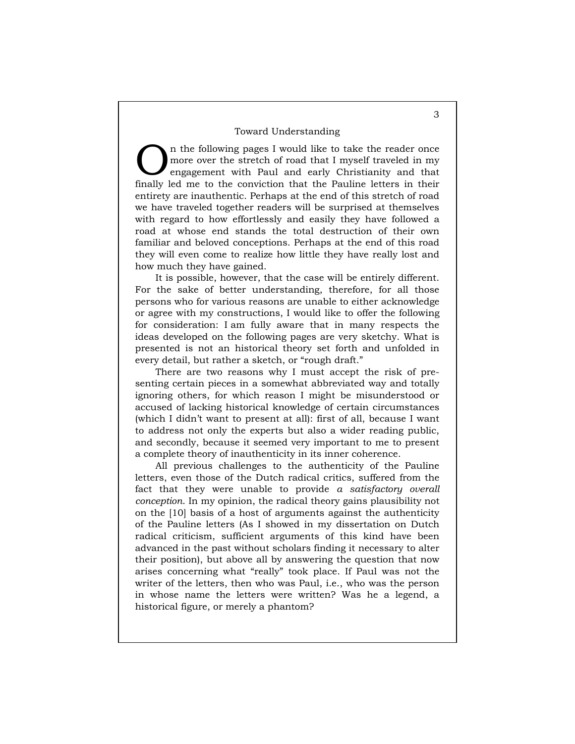## Toward Understanding

On the following pages I would like to take the reader once more over the stretch of road that I myself traveled in my engagement with Paul and early Christianity and that finally led me to the conviction that the Pauline letters in their entirety are inauthentic. Perhaps at the end of this stretch of road we have traveled together readers will be surprised at themselves with regard to how effortlessly and easily they have followed a road at whose end stands the total destruction of their own familiar and beloved conceptions. Perhaps at the end of this road they will even come to realize how little they have really lost and how much they have gained.

It is possible, however, that the case will be entirely different. For the sake of better understanding, therefore, for all those persons who for various reasons are unable to either acknowledge or agree with my constructions, I would like to offer the following for consideration: I am fully aware that in many respects the ideas developed on the following pages are very sketchy. What is presented is not an historical theory set forth and unfolded in every detail, but rather a sketch, or "rough draft."

There are two reasons why I must accept the risk of presenting certain pieces in a somewhat abbreviated way and totally ignoring others, for which reason I might be misunderstood or accused of lacking historical knowledge of certain circumstances (which I didn't want to present at all): first of all, because I want to address not only the experts but also a wider reading public, and secondly, because it seemed very important to me to present a complete theory of inauthenticity in its inner coherence.

All previous challenges to the authenticity of the Pauline letters, even those of the Dutch radical critics, suffered from the fact that they were unable to provide *a satisfactory overall conception*. In my opinion, the radical theory gains plausibility not on the [10] basis of a host of arguments against the authenticity of the Pauline letters (As I showed in my dissertation on Dutch radical criticism, sufficient arguments of this kind have been advanced in the past without scholars finding it necessary to alter their position), but above all by answering the question that now arises concerning what "really" took place. If Paul was not the writer of the letters, then who was Paul, i.e., who was the person in whose name the letters were written? Was he a legend, a historical figure, or merely a phantom?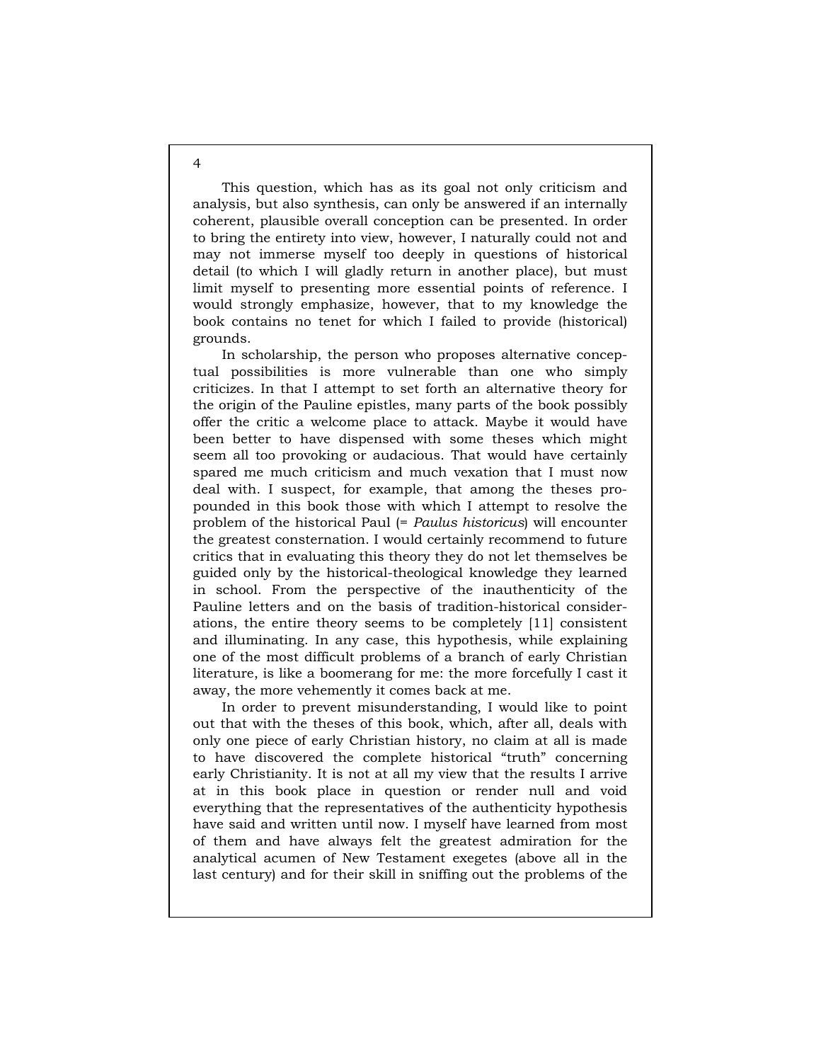This question, which has as its goal not only criticism and analysis, but also synthesis, can only be answered if an internally coherent, plausible overall conception can be presented. In order to bring the entirety into view, however, I naturally could not and may not immerse myself too deeply in questions of historical detail (to which I will gladly return in another place), but must limit myself to presenting more essential points of reference. I would strongly emphasize, however, that to my knowledge the book contains no tenet for which I failed to provide (historical) grounds.

In scholarship, the person who proposes alternative conceptual possibilities is more vulnerable than one who simply criticizes. In that I attempt to set forth an alternative theory for the origin of the Pauline epistles, many parts of the book possibly offer the critic a welcome place to attack. Maybe it would have been better to have dispensed with some theses which might seem all too provoking or audacious. That would have certainly spared me much criticism and much vexation that I must now deal with. I suspect, for example, that among the theses propounded in this book those with which I attempt to resolve the problem of the historical Paul (= *Paulus historicus*) will encounter the greatest consternation. I would certainly recommend to future critics that in evaluating this theory they do not let themselves be guided only by the historical-theological knowledge they learned in school. From the perspective of the inauthenticity of the Pauline letters and on the basis of tradition-historical considerations, the entire theory seems to be completely [11] consistent and illuminating. In any case, this hypothesis, while explaining one of the most difficult problems of a branch of early Christian literature, is like a boomerang for me: the more forcefully I cast it away, the more vehemently it comes back at me.

In order to prevent misunderstanding, I would like to point out that with the theses of this book, which, after all, deals with only one piece of early Christian history, no claim at all is made to have discovered the complete historical "truth" concerning early Christianity. It is not at all my view that the results I arrive at in this book place in question or render null and void everything that the representatives of the authenticity hypothesis have said and written until now. I myself have learned from most of them and have always felt the greatest admiration for the analytical acumen of New Testament exegetes (above all in the last century) and for their skill in sniffing out the problems of the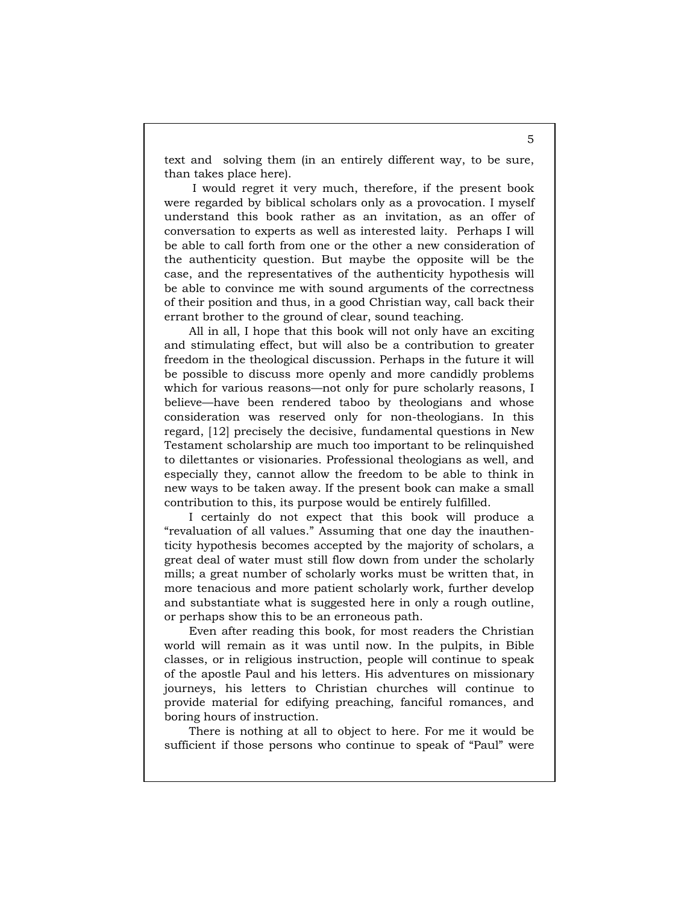text and solving them (in an entirely different way, to be sure, than takes place here).

I would regret it very much, therefore, if the present book were regarded by biblical scholars only as a provocation. I myself understand this book rather as an invitation, as an offer of conversation to experts as well as interested laity. Perhaps I will be able to call forth from one or the other a new consideration of the authenticity question. But maybe the opposite will be the case, and the representatives of the authenticity hypothesis will be able to convince me with sound arguments of the correctness of their position and thus, in a good Christian way, call back their errant brother to the ground of clear, sound teaching.

All in all, I hope that this book will not only have an exciting and stimulating effect, but will also be a contribution to greater freedom in the theological discussion. Perhaps in the future it will be possible to discuss more openly and more candidly problems which for various reasons—not only for pure scholarly reasons, I believe—have been rendered taboo by theologians and whose consideration was reserved only for non-theologians. In this regard, [12] precisely the decisive, fundamental questions in New Testament scholarship are much too important to be relinquished to dilettantes or visionaries. Professional theologians as well, and especially they, cannot allow the freedom to be able to think in new ways to be taken away. If the present book can make a small contribution to this, its purpose would be entirely fulfilled.

I certainly do not expect that this book will produce a "revaluation of all values." Assuming that one day the inauthenticity hypothesis becomes accepted by the majority of scholars, a great deal of water must still flow down from under the scholarly mills; a great number of scholarly works must be written that, in more tenacious and more patient scholarly work, further develop and substantiate what is suggested here in only a rough outline, or perhaps show this to be an erroneous path.

Even after reading this book, for most readers the Christian world will remain as it was until now. In the pulpits, in Bible classes, or in religious instruction, people will continue to speak of the apostle Paul and his letters. His adventures on missionary journeys, his letters to Christian churches will continue to provide material for edifying preaching, fanciful romances, and boring hours of instruction.

There is nothing at all to object to here. For me it would be sufficient if those persons who continue to speak of "Paul" were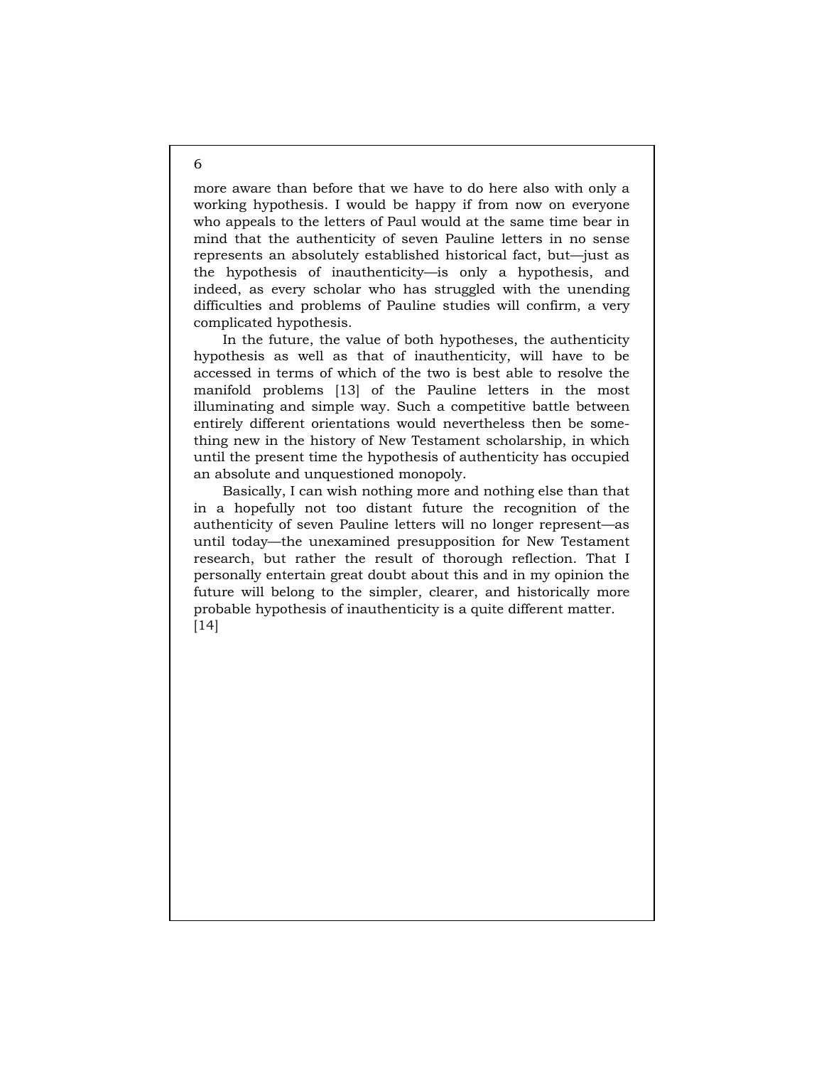more aware than before that we have to do here also with only a working hypothesis. I would be happy if from now on everyone who appeals to the letters of Paul would at the same time bear in mind that the authenticity of seven Pauline letters in no sense represents an absolutely established historical fact, but—just as the hypothesis of inauthenticity—is only a hypothesis, and indeed, as every scholar who has struggled with the unending difficulties and problems of Pauline studies will confirm, a very complicated hypothesis.

In the future, the value of both hypotheses, the authenticity hypothesis as well as that of inauthenticity, will have to be accessed in terms of which of the two is best able to resolve the manifold problems [13] of the Pauline letters in the most illuminating and simple way. Such a competitive battle between entirely different orientations would nevertheless then be something new in the history of New Testament scholarship, in which until the present time the hypothesis of authenticity has occupied an absolute and unquestioned monopoly.

Basically, I can wish nothing more and nothing else than that in a hopefully not too distant future the recognition of the authenticity of seven Pauline letters will no longer represent—as until today—the unexamined presupposition for New Testament research, but rather the result of thorough reflection. That I personally entertain great doubt about this and in my opinion the future will belong to the simpler, clearer, and historically more probable hypothesis of inauthenticity is a quite different matter. [14]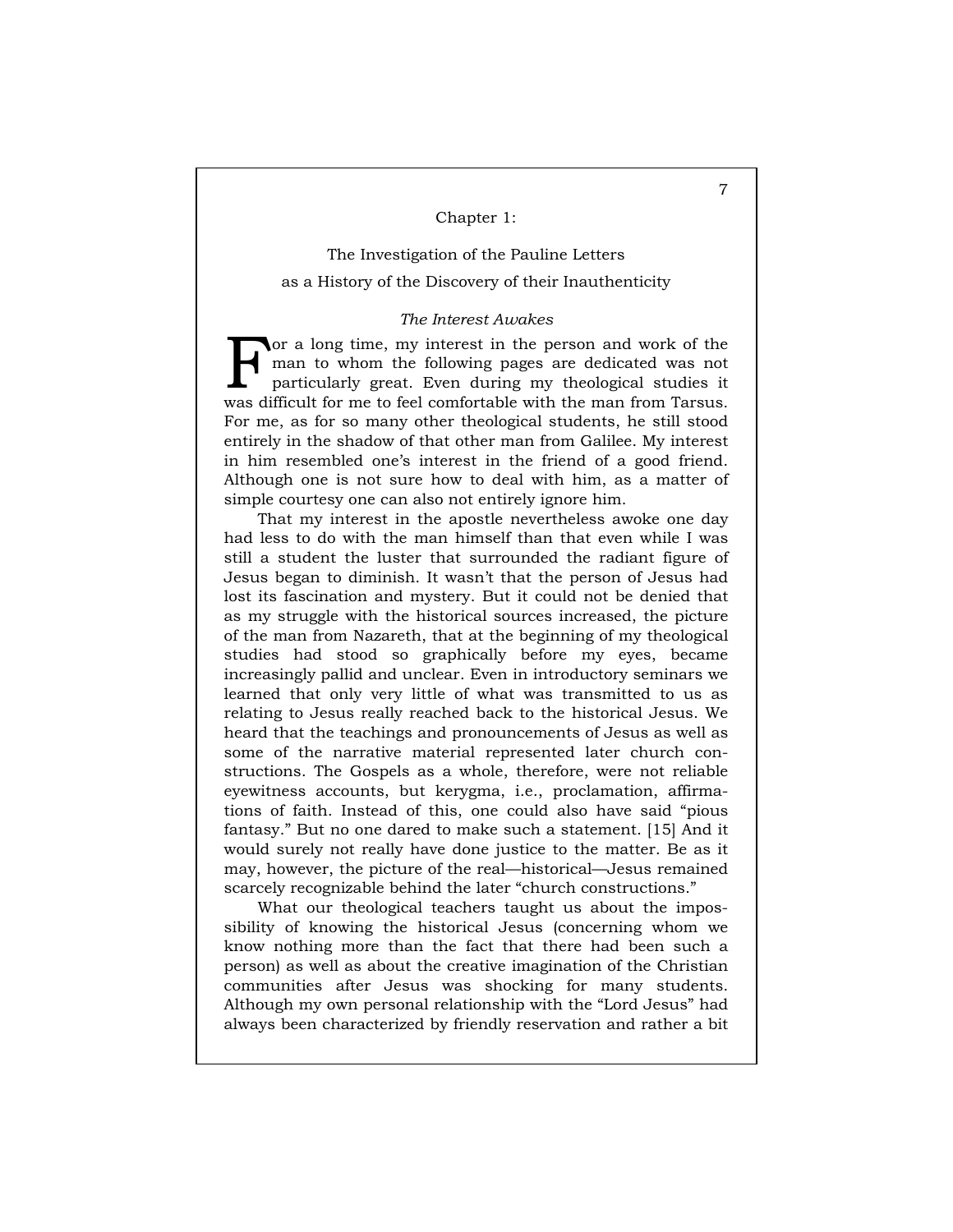# Chapter 1:

## The Investigation of the Pauline Letters as a History of the Discovery of their Inauthenticity

### *The Interest Awakes*

For a long time, my interest in the person and work of the man to whom the following pages are dedicated was not particularly great. Even during my theological studies it was difficult for me to feel comfortable with the man from Tarsus. For me, as for so many other theological students, he still stood entirely in the shadow of that other man from Galilee. My interest in him resembled one's interest in the friend of a good friend. Although one is not sure how to deal with him, as a matter of simple courtesy one can also not entirely ignore him.

That my interest in the apostle nevertheless awoke one day had less to do with the man himself than that even while I was still a student the luster that surrounded the radiant figure of Jesus began to diminish. It wasn't that the person of Jesus had lost its fascination and mystery. But it could not be denied that as my struggle with the historical sources increased, the picture of the man from Nazareth, that at the beginning of my theological studies had stood so graphically before my eyes, became increasingly pallid and unclear. Even in introductory seminars we learned that only very little of what was transmitted to us as relating to Jesus really reached back to the historical Jesus. We heard that the teachings and pronouncements of Jesus as well as some of the narrative material represented later church constructions. The Gospels as a whole, therefore, were not reliable eyewitness accounts, but kerygma, i.e., proclamation, affirmations of faith. Instead of this, one could also have said "pious fantasy." But no one dared to make such a statement. [15] And it would surely not really have done justice to the matter. Be as it may, however, the picture of the real—historical—Jesus remained scarcely recognizable behind the later "church constructions."

What our theological teachers taught us about the impossibility of knowing the historical Jesus (concerning whom we know nothing more than the fact that there had been such a person) as well as about the creative imagination of the Christian communities after Jesus was shocking for many students. Although my own personal relationship with the "Lord Jesus" had always been characterized by friendly reservation and rather a bit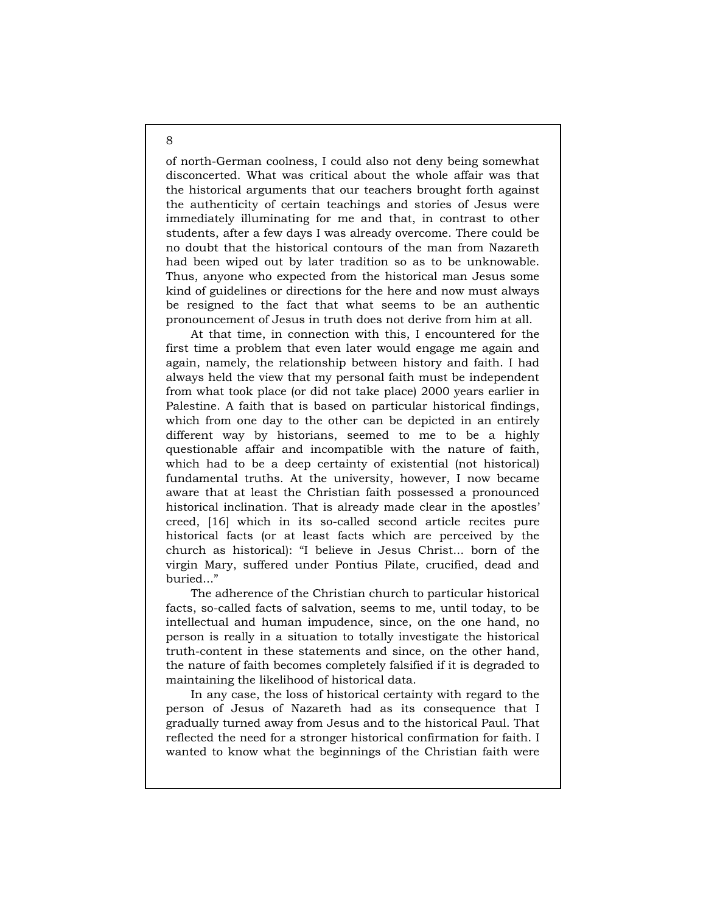of north-German coolness, I could also not deny being somewhat disconcerted. What was critical about the whole affair was that the historical arguments that our teachers brought forth against the authenticity of certain teachings and stories of Jesus were immediately illuminating for me and that, in contrast to other students, after a few days I was already overcome. There could be no doubt that the historical contours of the man from Nazareth had been wiped out by later tradition so as to be unknowable. Thus, anyone who expected from the historical man Jesus some kind of guidelines or directions for the here and now must always be resigned to the fact that what seems to be an authentic pronouncement of Jesus in truth does not derive from him at all.

At that time, in connection with this, I encountered for the first time a problem that even later would engage me again and again, namely, the relationship between history and faith. I had always held the view that my personal faith must be independent from what took place (or did not take place) 2000 years earlier in Palestine. A faith that is based on particular historical findings, which from one day to the other can be depicted in an entirely different way by historians, seemed to me to be a highly questionable affair and incompatible with the nature of faith, which had to be a deep certainty of existential (not historical) fundamental truths. At the university, however, I now became aware that at least the Christian faith possessed a pronounced historical inclination. That is already made clear in the apostles' creed, [16] which in its so-called second article recites pure historical facts (or at least facts which are perceived by the church as historical): "I believe in Jesus Christ... born of the virgin Mary, suffered under Pontius Pilate, crucified, dead and buried..."

The adherence of the Christian church to particular historical facts, so-called facts of salvation, seems to me, until today, to be intellectual and human impudence, since, on the one hand, no person is really in a situation to totally investigate the historical truth-content in these statements and since, on the other hand, the nature of faith becomes completely falsified if it is degraded to maintaining the likelihood of historical data.

In any case, the loss of historical certainty with regard to the person of Jesus of Nazareth had as its consequence that I gradually turned away from Jesus and to the historical Paul. That reflected the need for a stronger historical confirmation for faith. I wanted to know what the beginnings of the Christian faith were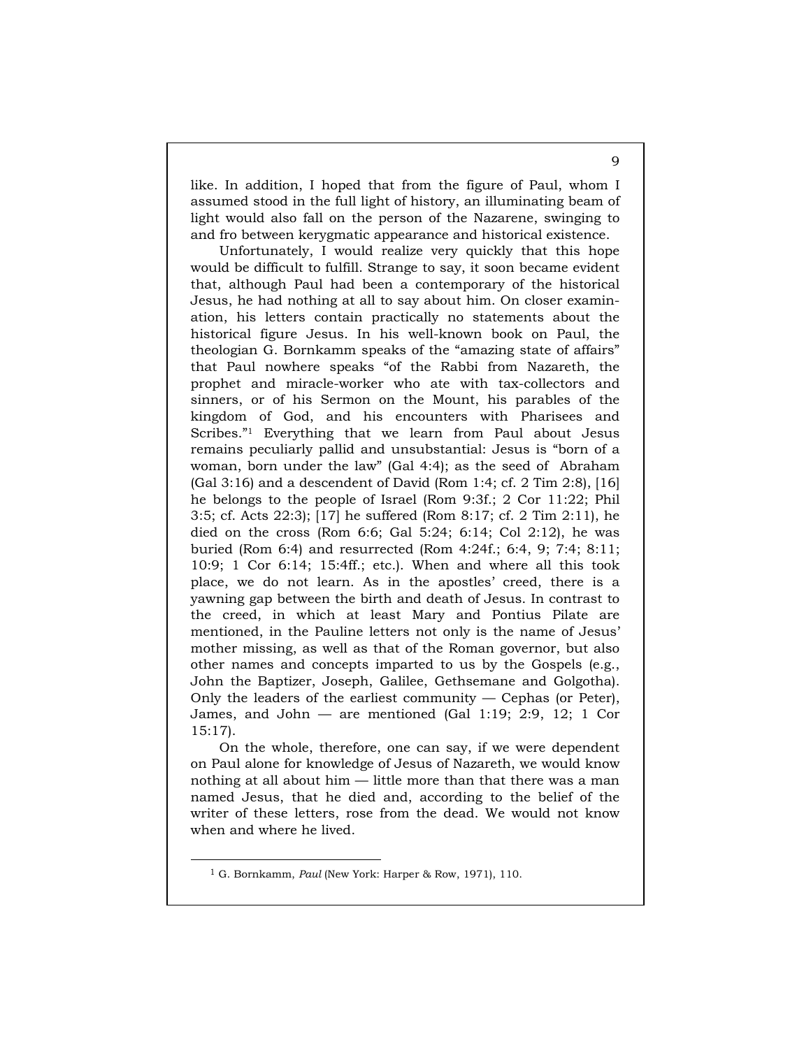like. In addition, I hoped that from the figure of Paul, whom I assumed stood in the full light of history, an illuminating beam of light would also fall on the person of the Nazarene, swinging to and fro between kerygmatic appearance and historical existence.

Unfortunately, I would realize very quickly that this hope would be difficult to fulfill. Strange to say, it soon became evident that, although Paul had been a contemporary of the historical Jesus, he had nothing at all to say about him. On closer examination, his letters contain practically no statements about the historical figure Jesus. In his well-known book on Paul, the theologian G. Bornkamm speaks of the "amazing state of affairs" that Paul nowhere speaks "of the Rabbi from Nazareth, the prophet and miracle-worker who ate with tax-collectors and sinners, or of his Sermon on the Mount, his parables of the kingdom of God, and his encounters with Pharisees and Scribes."[1] Everything that we learn from Paul about Jesus remains peculiarly pallid and unsubstantial: Jesus is "born of a woman, born under the law" (Gal 4:4); as the seed of Abraham (Gal 3:16) and a descendent of David (Rom 1:4; cf. 2 Tim 2:8), [16] he belongs to the people of Israel (Rom 9:3f.; 2 Cor 11:22; Phil 3:5; cf. Acts 22:3); [17] he suffered (Rom 8:17; cf. 2 Tim 2:11), he died on the cross (Rom 6:6; Gal 5:24; 6:14; Col 2:12), he was buried (Rom 6:4) and resurrected (Rom 4:24f.; 6:4, 9; 7:4; 8:11; 10:9; 1 Cor 6:14; 15:4ff.; etc.). When and where all this took place, we do not learn. As in the apostles' creed, there is a yawning gap between the birth and death of Jesus. In contrast to the creed, in which at least Mary and Pontius Pilate are mentioned, in the Pauline letters not only is the name of Jesus' mother missing, as well as that of the Roman governor, but also other names and concepts imparted to us by the Gospels (e.g., John the Baptizer, Joseph, Galilee, Gethsemane and Golgotha). Only the leaders of the earliest community — Cephas (or Peter), James, and John — are mentioned (Gal 1:19; 2:9, 12; 1 Cor 15:17).

On the whole, therefore, one can say, if we were dependent on Paul alone for knowledge of Jesus of Nazareth, we would know nothing at all about him — little more than that there was a man named Jesus, that he died and, according to the belief of the writer of these letters, rose from the dead. We would not know when and where he lived.

---

[1] G. Bornkamm, *Paul* (New York: Harper & Row, 1971), 110.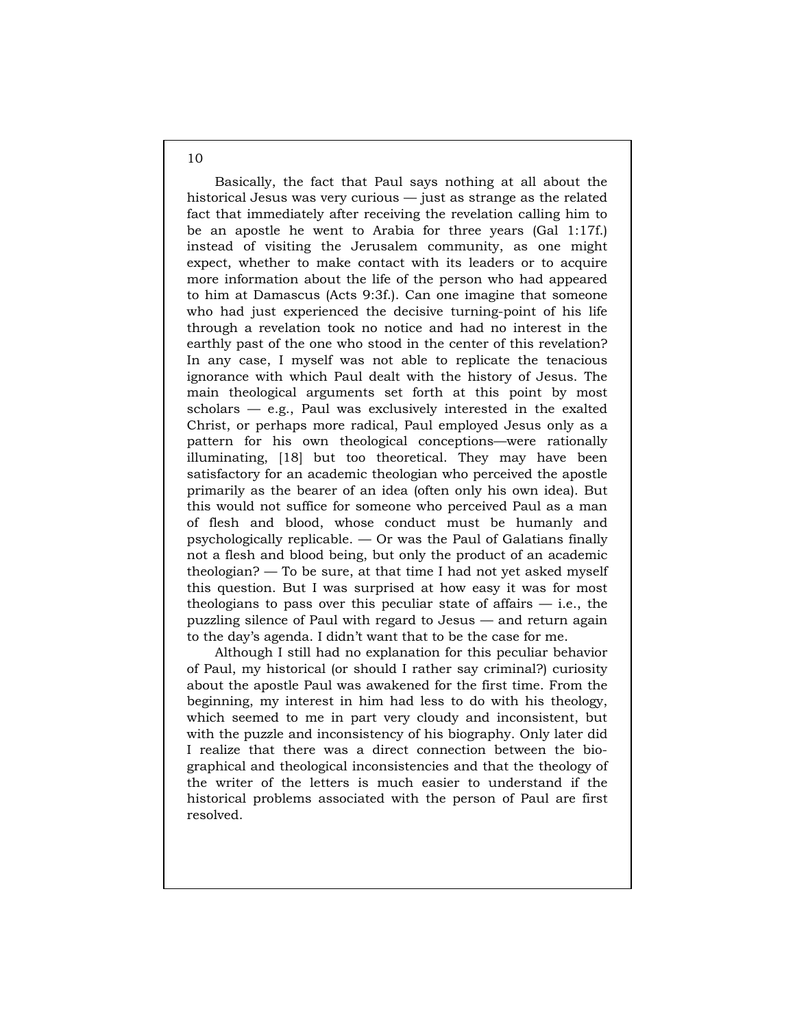Basically, the fact that Paul says nothing at all about the historical Jesus was very curious — just as strange as the related fact that immediately after receiving the revelation calling him to be an apostle he went to Arabia for three years (Gal 1:17f.) instead of visiting the Jerusalem community, as one might expect, whether to make contact with its leaders or to acquire more information about the life of the person who had appeared to him at Damascus (Acts 9:3f.). Can one imagine that someone who had just experienced the decisive turning-point of his life through a revelation took no notice and had no interest in the earthly past of the one who stood in the center of this revelation? In any case, I myself was not able to replicate the tenacious ignorance with which Paul dealt with the history of Jesus. The main theological arguments set forth at this point by most scholars — e.g., Paul was exclusively interested in the exalted Christ, or perhaps more radical, Paul employed Jesus only as a pattern for his own theological conceptions—were rationally illuminating, [18] but too theoretical. They may have been satisfactory for an academic theologian who perceived the apostle primarily as the bearer of an idea (often only his own idea). But this would not suffice for someone who perceived Paul as a man of flesh and blood, whose conduct must be humanly and psychologically replicable. — Or was the Paul of Galatians finally not a flesh and blood being, but only the product of an academic theologian? — To be sure, at that time I had not yet asked myself this question. But I was surprised at how easy it was for most theologians to pass over this peculiar state of affairs — i.e., the puzzling silence of Paul with regard to Jesus — and return again to the day's agenda. I didn't want that to be the case for me.

Although I still had no explanation for this peculiar behavior of Paul, my historical (or should I rather say criminal?) curiosity about the apostle Paul was awakened for the first time. From the beginning, my interest in him had less to do with his theology, which seemed to me in part very cloudy and inconsistent, but with the puzzle and inconsistency of his biography. Only later did I realize that there was a direct connection between the biographical and theological inconsistencies and that the theology of the writer of the letters is much easier to understand if the historical problems associated with the person of Paul are first resolved.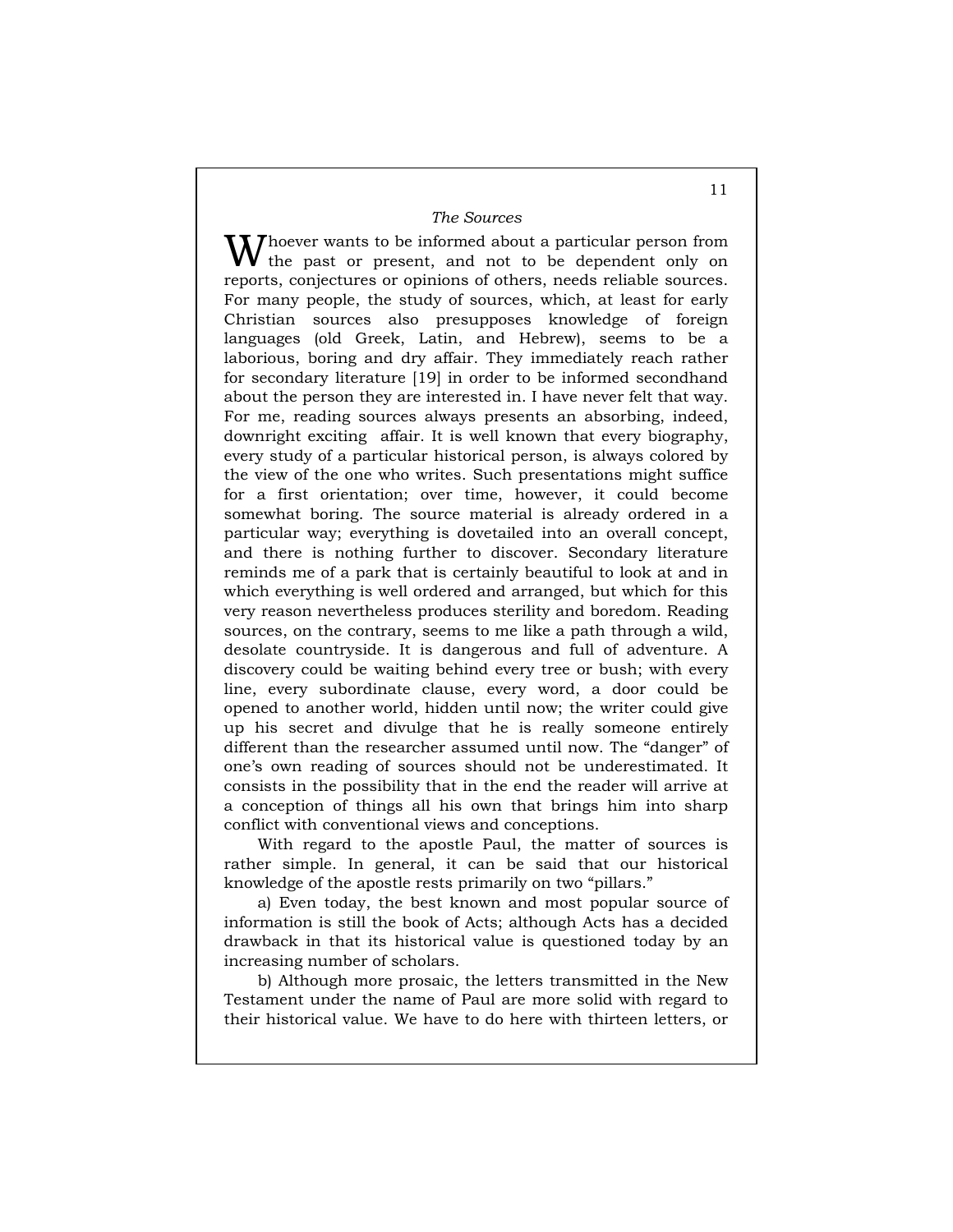## *The Sources*

Whoever wants to be informed about a particular person from the past or present, and not to be dependent only on reports, conjectures or opinions of others, needs reliable sources. For many people, the study of sources, which, at least for early Christian sources also presupposes knowledge of foreign languages (old Greek, Latin, and Hebrew), seems to be a laborious, boring and dry affair. They immediately reach rather for secondary literature [19] in order to be informed secondhand about the person they are interested in. I have never felt that way. For me, reading sources always presents an absorbing, indeed, downright exciting affair. It is well known that every biography, every study of a particular historical person, is always colored by the view of the one who writes. Such presentations might suffice for a first orientation; over time, however, it could become somewhat boring. The source material is already ordered in a particular way; everything is dovetailed into an overall concept, and there is nothing further to discover. Secondary literature reminds me of a park that is certainly beautiful to look at and in which everything is well ordered and arranged, but which for this very reason nevertheless produces sterility and boredom. Reading sources, on the contrary, seems to me like a path through a wild, desolate countryside. It is dangerous and full of adventure. A discovery could be waiting behind every tree or bush; with every line, every subordinate clause, every word, a door could be opened to another world, hidden until now; the writer could give up his secret and divulge that he is really someone entirely different than the researcher assumed until now. The "danger" of one's own reading of sources should not be underestimated. It consists in the possibility that in the end the reader will arrive at a conception of things all his own that brings him into sharp conflict with conventional views and conceptions.

With regard to the apostle Paul, the matter of sources is rather simple. In general, it can be said that our historical knowledge of the apostle rests primarily on two "pillars."

a) Even today, the best known and most popular source of information is still the book of Acts; although Acts has a decided drawback in that its historical value is questioned today by an increasing number of scholars.

b) Although more prosaic, the letters transmitted in the New Testament under the name of Paul are more solid with regard to their historical value. We have to do here with thirteen letters, or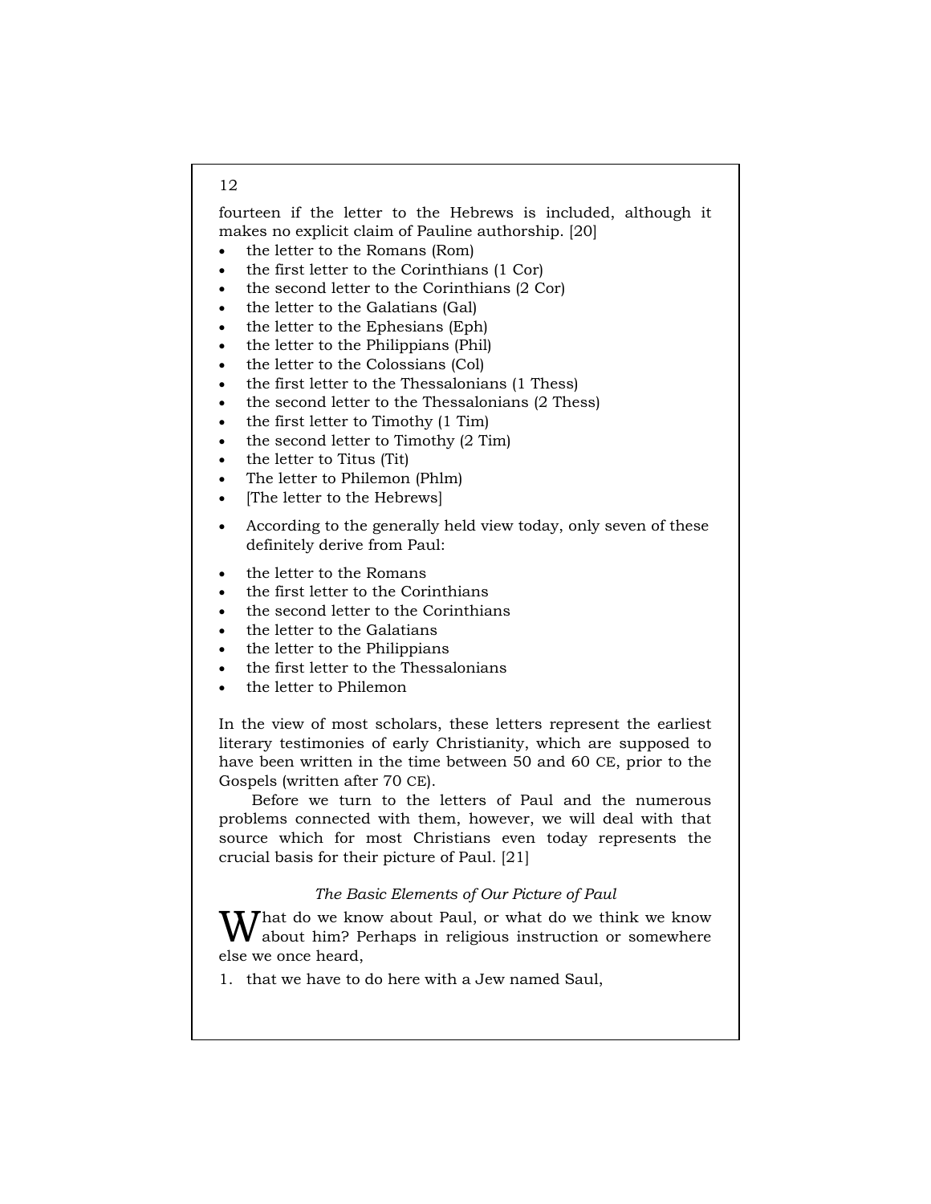fourteen if the letter to the Hebrews is included, although it makes no explicit claim of Pauline authorship. [20]

- the letter to the Romans (Rom)
- the first letter to the Corinthians (1 Cor)
- the second letter to the Corinthians (2 Cor)
- the letter to the Galatians (Gal)
- the letter to the Ephesians (Eph)
- the letter to the Philippians (Phil)
- the letter to the Colossians (Col)
- the first letter to the Thessalonians (1 Thess)
- the second letter to the Thessalonians (2 Thess)
- the first letter to Timothy (1 Tim)
- the second letter to Timothy (2 Tim)
- the letter to Titus (Tit)
- The letter to Philemon (Phlm)
- [The letter to the Hebrews]

- According to the generally held view today, only seven of these definitely derive from Paul:

- the letter to the Romans
- the first letter to the Corinthians
- the second letter to the Corinthians
- the letter to the Galatians
- the letter to the Philippians
- the first letter to the Thessalonians
- the letter to Philemon

In the view of most scholars, these letters represent the earliest literary testimonies of early Christianity, which are supposed to have been written in the time between 50 and 60 CE, prior to the Gospels (written after 70 CE).

Before we turn to the letters of Paul and the numerous problems connected with them, however, we will deal with that source which for most Christians even today represents the crucial basis for their picture of Paul. [21]

### *The Basic Elements of Our Picture of Paul*

What do we know about Paul, or what do we think we know about him? Perhaps in religious instruction or somewhere else we once heard,

1. that we have to do here with a Jew named Saul,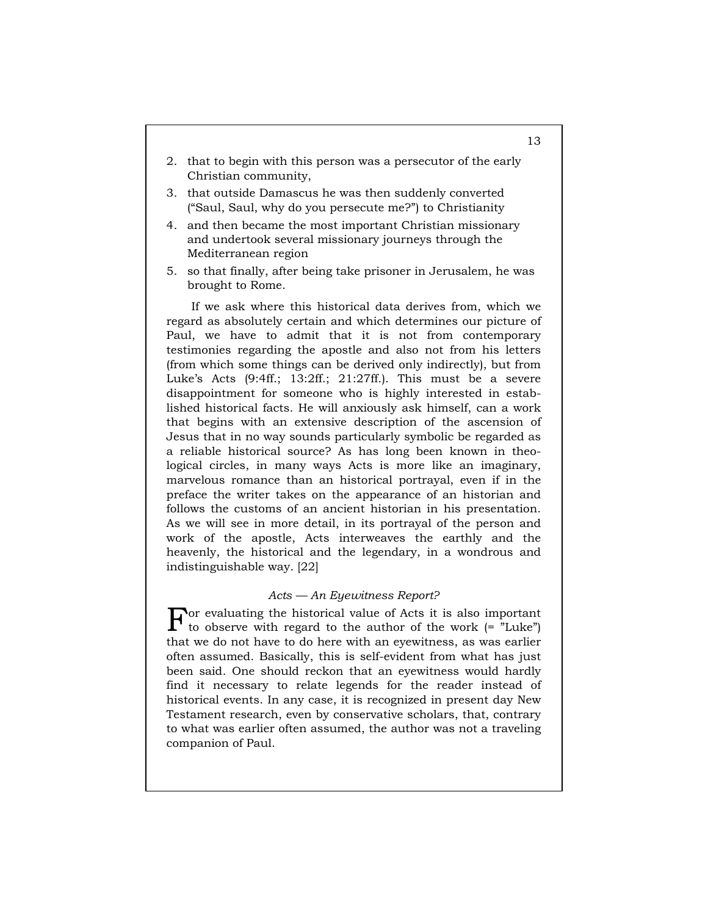2. that to begin with this person was a persecutor of the early Christian community,
3. that outside Damascus he was then suddenly converted ("Saul, Saul, why do you persecute me?") to Christianity
4. and then became the most important Christian missionary and undertook several missionary journeys through the Mediterranean region
5. so that finally, after being take prisoner in Jerusalem, he was brought to Rome.

If we ask where this historical data derives from, which we regard as absolutely certain and which determines our picture of Paul, we have to admit that it is not from contemporary testimonies regarding the apostle and also not from his letters (from which some things can be derived only indirectly), but from Luke's Acts (9:4ff.; 13:2ff.; 21:27ff.). This must be a severe disappointment for someone who is highly interested in established historical facts. He will anxiously ask himself, can a work that begins with an extensive description of the ascension of Jesus that in no way sounds particularly symbolic be regarded as a reliable historical source? As has long been known in theological circles, in many ways Acts is more like an imaginary, marvelous romance than an historical portrayal, even if in the preface the writer takes on the appearance of an historian and follows the customs of an ancient historian in his presentation. As we will see in more detail, in its portrayal of the person and work of the apostle, Acts interweaves the earthly and the heavenly, the historical and the legendary, in a wondrous and indistinguishable way. [22]

### *Acts — An Eyewitness Report?*

For evaluating the historical value of Acts it is also important to observe with regard to the author of the work (= "Luke") that we do not have to do here with an eyewitness, as was earlier often assumed. Basically, this is self-evident from what has just been said. One should reckon that an eyewitness would hardly find it necessary to relate legends for the reader instead of historical events. In any case, it is recognized in present day New Testament research, even by conservative scholars, that, contrary to what was earlier often assumed, the author was not a traveling companion of Paul.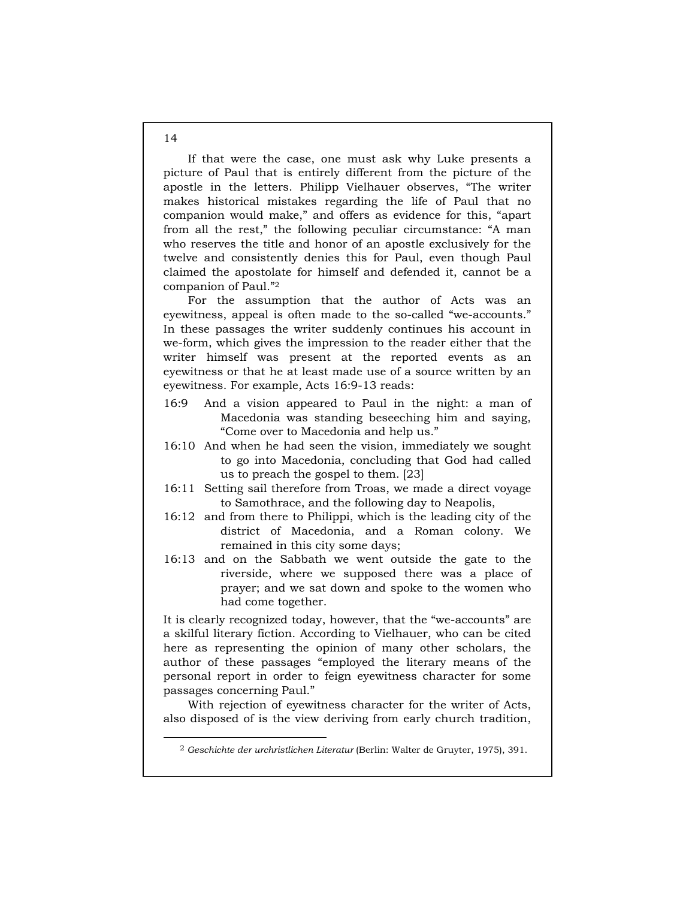If that were the case, one must ask why Luke presents a picture of Paul that is entirely different from the picture of the apostle in the letters. Philipp Vielhauer observes, "The writer makes historical mistakes regarding the life of Paul that no companion would make," and offers as evidence for this, "apart from all the rest," the following peculiar circumstance: "A man who reserves the title and honor of an apostle exclusively for the twelve and consistently denies this for Paul, even though Paul claimed the apostolate for himself and defended it, cannot be a companion of Paul."[2]

For the assumption that the author of Acts was an eyewitness, appeal is often made to the so-called "we-accounts." In these passages the writer suddenly continues his account in we-form, which gives the impression to the reader either that the writer himself was present at the reported events as an eyewitness or that he at least made use of a source written by an eyewitness. For example, Acts 16:9-13 reads:

16:9 And a vision appeared to Paul in the night: a man of Macedonia was standing beseeching him and saying, "Come over to Macedonia and help us."

16:10 And when he had seen the vision, immediately we sought to go into Macedonia, concluding that God had called us to preach the gospel to them. [23]

16:11 Setting sail therefore from Troas, we made a direct voyage to Samothrace, and the following day to Neapolis,

16:12 and from there to Philippi, which is the leading city of the district of Macedonia, and a Roman colony. We remained in this city some days;

16:13 and on the Sabbath we went outside the gate to the riverside, where we supposed there was a place of prayer; and we sat down and spoke to the women who had come together.

It is clearly recognized today, however, that the "we-accounts" are a skilful literary fiction. According to Vielhauer, who can be cited here as representing the opinion of many other scholars, the author of these passages "employed the literary means of the personal report in order to feign eyewitness character for some passages concerning Paul."

With rejection of eyewitness character for the writer of Acts, also disposed of is the view deriving from early church tradition,

---

[2] *Geschichte der urchristlichen Literatur* (Berlin: Walter de Gruyter, 1975), 391.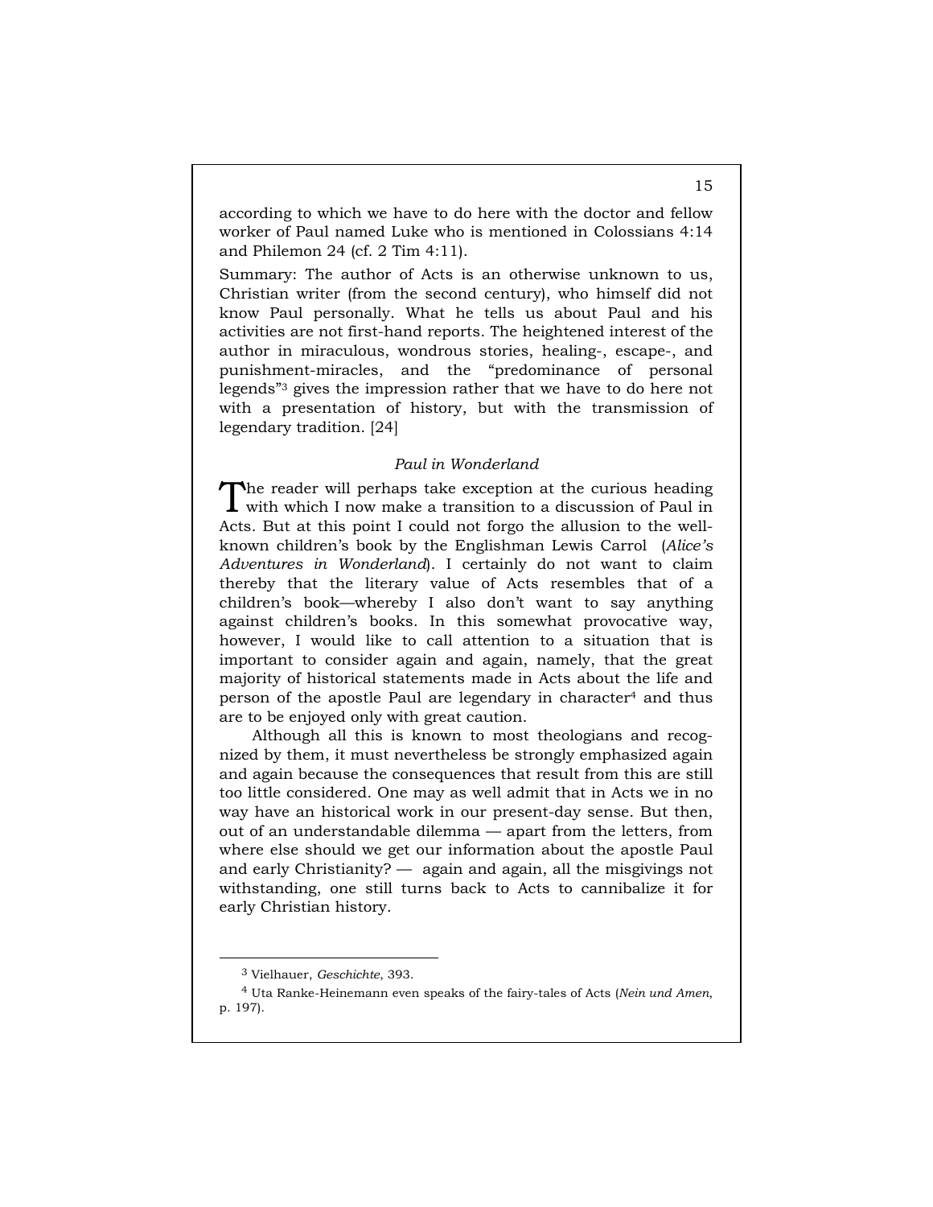according to which we have to do here with the doctor and fellow worker of Paul named Luke who is mentioned in Colossians 4:14 and Philemon 24 (cf. 2 Tim 4:11).

Summary: The author of Acts is an otherwise unknown to us, Christian writer (from the second century), who himself did not know Paul personally. What he tells us about Paul and his activities are not first-hand reports. The heightened interest of the author in miraculous, wondrous stories, healing-, escape-, and punishment-miracles, and the "predominance of personal legends"[3] gives the impression rather that we have to do here not with a presentation of history, but with the transmission of legendary tradition. [24]

### *Paul in Wonderland*

The reader will perhaps take exception at the curious heading with which I now make a transition to a discussion of Paul in Acts. But at this point I could not forgo the allusion to the well-known children's book by the Englishman Lewis Carrol (*Alice's Adventures in Wonderland*). I certainly do not want to claim thereby that the literary value of Acts resembles that of a children's book—whereby I also don't want to say anything against children's books. In this somewhat provocative way, however, I would like to call attention to a situation that is important to consider again and again, namely, that the great majority of historical statements made in Acts about the life and person of the apostle Paul are legendary in character[4] and thus are to be enjoyed only with great caution.

Although all this is known to most theologians and recognized by them, it must nevertheless be strongly emphasized again and again because the consequences that result from this are still too little considered. One may as well admit that in Acts we in no way have an historical work in our present-day sense. But then, out of an understandable dilemma — apart from the letters, from where else should we get our information about the apostle Paul and early Christianity? — again and again, all the misgivings not withstanding, one still turns back to Acts to cannibalize it for early Christian history.

---

[3] Vielhauer, *Geschichte*, 393.

[4] Uta Ranke-Heinemann even speaks of the fairy-tales of Acts (*Nein und Amen*, p. 197).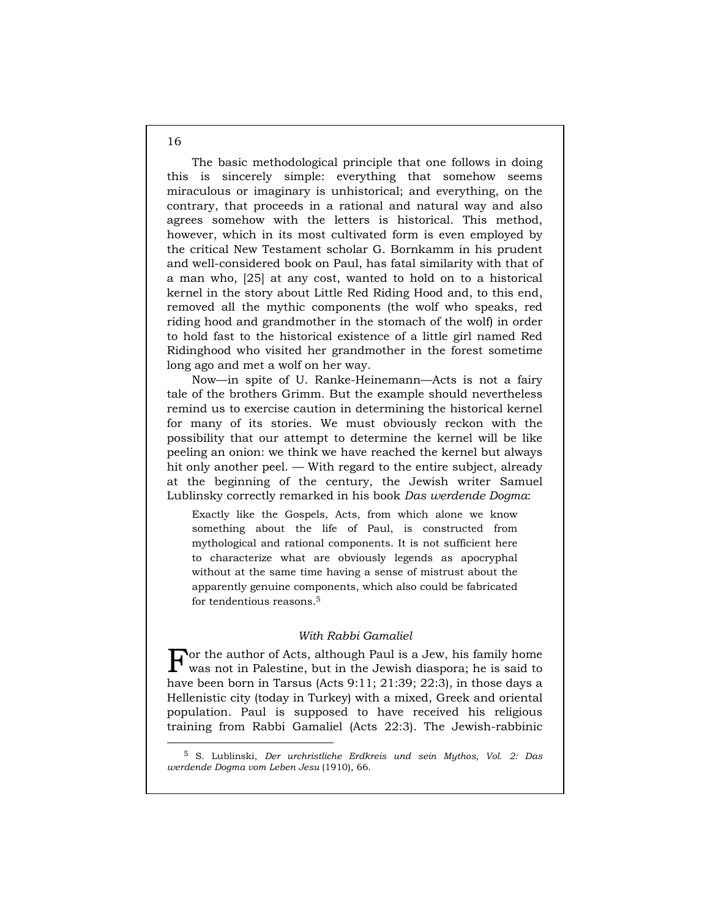The basic methodological principle that one follows in doing this is sincerely simple: everything that somehow seems miraculous or imaginary is unhistorical; and everything, on the contrary, that proceeds in a rational and natural way and also agrees somehow with the letters is historical. This method, however, which in its most cultivated form is even employed by the critical New Testament scholar G. Bornkamm in his prudent and well-considered book on Paul, has fatal similarity with that of a man who, [25] at any cost, wanted to hold on to a historical kernel in the story about Little Red Riding Hood and, to this end, removed all the mythic components (the wolf who speaks, red riding hood and grandmother in the stomach of the wolf) in order to hold fast to the historical existence of a little girl named Red Ridinghood who visited her grandmother in the forest sometime long ago and met a wolf on her way.

Now—in spite of U. Ranke-Heinemann—Acts is not a fairy tale of the brothers Grimm. But the example should nevertheless remind us to exercise caution in determining the historical kernel for many of its stories. We must obviously reckon with the possibility that our attempt to determine the kernel will be like peeling an onion: we think we have reached the kernel but always hit only another peel. — With regard to the entire subject, already at the beginning of the century, the Jewish writer Samuel Lublinsky correctly remarked in his book *Das werdende Dogma*:

> Exactly like the Gospels, Acts, from which alone we know something about the life of Paul, is constructed from mythological and rational components. It is not sufficient here to characterize what are obviously legends as apocryphal without at the same time having a sense of mistrust about the apparently genuine components, which also could be fabricated for tendentious reasons.[5]

### *With Rabbi Gamaliel*

For the author of Acts, although Paul is a Jew, his family home was not in Palestine, but in the Jewish diaspora; he is said to have been born in Tarsus (Acts 9:11; 21:39; 22:3), in those days a Hellenistic city (today in Turkey) with a mixed, Greek and oriental population. Paul is supposed to have received his religious training from Rabbi Gamaliel (Acts 22:3). The Jewish-rabbinic

[5] S. Lublinski, *Der urchristliche Erdkreis und sein Mythos, Vol. 2: Das werdende Dogma vom Leben Jesu* (1910), 66.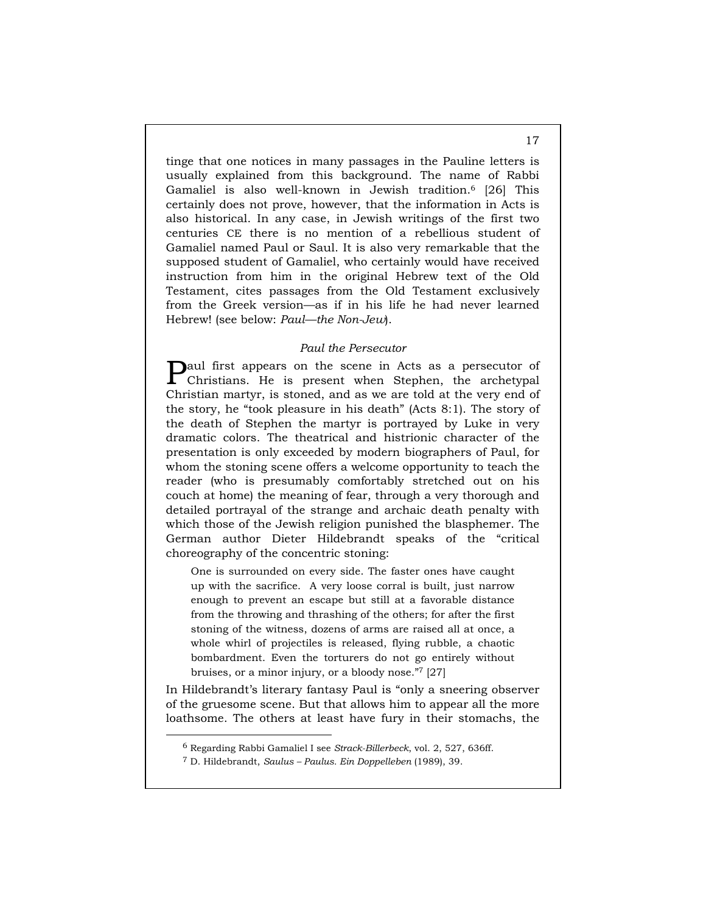tinge that one notices in many passages in the Pauline letters is usually explained from this background. The name of Rabbi Gamaliel is also well-known in Jewish tradition.[6] [26] This certainly does not prove, however, that the information in Acts is also historical. In any case, in Jewish writings of the first two centuries CE there is no mention of a rebellious student of Gamaliel named Paul or Saul. It is also very remarkable that the supposed student of Gamaliel, who certainly would have received instruction from him in the original Hebrew text of the Old Testament, cites passages from the Old Testament exclusively from the Greek version—as if in his life he had never learned Hebrew! (see below: *Paul—the Non-Jew*).

### *Paul the Persecutor*

Paul first appears on the scene in Acts as a persecutor of Christians. He is present when Stephen, the archetypal Christian martyr, is stoned, and as we are told at the very end of the story, he "took pleasure in his death" (Acts 8:1). The story of the death of Stephen the martyr is portrayed by Luke in very dramatic colors. The theatrical and histrionic character of the presentation is only exceeded by modern biographers of Paul, for whom the stoning scene offers a welcome opportunity to teach the reader (who is presumably comfortably stretched out on his couch at home) the meaning of fear, through a very thorough and detailed portrayal of the strange and archaic death penalty with which those of the Jewish religion punished the blasphemer. The German author Dieter Hildebrandt speaks of the "critical choreography of the concentric stoning:

> One is surrounded on every side. The faster ones have caught up with the sacrifice. A very loose corral is built, just narrow enough to prevent an escape but still at a favorable distance from the throwing and thrashing of the others; for after the first stoning of the witness, dozens of arms are raised all at once, a whole whirl of projectiles is released, flying rubble, a chaotic bombardment. Even the torturers do not go entirely without bruises, or a minor injury, or a bloody nose."[7] [27]

In Hildebrandt's literary fantasy Paul is "only a sneering observer of the gruesome scene. But that allows him to appear all the more loathsome. The others at least have fury in their stomachs, the

---

[6] Regarding Rabbi Gamaliel I see *Strack-Billerbeck*, vol. 2, 527, 636ff.

[7] D. Hildebrandt, *Saulus – Paulus. Ein Doppelleben* (1989), 39.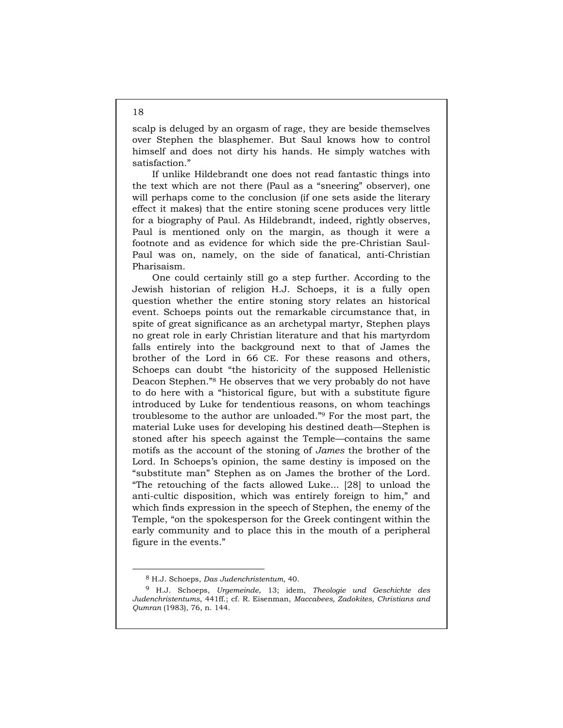scalp is deluged by an orgasm of rage, they are beside themselves over Stephen the blasphemer. But Saul knows how to control himself and does not dirty his hands. He simply watches with satisfaction."

If unlike Hildebrandt one does not read fantastic things into the text which are not there (Paul as a "sneering" observer), one will perhaps come to the conclusion (if one sets aside the literary effect it makes) that the entire stoning scene produces very little for a biography of Paul. As Hildebrandt, indeed, rightly observes, Paul is mentioned only on the margin, as though it were a footnote and as evidence for which side the pre-Christian Saul-Paul was on, namely, on the side of fanatical, anti-Christian Pharisaism.

One could certainly still go a step further. According to the Jewish historian of religion H.J. Schoeps, it is a fully open question whether the entire stoning story relates an historical event. Schoeps points out the remarkable circumstance that, in spite of great significance as an archetypal martyr, Stephen plays no great role in early Christian literature and that his martyrdom falls entirely into the background next to that of James the brother of the Lord in 66 CE. For these reasons and others, Schoeps can doubt "the historicity of the supposed Hellenistic Deacon Stephen."[8] He observes that we very probably do not have to do here with a "historical figure, but with a substitute figure introduced by Luke for tendentious reasons, on whom teachings troublesome to the author are unloaded."[9] For the most part, the material Luke uses for developing his destined death—Stephen is stoned after his speech against the Temple—contains the same motifs as the account of the stoning of *James* the brother of the Lord. In Schoeps's opinion, the same destiny is imposed on the "substitute man" Stephen as on James the brother of the Lord. "The retouching of the facts allowed Luke... [28] to unload the anti-cultic disposition, which was entirely foreign to him," and which finds expression in the speech of Stephen, the enemy of the Temple, "on the spokesperson for the Greek contingent within the early community and to place this in the mouth of a peripheral figure in the events."

---

[8] H.J. Schoeps, *Das Judenchristentum*, 40.

[9] H.J. Schoeps, *Urgemeinde*, 13; idem, *Theologie und Geschichte des Judenchristentums*, 441ff.; cf. R. Eisenman, *Maccabees, Zadokites, Christians and Qumran* (1983), 76, n. 144.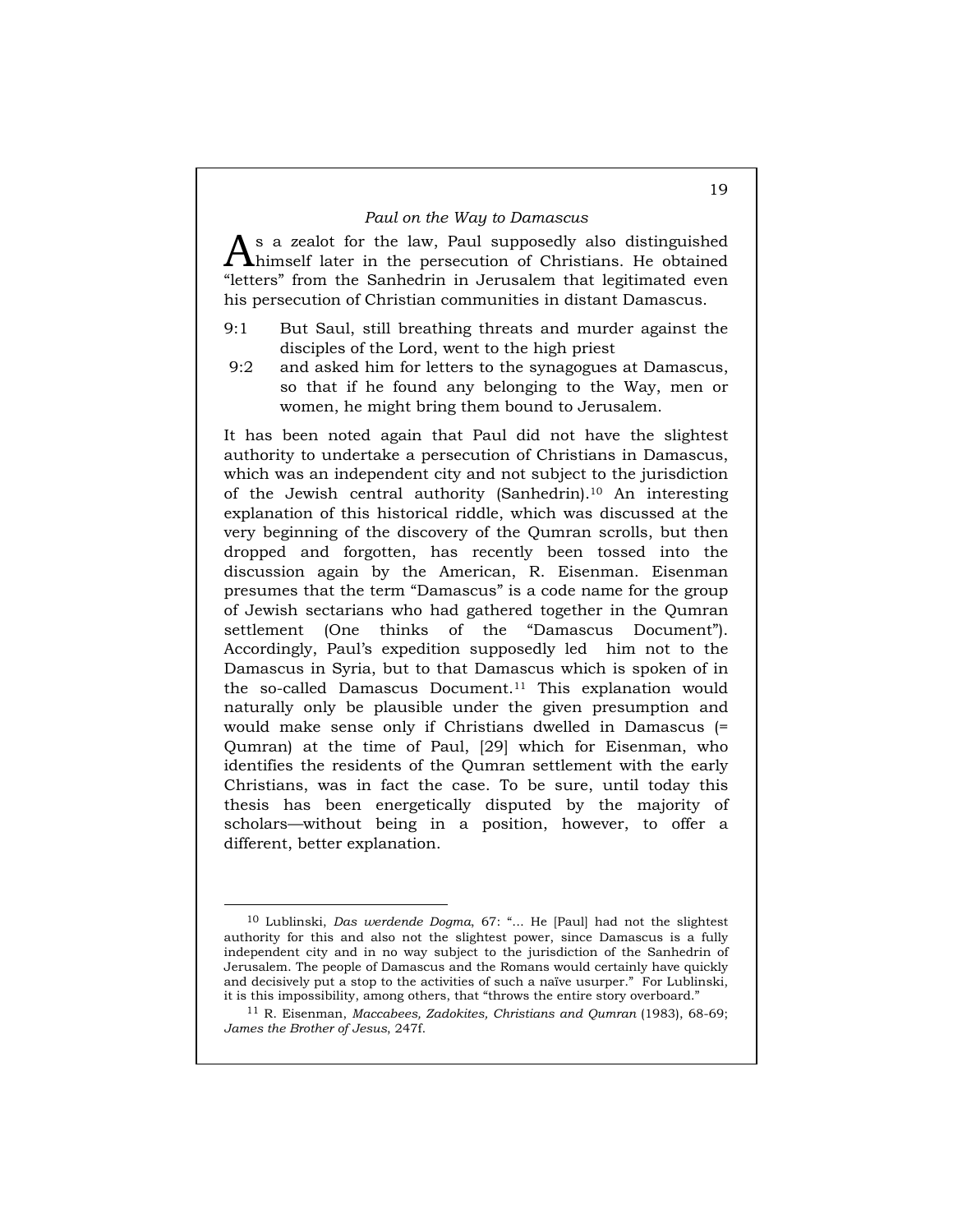*Paul on the Way to Damascus*

As a zealot for the law, Paul supposedly also distinguished himself later in the persecution of Christians. He obtained "letters" from the Sanhedrin in Jerusalem that legitimated even his persecution of Christian communities in distant Damascus.

9:1 But Saul, still breathing threats and murder against the disciples of the Lord, went to the high priest

9:2 and asked him for letters to the synagogues at Damascus, so that if he found any belonging to the Way, men or women, he might bring them bound to Jerusalem.

It has been noted again that Paul did not have the slightest authority to undertake a persecution of Christians in Damascus, which was an independent city and not subject to the jurisdiction of the Jewish central authority (Sanhedrin).[10] An interesting explanation of this historical riddle, which was discussed at the very beginning of the discovery of the Qumran scrolls, but then dropped and forgotten, has recently been tossed into the discussion again by the American, R. Eisenman. Eisenman presumes that the term "Damascus" is a code name for the group of Jewish sectarians who had gathered together in the Qumran settlement (One thinks of the "Damascus Document"). Accordingly, Paul's expedition supposedly led him not to the Damascus in Syria, but to that Damascus which is spoken of in the so-called Damascus Document.[11] This explanation would naturally only be plausible under the given presumption and would make sense only if Christians dwelled in Damascus (= Qumran) at the time of Paul, [29] which for Eisenman, who identifies the residents of the Qumran settlement with the early Christians, was in fact the case. To be sure, until today this thesis has been energetically disputed by the majority of scholars—without being in a position, however, to offer a different, better explanation.

---

[10] Lublinski, *Das werdende Dogma*, 67: "... He [Paul] had not the slightest authority for this and also not the slightest power, since Damascus is a fully independent city and in no way subject to the jurisdiction of the Sanhedrin of Jerusalem. The people of Damascus and the Romans would certainly have quickly and decisively put a stop to the activities of such a naïve usurper." For Lublinski, it is this impossibility, among others, that "throws the entire story overboard."

[11] R. Eisenman, *Maccabees, Zadokites, Christians and Qumran* (1983), 68-69; *James the Brother of Jesus*, 247f.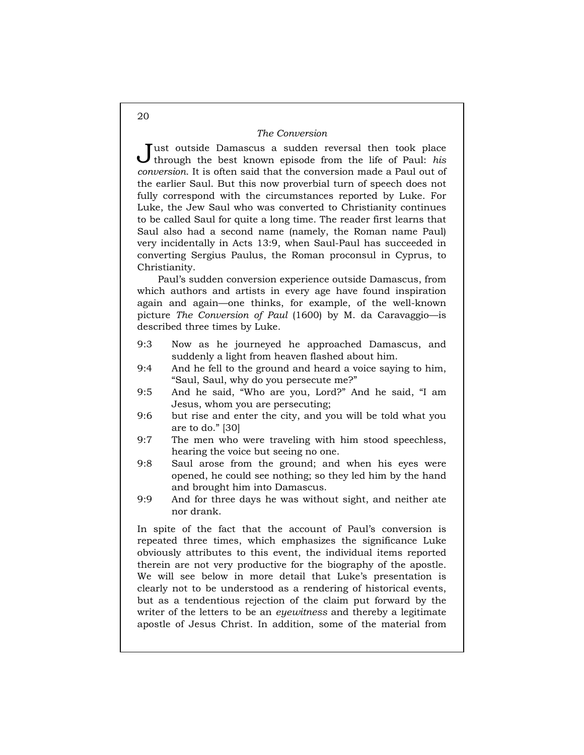### *The Conversion*

Just outside Damascus a sudden reversal then took place through the best known episode from the life of Paul: *his conversion*. It is often said that the conversion made a Paul out of the earlier Saul. But this now proverbial turn of speech does not fully correspond with the circumstances reported by Luke. For Luke, the Jew Saul who was converted to Christianity continues to be called Saul for quite a long time. The reader first learns that Saul also had a second name (namely, the Roman name Paul) very incidentally in Acts 13:9, when Saul-Paul has succeeded in converting Sergius Paulus, the Roman proconsul in Cyprus, to Christianity.

Paul's sudden conversion experience outside Damascus, from which authors and artists in every age have found inspiration again and again—one thinks, for example, of the well-known picture *The Conversion of Paul* (1600) by M. da Caravaggio—is described three times by Luke.

9:3 Now as he journeyed he approached Damascus, and suddenly a light from heaven flashed about him.
9:4 And he fell to the ground and heard a voice saying to him, "Saul, Saul, why do you persecute me?"
9:5 And he said, "Who are you, Lord?" And he said, "I am Jesus, whom you are persecuting;
9:6 but rise and enter the city, and you will be told what you are to do." [30]
9:7 The men who were traveling with him stood speechless, hearing the voice but seeing no one.
9:8 Saul arose from the ground; and when his eyes were opened, he could see nothing; so they led him by the hand and brought him into Damascus.
9:9 And for three days he was without sight, and neither ate nor drank.

In spite of the fact that the account of Paul's conversion is repeated three times, which emphasizes the significance Luke obviously attributes to this event, the individual items reported therein are not very productive for the biography of the apostle. We will see below in more detail that Luke's presentation is clearly not to be understood as a rendering of historical events, but as a tendentious rejection of the claim put forward by the writer of the letters to be an *eyewitness* and thereby a legitimate apostle of Jesus Christ. In addition, some of the material from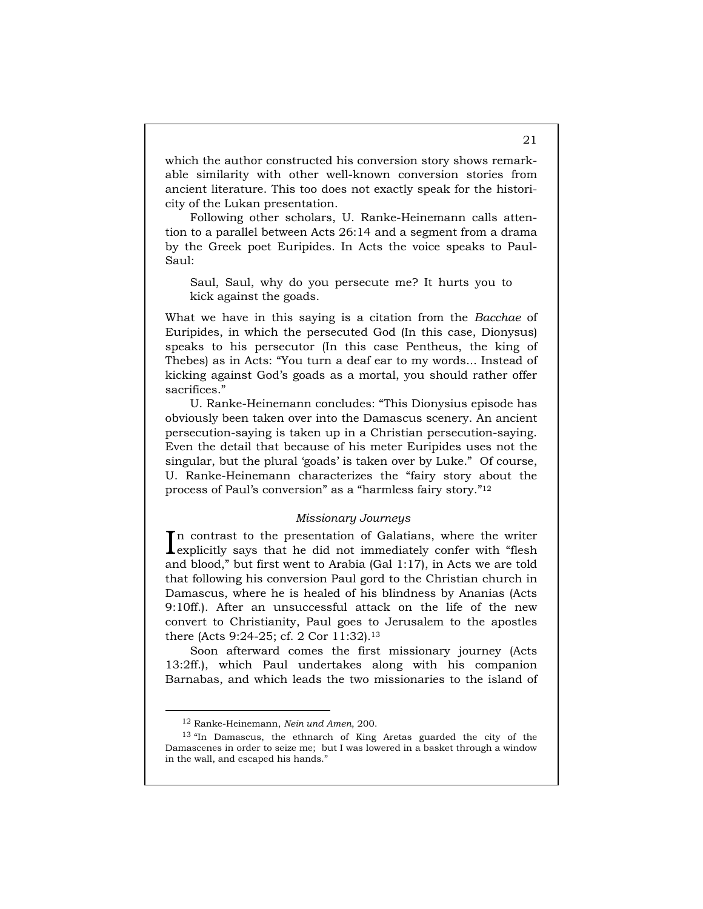which the author constructed his conversion story shows remarkable similarity with other well-known conversion stories from ancient literature. This too does not exactly speak for the historicity of the Lukan presentation.

Following other scholars, U. Ranke-Heinemann calls attention to a parallel between Acts 26:14 and a segment from a drama by the Greek poet Euripides. In Acts the voice speaks to Paul-Saul:

> Saul, Saul, why do you persecute me? It hurts you to kick against the goads.

What we have in this saying is a citation from the *Bacchae* of Euripides, in which the persecuted God (In this case, Dionysus) speaks to his persecutor (In this case Pentheus, the king of Thebes) as in Acts: "You turn a deaf ear to my words... Instead of kicking against God's goads as a mortal, you should rather offer sacrifices."

U. Ranke-Heinemann concludes: "This Dionysius episode has obviously been taken over into the Damascus scenery. An ancient persecution-saying is taken up in a Christian persecution-saying. Even the detail that because of his meter Euripides uses not the singular, but the plural 'goads' is taken over by Luke." Of course, U. Ranke-Heinemann characterizes the "fairy story about the process of Paul's conversion" as a "harmless fairy story."[12]

### *Missionary Journeys*

In contrast to the presentation of Galatians, where the writer explicitly says that he did not immediately confer with "flesh and blood," but first went to Arabia (Gal 1:17), in Acts we are told that following his conversion Paul gord to the Christian church in Damascus, where he is healed of his blindness by Ananias (Acts 9:10ff.). After an unsuccessful attack on the life of the new convert to Christianity, Paul goes to Jerusalem to the apostles there (Acts 9:24-25; cf. 2 Cor 11:32).[13]

Soon afterward comes the first missionary journey (Acts 13:2ff.), which Paul undertakes along with his companion Barnabas, and which leads the two missionaries to the island of

---

[12] Ranke-Heinemann, *Nein und Amen*, 200.

[13] "In Damascus, the ethnarch of King Aretas guarded the city of the Damascenes in order to seize me; but I was lowered in a basket through a window in the wall, and escaped his hands."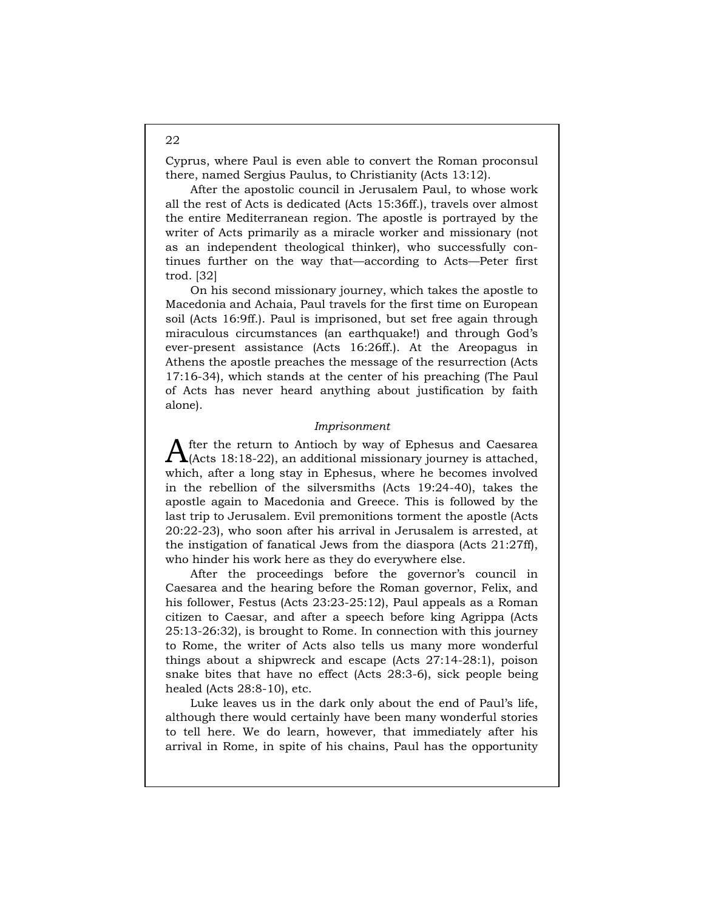Cyprus, where Paul is even able to convert the Roman proconsul there, named Sergius Paulus, to Christianity (Acts 13:12).

After the apostolic council in Jerusalem Paul, to whose work all the rest of Acts is dedicated (Acts 15:36ff.), travels over almost the entire Mediterranean region. The apostle is portrayed by the writer of Acts primarily as a miracle worker and missionary (not as an independent theological thinker), who successfully continues further on the way that—according to Acts—Peter first trod. [32]

On his second missionary journey, which takes the apostle to Macedonia and Achaia, Paul travels for the first time on European soil (Acts 16:9ff.). Paul is imprisoned, but set free again through miraculous circumstances (an earthquake!) and through God's ever-present assistance (Acts 16:26ff.). At the Areopagus in Athens the apostle preaches the message of the resurrection (Acts 17:16-34), which stands at the center of his preaching (The Paul of Acts has never heard anything about justification by faith alone).

### *Imprisonment*

After the return to Antioch by way of Ephesus and Caesarea (Acts 18:18-22), an additional missionary journey is attached, which, after a long stay in Ephesus, where he becomes involved in the rebellion of the silversmiths (Acts 19:24-40), takes the apostle again to Macedonia and Greece. This is followed by the last trip to Jerusalem. Evil premonitions torment the apostle (Acts 20:22-23), who soon after his arrival in Jerusalem is arrested, at the instigation of fanatical Jews from the diaspora (Acts 21:27ff), who hinder his work here as they do everywhere else.

After the proceedings before the governor's council in Caesarea and the hearing before the Roman governor, Felix, and his follower, Festus (Acts 23:23-25:12), Paul appeals as a Roman citizen to Caesar, and after a speech before king Agrippa (Acts 25:13-26:32), is brought to Rome. In connection with this journey to Rome, the writer of Acts also tells us many more wonderful things about a shipwreck and escape (Acts 27:14-28:1), poison snake bites that have no effect (Acts 28:3-6), sick people being healed (Acts 28:8-10), etc.

Luke leaves us in the dark only about the end of Paul's life, although there would certainly have been many wonderful stories to tell here. We do learn, however, that immediately after his arrival in Rome, in spite of his chains, Paul has the opportunity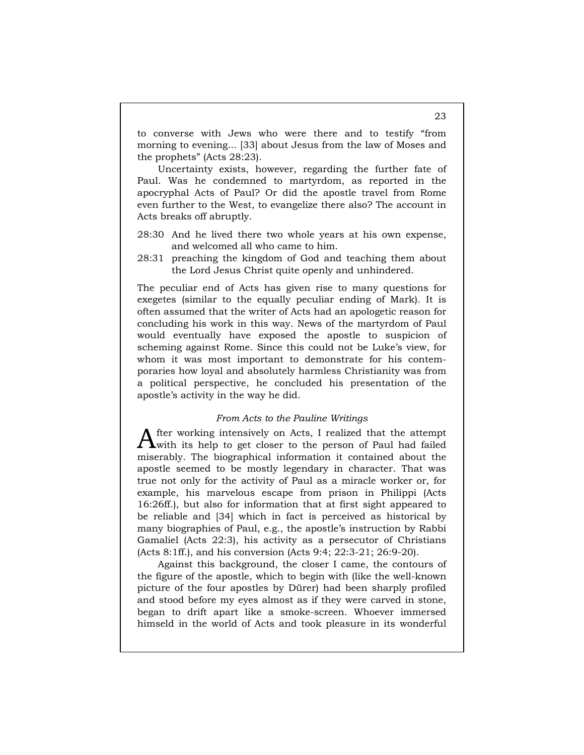to converse with Jews who were there and to testify "from morning to evening... [33] about Jesus from the law of Moses and the prophets" (Acts 28:23).

Uncertainty exists, however, regarding the further fate of Paul. Was he condemned to martyrdom, as reported in the apocryphal Acts of Paul? Or did the apostle travel from Rome even further to the West, to evangelize there also? The account in Acts breaks off abruptly.

28:30 And he lived there two whole years at his own expense, and welcomed all who came to him.
28:31 preaching the kingdom of God and teaching them about the Lord Jesus Christ quite openly and unhindered.

The peculiar end of Acts has given rise to many questions for exegetes (similar to the equally peculiar ending of Mark). It is often assumed that the writer of Acts had an apologetic reason for concluding his work in this way. News of the martyrdom of Paul would eventually have exposed the apostle to suspicion of scheming against Rome. Since this could not be Luke's view, for whom it was most important to demonstrate for his contemporaries how loyal and absolutely harmless Christianity was from a political perspective, he concluded his presentation of the apostle's activity in the way he did.

### *From Acts to the Pauline Writings*

After working intensively on Acts, I realized that the attempt with its help to get closer to the person of Paul had failed miserably. The biographical information it contained about the apostle seemed to be mostly legendary in character. That was true not only for the activity of Paul as a miracle worker or, for example, his marvelous escape from prison in Philippi (Acts 16:26ff.), but also for information that at first sight appeared to be reliable and [34] which in fact is perceived as historical by many biographies of Paul, e.g., the apostle's instruction by Rabbi Gamaliel (Acts 22:3), his activity as a persecutor of Christians (Acts 8:1ff.), and his conversion (Acts 9:4; 22:3-21; 26:9-20).

Against this background, the closer I came, the contours of the figure of the apostle, which to begin with (like the well-known picture of the four apostles by Dürer) had been sharply profiled and stood before my eyes almost as if they were carved in stone, began to drift apart like a smoke-screen. Whoever immersed himseld in the world of Acts and took pleasure in its wonderful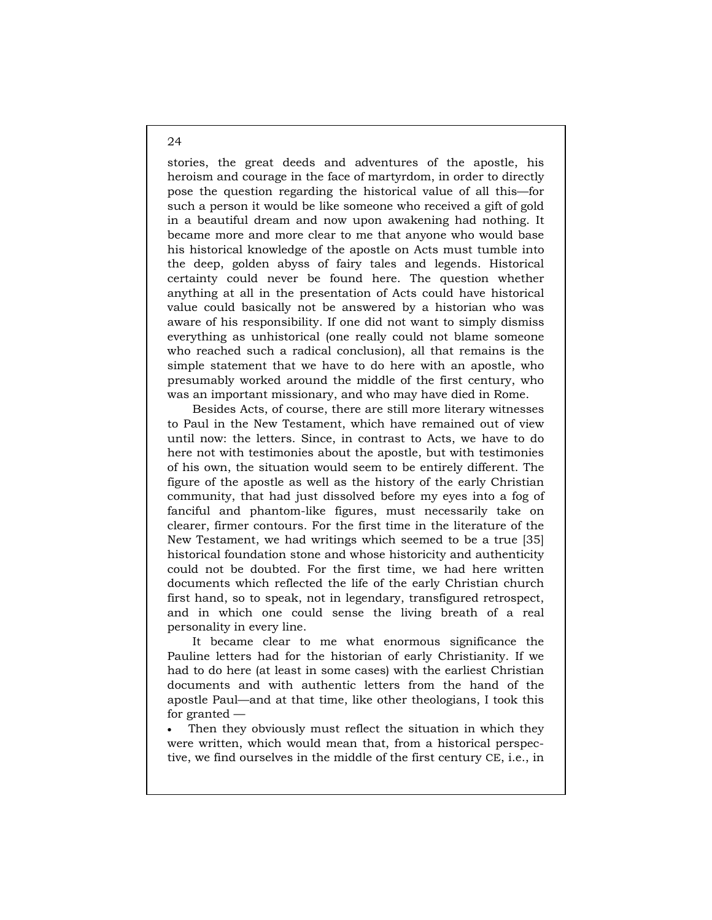stories, the great deeds and adventures of the apostle, his heroism and courage in the face of martyrdom, in order to directly pose the question regarding the historical value of all this—for such a person it would be like someone who received a gift of gold in a beautiful dream and now upon awakening had nothing. It became more and more clear to me that anyone who would base his historical knowledge of the apostle on Acts must tumble into the deep, golden abyss of fairy tales and legends. Historical certainty could never be found here. The question whether anything at all in the presentation of Acts could have historical value could basically not be answered by a historian who was aware of his responsibility. If one did not want to simply dismiss everything as unhistorical (one really could not blame someone who reached such a radical conclusion), all that remains is the simple statement that we have to do here with an apostle, who presumably worked around the middle of the first century, who was an important missionary, and who may have died in Rome.

Besides Acts, of course, there are still more literary witnesses to Paul in the New Testament, which have remained out of view until now: the letters. Since, in contrast to Acts, we have to do here not with testimonies about the apostle, but with testimonies of his own, the situation would seem to be entirely different. The figure of the apostle as well as the history of the early Christian community, that had just dissolved before my eyes into a fog of fanciful and phantom-like figures, must necessarily take on clearer, firmer contours. For the first time in the literature of the New Testament, we had writings which seemed to be a true [35] historical foundation stone and whose historicity and authenticity could not be doubted. For the first time, we had here written documents which reflected the life of the early Christian church first hand, so to speak, not in legendary, transfigured retrospect, and in which one could sense the living breath of a real personality in every line.

It became clear to me what enormous significance the Pauline letters had for the historian of early Christianity. If we had to do here (at least in some cases) with the earliest Christian documents and with authentic letters from the hand of the apostle Paul—and at that time, like other theologians, I took this for granted —

- Then they obviously must reflect the situation in which they were written, which would mean that, from a historical perspective, we find ourselves in the middle of the first century CE, i.e., in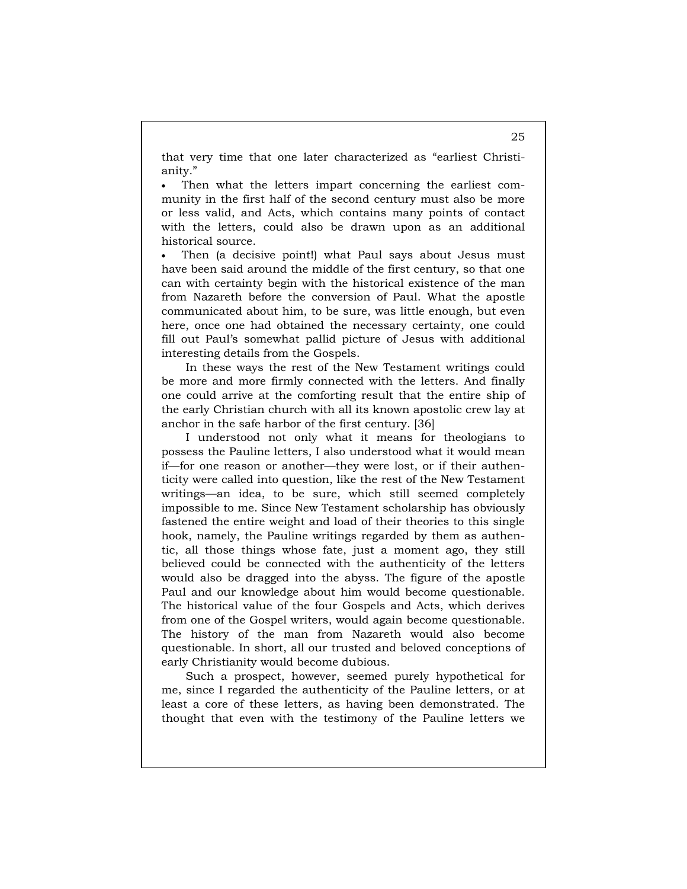that very time that one later characterized as "earliest Christianity."

- Then what the letters impart concerning the earliest community in the first half of the second century must also be more or less valid, and Acts, which contains many points of contact with the letters, could also be drawn upon as an additional historical source.
- Then (a decisive point!) what Paul says about Jesus must have been said around the middle of the first century, so that one can with certainty begin with the historical existence of the man from Nazareth before the conversion of Paul. What the apostle communicated about him, to be sure, was little enough, but even here, once one had obtained the necessary certainty, one could fill out Paul's somewhat pallid picture of Jesus with additional interesting details from the Gospels.

In these ways the rest of the New Testament writings could be more and more firmly connected with the letters. And finally one could arrive at the comforting result that the entire ship of the early Christian church with all its known apostolic crew lay at anchor in the safe harbor of the first century. [36]

I understood not only what it means for theologians to possess the Pauline letters, I also understood what it would mean if—for one reason or another—they were lost, or if their authenticity were called into question, like the rest of the New Testament writings—an idea, to be sure, which still seemed completely impossible to me. Since New Testament scholarship has obviously fastened the entire weight and load of their theories to this single hook, namely, the Pauline writings regarded by them as authentic, all those things whose fate, just a moment ago, they still believed could be connected with the authenticity of the letters would also be dragged into the abyss. The figure of the apostle Paul and our knowledge about him would become questionable. The historical value of the four Gospels and Acts, which derives from one of the Gospel writers, would again become questionable. The history of the man from Nazareth would also become questionable. In short, all our trusted and beloved conceptions of early Christianity would become dubious.

Such a prospect, however, seemed purely hypothetical for me, since I regarded the authenticity of the Pauline letters, or at least a core of these letters, as having been demonstrated. The thought that even with the testimony of the Pauline letters we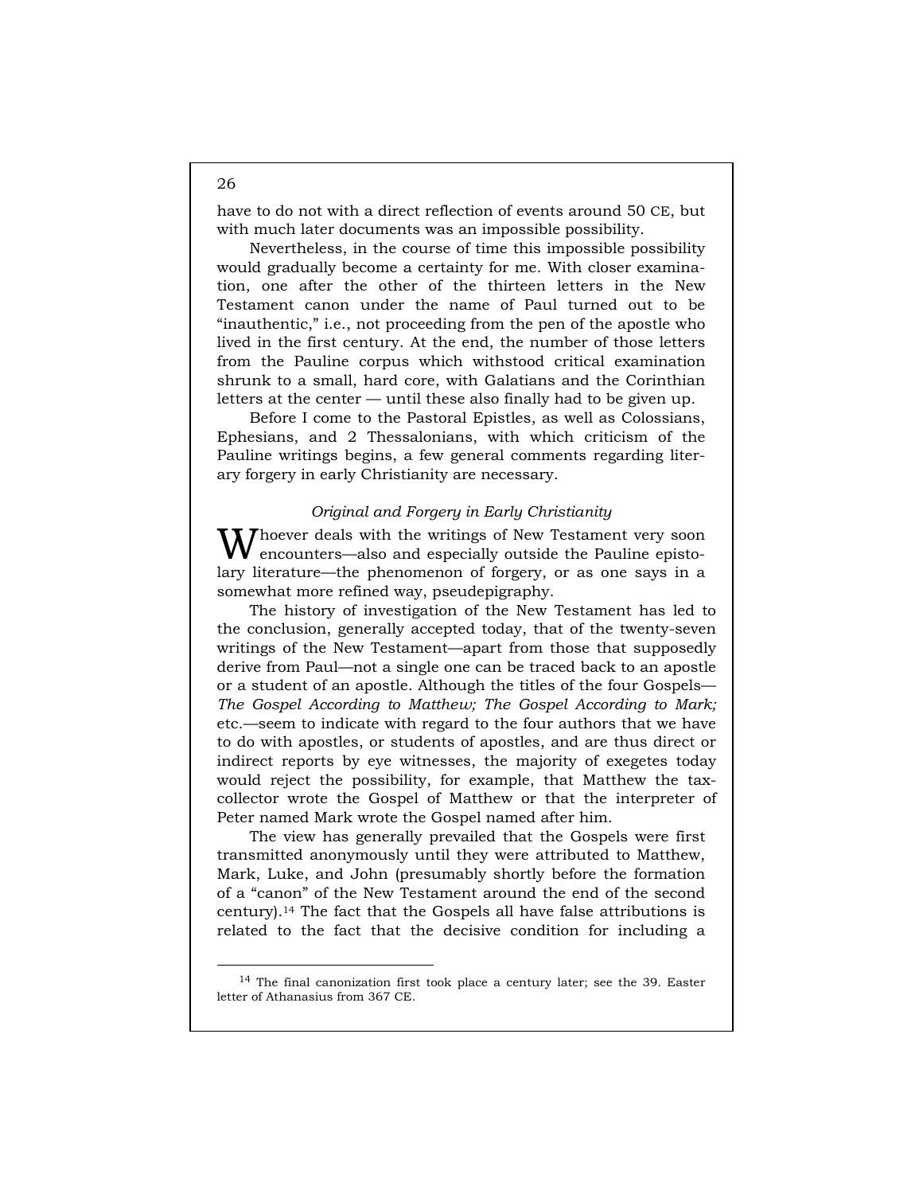have to do not with a direct reflection of events around 50 CE, but with much later documents was an impossible possibility.

Nevertheless, in the course of time this impossible possibility would gradually become a certainty for me. With closer examination, one after the other of the thirteen letters in the New Testament canon under the name of Paul turned out to be "inauthentic," i.e., not proceeding from the pen of the apostle who lived in the first century. At the end, the number of those letters from the Pauline corpus which withstood critical examination shrunk to a small, hard core, with Galatians and the Corinthian letters at the center — until these also finally had to be given up.

Before I come to the Pastoral Epistles, as well as Colossians, Ephesians, and 2 Thessalonians, with which criticism of the Pauline writings begins, a few general comments regarding literary forgery in early Christianity are necessary.

### *Original and Forgery in Early Christianity*

Whoever deals with the writings of New Testament very soon encounters—also and especially outside the Pauline epistolary literature—the phenomenon of forgery, or as one says in a somewhat more refined way, pseudepigraphy.

The history of investigation of the New Testament has led to the conclusion, generally accepted today, that of the twenty-seven writings of the New Testament—apart from those that supposedly derive from Paul—not a single one can be traced back to an apostle or a student of an apostle. Although the titles of the four Gospels—*The Gospel According to Matthew; The Gospel According to Mark;* etc.—seem to indicate with regard to the four authors that we have to do with apostles, or students of apostles, and are thus direct or indirect reports by eye witnesses, the majority of exegetes today would reject the possibility, for example, that Matthew the tax-collector wrote the Gospel of Matthew or that the interpreter of Peter named Mark wrote the Gospel named after him.

The view has generally prevailed that the Gospels were first transmitted anonymously until they were attributed to Matthew, Mark, Luke, and John (presumably shortly before the formation of a "canon" of the New Testament around the end of the second century).[14] The fact that the Gospels all have false attributions is related to the fact that the decisive condition for including a

---

[14] The final canonization first took place a century later; see the 39. Easter letter of Athanasius from 367 CE.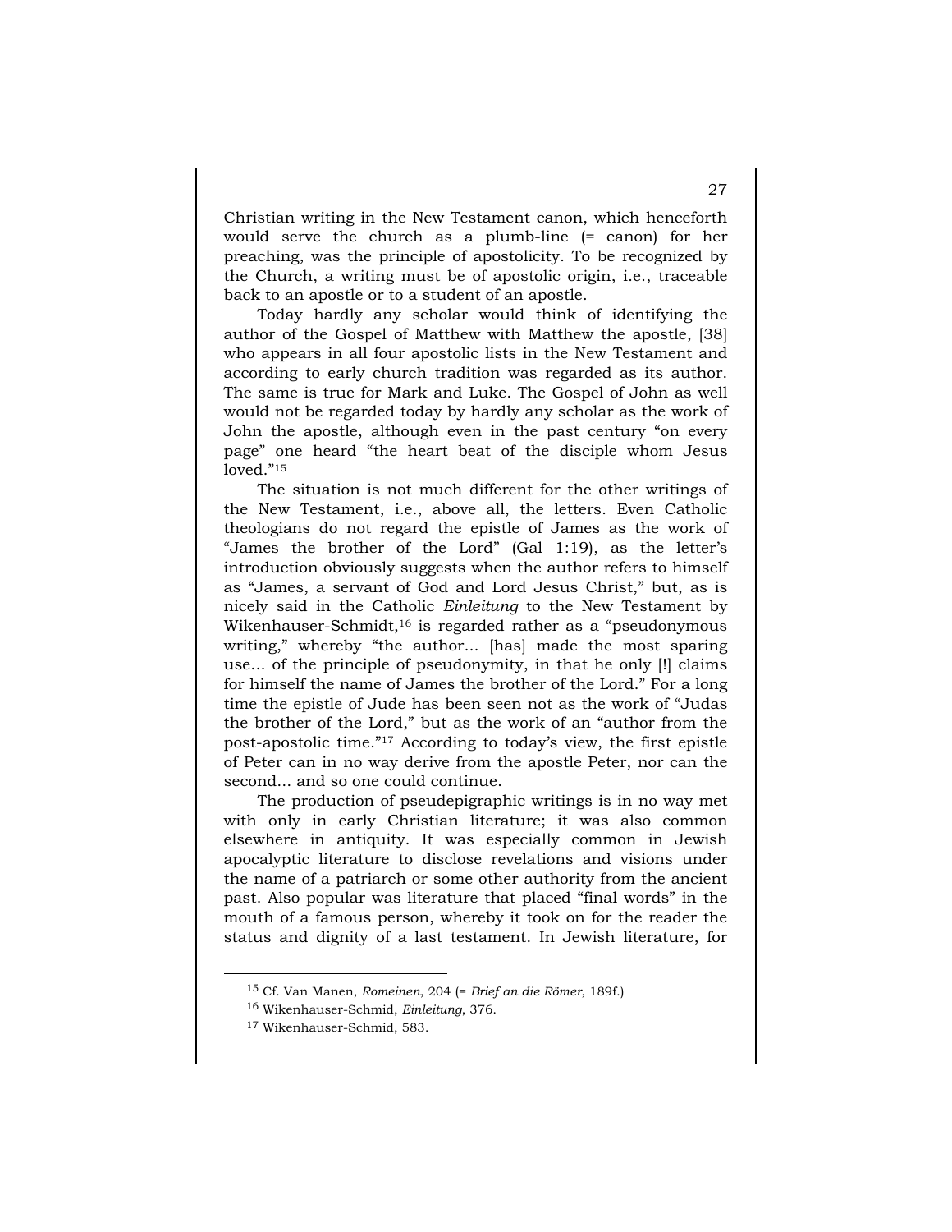Christian writing in the New Testament canon, which henceforth would serve the church as a plumb-line (= canon) for her preaching, was the principle of apostolicity. To be recognized by the Church, a writing must be of apostolic origin, i.e., traceable back to an apostle or to a student of an apostle.

Today hardly any scholar would think of identifying the author of the Gospel of Matthew with Matthew the apostle, [38] who appears in all four apostolic lists in the New Testament and according to early church tradition was regarded as its author. The same is true for Mark and Luke. The Gospel of John as well would not be regarded today by hardly any scholar as the work of John the apostle, although even in the past century "on every page" one heard "the heart beat of the disciple whom Jesus loved."[15]

The situation is not much different for the other writings of the New Testament, i.e., above all, the letters. Even Catholic theologians do not regard the epistle of James as the work of "James the brother of the Lord" (Gal 1:19), as the letter's introduction obviously suggests when the author refers to himself as "James, a servant of God and Lord Jesus Christ," but, as is nicely said in the Catholic *Einleitung* to the New Testament by Wikenhauser-Schmidt,[16] is regarded rather as a "pseudonymous writing," whereby "the author... [has] made the most sparing use... of the principle of pseudonymity, in that he only [!] claims for himself the name of James the brother of the Lord." For a long time the epistle of Jude has been seen not as the work of "Judas the brother of the Lord," but as the work of an "author from the post-apostolic time."[17] According to today's view, the first epistle of Peter can in no way derive from the apostle Peter, nor can the second... and so one could continue.

The production of pseudepigraphic writings is in no way met with only in early Christian literature; it was also common elsewhere in antiquity. It was especially common in Jewish apocalyptic literature to disclose revelations and visions under the name of a patriarch or some other authority from the ancient past. Also popular was literature that placed "final words" in the mouth of a famous person, whereby it took on for the reader the status and dignity of a last testament. In Jewish literature, for

---

[15] Cf. Van Manen, *Romeinen*, 204 (= *Brief an die Römer*, 189f.)

[16] Wikenhauser-Schmid, *Einleitung*, 376.

[17] Wikenhauser-Schmid, 583.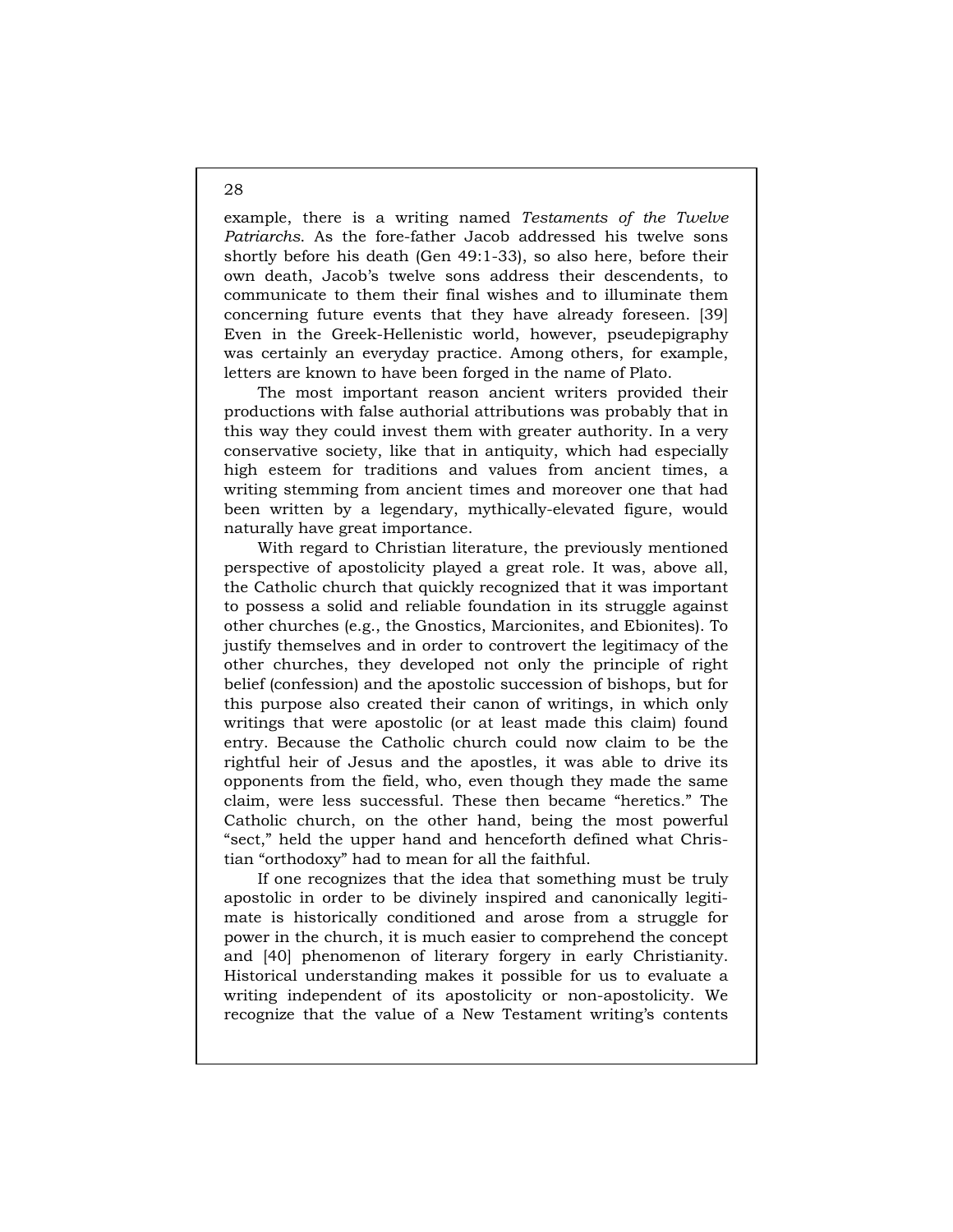example, there is a writing named *Testaments of the Twelve Patriarchs*. As the fore-father Jacob addressed his twelve sons shortly before his death (Gen 49:1-33), so also here, before their own death, Jacob's twelve sons address their descendents, to communicate to them their final wishes and to illuminate them concerning future events that they have already foreseen. [39] Even in the Greek-Hellenistic world, however, pseudepigraphy was certainly an everyday practice. Among others, for example, letters are known to have been forged in the name of Plato.

The most important reason ancient writers provided their productions with false authorial attributions was probably that in this way they could invest them with greater authority. In a very conservative society, like that in antiquity, which had especially high esteem for traditions and values from ancient times, a writing stemming from ancient times and moreover one that had been written by a legendary, mythically-elevated figure, would naturally have great importance.

With regard to Christian literature, the previously mentioned perspective of apostolicity played a great role. It was, above all, the Catholic church that quickly recognized that it was important to possess a solid and reliable foundation in its struggle against other churches (e.g., the Gnostics, Marcionites, and Ebionites). To justify themselves and in order to controvert the legitimacy of the other churches, they developed not only the principle of right belief (confession) and the apostolic succession of bishops, but for this purpose also created their canon of writings, in which only writings that were apostolic (or at least made this claim) found entry. Because the Catholic church could now claim to be the rightful heir of Jesus and the apostles, it was able to drive its opponents from the field, who, even though they made the same claim, were less successful. These then became "heretics." The Catholic church, on the other hand, being the most powerful "sect," held the upper hand and henceforth defined what Christian "orthodoxy" had to mean for all the faithful.

If one recognizes that the idea that something must be truly apostolic in order to be divinely inspired and canonically legitimate is historically conditioned and arose from a struggle for power in the church, it is much easier to comprehend the concept and [40] phenomenon of literary forgery in early Christianity. Historical understanding makes it possible for us to evaluate a writing independent of its apostolicity or non-apostolicity. We recognize that the value of a New Testament writing's contents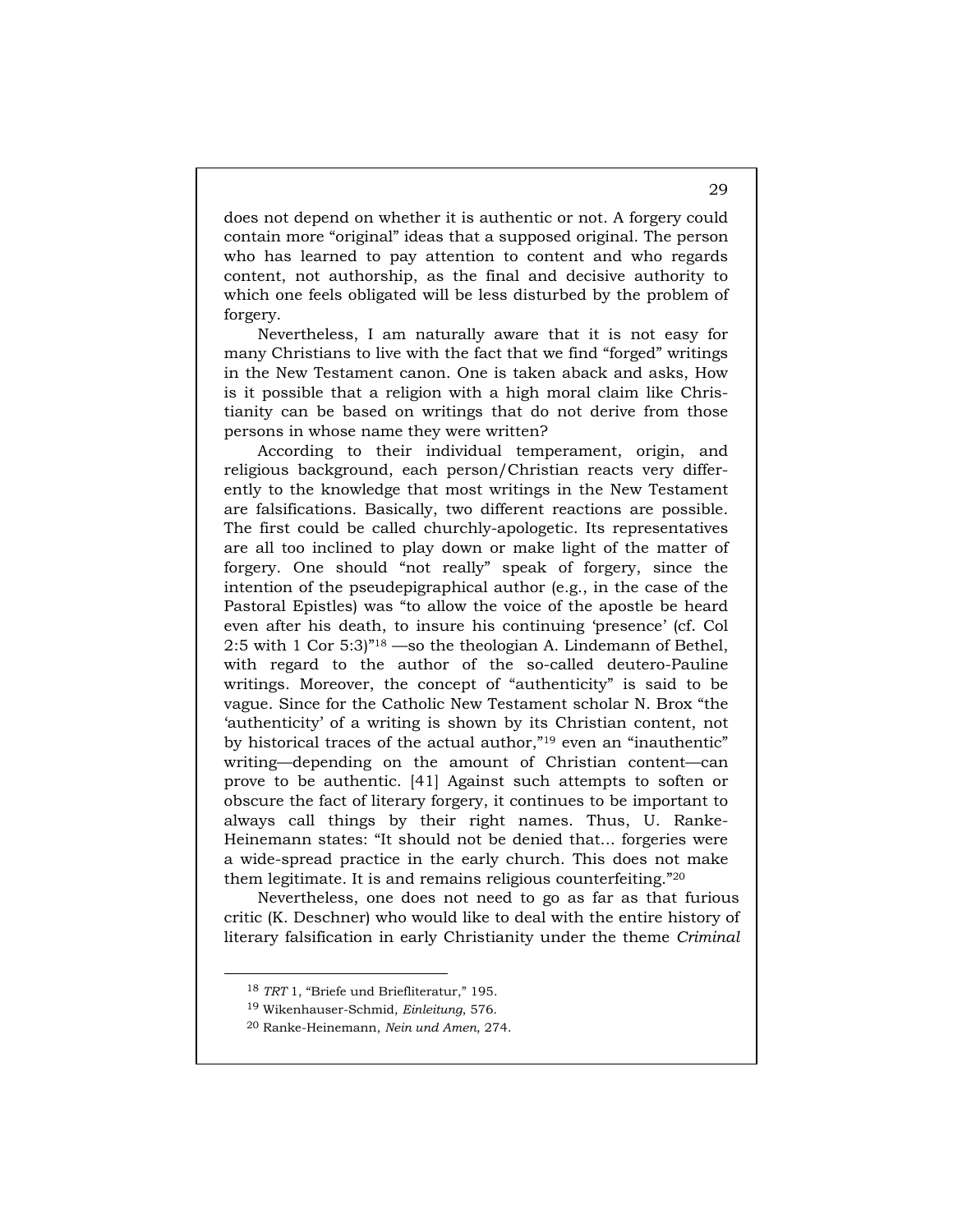does not depend on whether it is authentic or not. A forgery could contain more "original" ideas that a supposed original. The person who has learned to pay attention to content and who regards content, not authorship, as the final and decisive authority to which one feels obligated will be less disturbed by the problem of forgery.

Nevertheless, I am naturally aware that it is not easy for many Christians to live with the fact that we find "forged" writings in the New Testament canon. One is taken aback and asks, How is it possible that a religion with a high moral claim like Christianity can be based on writings that do not derive from those persons in whose name they were written?

According to their individual temperament, origin, and religious background, each person/Christian reacts very differently to the knowledge that most writings in the New Testament are falsifications. Basically, two different reactions are possible. The first could be called churchly-apologetic. Its representatives are all too inclined to play down or make light of the matter of forgery. One should "not really" speak of forgery, since the intention of the pseudepigraphical author (e.g., in the case of the Pastoral Epistles) was "to allow the voice of the apostle be heard even after his death, to insure his continuing 'presence' (cf. Col 2:5 with 1 Cor 5:3)"[18] —so the theologian A. Lindemann of Bethel, with regard to the author of the so-called deutero-Pauline writings. Moreover, the concept of "authenticity" is said to be vague. Since for the Catholic New Testament scholar N. Brox "the 'authenticity' of a writing is shown by its Christian content, not by historical traces of the actual author,"[19] even an "inauthentic" writing—depending on the amount of Christian content—can prove to be authentic. [41] Against such attempts to soften or obscure the fact of literary forgery, it continues to be important to always call things by their right names. Thus, U. Ranke-Heinemann states: "It should not be denied that... forgeries were a wide-spread practice in the early church. This does not make them legitimate. It is and remains religious counterfeiting."[20]

Nevertheless, one does not need to go as far as that furious critic (K. Deschner) who would like to deal with the entire history of literary falsification in early Christianity under the theme *Criminal*

---

[18] *TRT* 1, "Briefe und Briefliteratur," 195.

[19] Wikenhauser-Schmid, *Einleitung*, 576.

[20] Ranke-Heinemann, *Nein und Amen*, 274.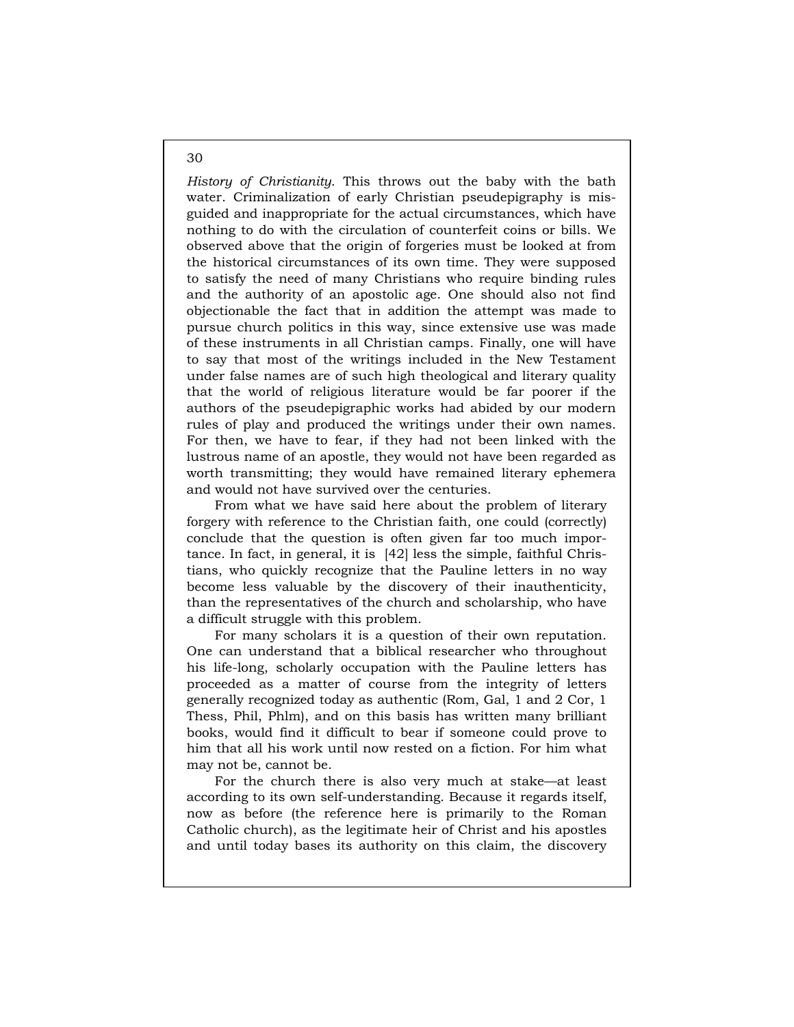*History of Christianity*. This throws out the baby with the bath water. Criminalization of early Christian pseudepigraphy is misguided and inappropriate for the actual circumstances, which have nothing to do with the circulation of counterfeit coins or bills. We observed above that the origin of forgeries must be looked at from the historical circumstances of its own time. They were supposed to satisfy the need of many Christians who require binding rules and the authority of an apostolic age. One should also not find objectionable the fact that in addition the attempt was made to pursue church politics in this way, since extensive use was made of these instruments in all Christian camps. Finally, one will have to say that most of the writings included in the New Testament under false names are of such high theological and literary quality that the world of religious literature would be far poorer if the authors of the pseudepigraphic works had abided by our modern rules of play and produced the writings under their own names. For then, we have to fear, if they had not been linked with the lustrous name of an apostle, they would not have been regarded as worth transmitting; they would have remained literary ephemera and would not have survived over the centuries.

From what we have said here about the problem of literary forgery with reference to the Christian faith, one could (correctly) conclude that the question is often given far too much importance. In fact, in general, it is [42] less the simple, faithful Christians, who quickly recognize that the Pauline letters in no way become less valuable by the discovery of their inauthenticity, than the representatives of the church and scholarship, who have a difficult struggle with this problem.

For many scholars it is a question of their own reputation. One can understand that a biblical researcher who throughout his life-long, scholarly occupation with the Pauline letters has proceeded as a matter of course from the integrity of letters generally recognized today as authentic (Rom, Gal, 1 and 2 Cor, 1 Thess, Phil, Phlm), and on this basis has written many brilliant books, would find it difficult to bear if someone could prove to him that all his work until now rested on a fiction. For him what may not be, cannot be.

For the church there is also very much at stake—at least according to its own self-understanding. Because it regards itself, now as before (the reference here is primarily to the Roman Catholic church), as the legitimate heir of Christ and his apostles and until today bases its authority on this claim, the discovery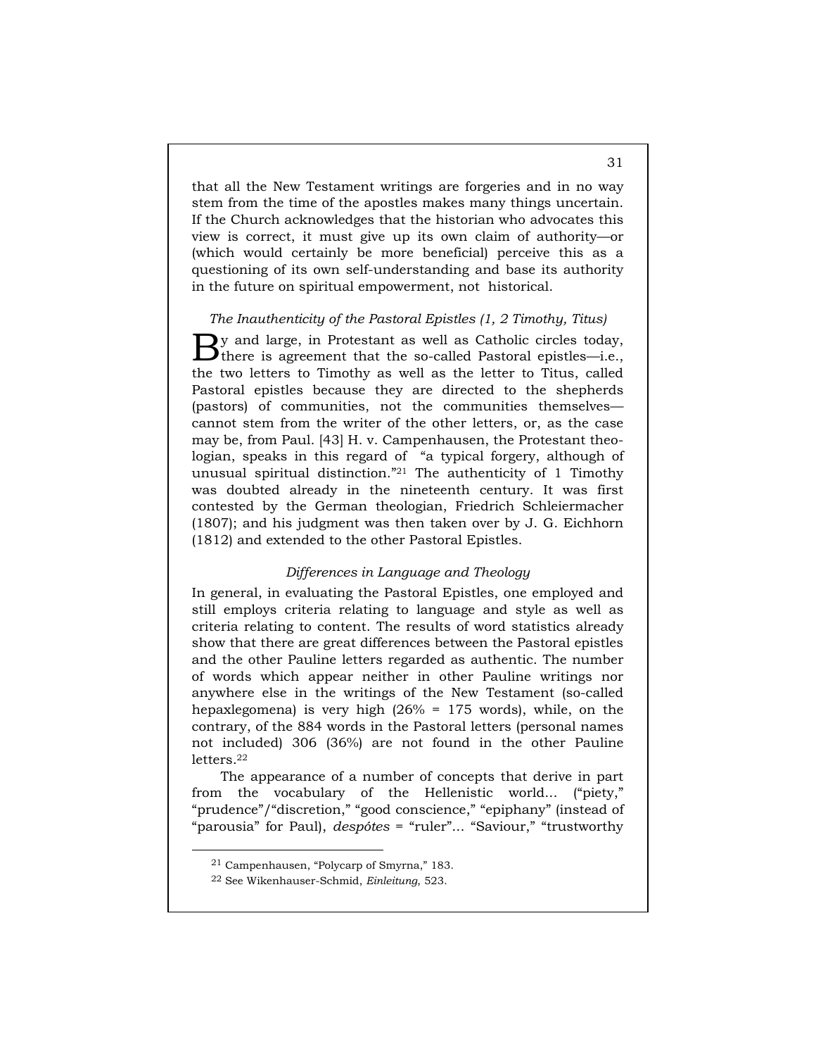that all the New Testament writings are forgeries and in no way stem from the time of the apostles makes many things uncertain. If the Church acknowledges that the historian who advocates this view is correct, it must give up its own claim of authority—or (which would certainly be more beneficial) perceive this as a questioning of its own self-understanding and base its authority in the future on spiritual empowerment, not historical.

### *The Inauthenticity of the Pastoral Epistles (1, 2 Timothy, Titus)*

By and large, in Protestant as well as Catholic circles today, there is agreement that the so-called Pastoral epistles—i.e., the two letters to Timothy as well as the letter to Titus, called Pastoral epistles because they are directed to the shepherds (pastors) of communities, not the communities themselves—cannot stem from the writer of the other letters, or, as the case may be, from Paul. [43] H. v. Campenhausen, the Protestant theologian, speaks in this regard of "a typical forgery, although of unusual spiritual distinction."[21] The authenticity of 1 Timothy was doubted already in the nineteenth century. It was first contested by the German theologian, Friedrich Schleiermacher (1807); and his judgment was then taken over by J. G. Eichhorn (1812) and extended to the other Pastoral Epistles.

#### *Differences in Language and Theology*

In general, in evaluating the Pastoral Epistles, one employed and still employs criteria relating to language and style as well as criteria relating to content. The results of word statistics already show that there are great differences between the Pastoral epistles and the other Pauline letters regarded as authentic. The number of words which appear neither in other Pauline writings nor anywhere else in the writings of the New Testament (so-called hepaxlegomena) is very high (26% = 175 words), while, on the contrary, of the 884 words in the Pastoral letters (personal names not included) 306 (36%) are not found in the other Pauline letters.[22]

The appearance of a number of concepts that derive in part from the vocabulary of the Hellenistic world... ("piety," "prudence"/"discretion," "good conscience," "epiphany" (instead of "parousia" for Paul), *despótes* = "ruler"... "Saviour," "trustworthy

---

[21] Campenhausen, "Polycarp of Smyrna," 183.

[22] See Wikenhauser-Schmid, *Einleitung*, 523.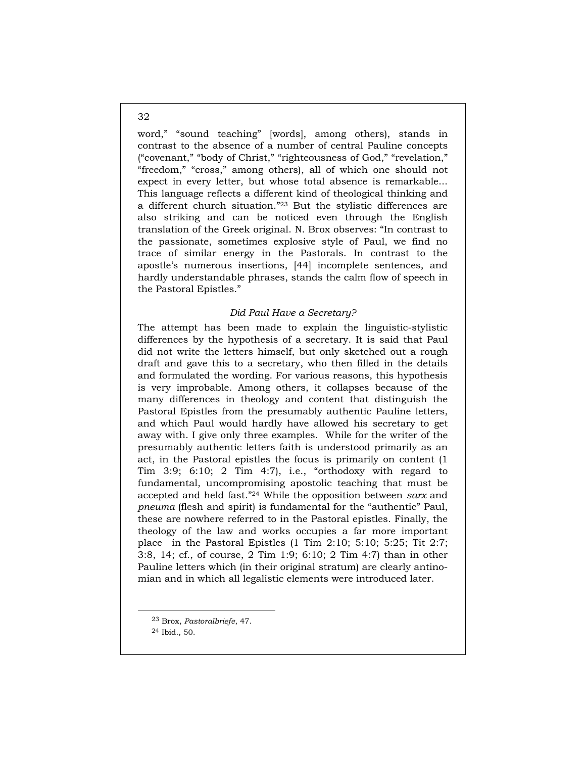word," "sound teaching" [words], among others), stands in contrast to the absence of a number of central Pauline concepts ("covenant," "body of Christ," "righteousness of God," "revelation," "freedom," "cross," among others), all of which one should not expect in every letter, but whose total absence is remarkable... This language reflects a different kind of theological thinking and a different church situation."[23] But the stylistic differences are also striking and can be noticed even through the English translation of the Greek original. N. Brox observes: "In contrast to the passionate, sometimes explosive style of Paul, we find no trace of similar energy in the Pastorals. In contrast to the apostle's numerous insertions, [44] incomplete sentences, and hardly understandable phrases, stands the calm flow of speech in the Pastoral Epistles."

### *Did Paul Have a Secretary?*

The attempt has been made to explain the linguistic-stylistic differences by the hypothesis of a secretary. It is said that Paul did not write the letters himself, but only sketched out a rough draft and gave this to a secretary, who then filled in the details and formulated the wording. For various reasons, this hypothesis is very improbable. Among others, it collapses because of the many differences in theology and content that distinguish the Pastoral Epistles from the presumably authentic Pauline letters, and which Paul would hardly have allowed his secretary to get away with. I give only three examples. While for the writer of the presumably authentic letters faith is understood primarily as an act, in the Pastoral epistles the focus is primarily on content (1 Tim 3:9; 6:10; 2 Tim 4:7), i.e., "orthodoxy with regard to fundamental, uncompromising apostolic teaching that must be accepted and held fast."[24] While the opposition between *sarx* and *pneuma* (flesh and spirit) is fundamental for the "authentic" Paul, these are nowhere referred to in the Pastoral epistles. Finally, the theology of the law and works occupies a far more important place in the Pastoral Epistles (1 Tim 2:10; 5:10; 5:25; Tit 2:7; 3:8, 14; cf., of course, 2 Tim 1:9; 6:10; 2 Tim 4:7) than in other Pauline letters which (in their original stratum) are clearly antinomian and in which all legalistic elements were introduced later.

---

[23] Brox, *Pastoralbriefe*, 47.

[24] Ibid., 50.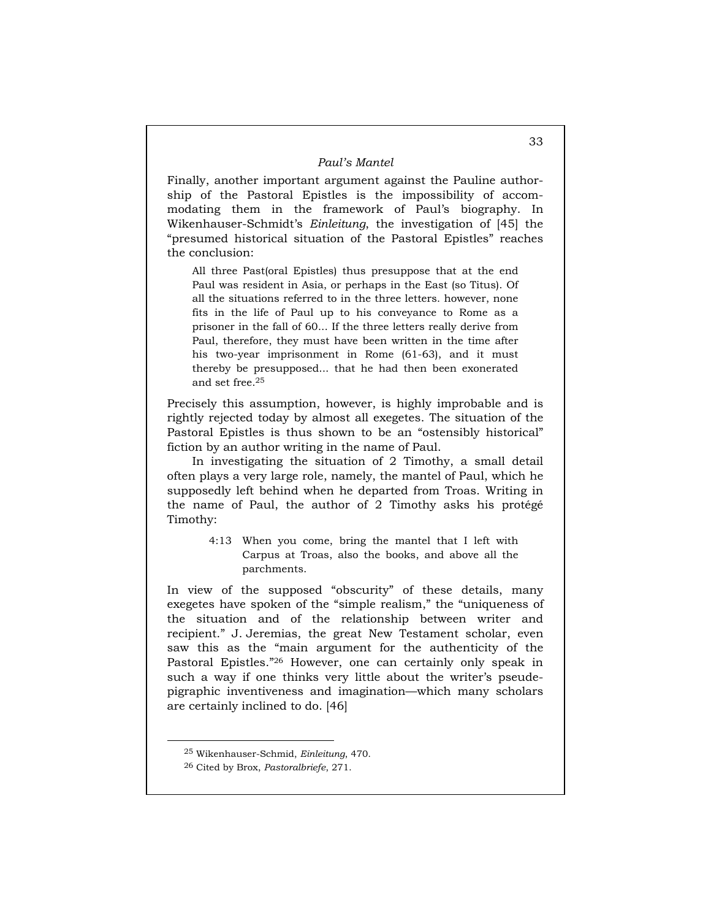Finally, another important argument against the Pauline authorship of the Pastoral Epistles is the impossibility of accommodating them in the framework of Paul's biography. In Wikenhauser-Schmidt's *Einleitung*, the investigation of [45] the "presumed historical situation of the Pastoral Epistles" reaches the conclusion:

> All three Past(oral Epistles) thus presuppose that at the end Paul was resident in Asia, or perhaps in the East (so Titus). Of all the situations referred to in the three letters. however, none fits in the life of Paul up to his conveyance to Rome as a prisoner in the fall of 60... If the three letters really derive from Paul, therefore, they must have been written in the time after his two-year imprisonment in Rome (61-63), and it must thereby be presupposed... that he had then been exonerated and set free.[25]

Precisely this assumption, however, is highly improbable and is rightly rejected today by almost all exegetes. The situation of the Pastoral Epistles is thus shown to be an "ostensibly historical" fiction by an author writing in the name of Paul.

In investigating the situation of 2 Timothy, a small detail often plays a very large role, namely, the mantel of Paul, which he supposedly left behind when he departed from Troas. Writing in the name of Paul, the author of 2 Timothy asks his protégé Timothy:

> 4:13 When you come, bring the mantel that I left with Carpus at Troas, also the books, and above all the parchments.

In view of the supposed "obscurity" of these details, many exegetes have spoken of the "simple realism," the "uniqueness of the situation and of the relationship between writer and recipient." J. Jeremias, the great New Testament scholar, even saw this as the "main argument for the authenticity of the Pastoral Epistles."[26] However, one can certainly only speak in such a way if one thinks very little about the writer's pseudepigraphic inventiveness and imagination—which many scholars are certainly inclined to do. [46]

---

[25] Wikenhauser-Schmid, *Einleitung*, 470.

[26] Cited by Brox, *Pastoralbriefe*, 271.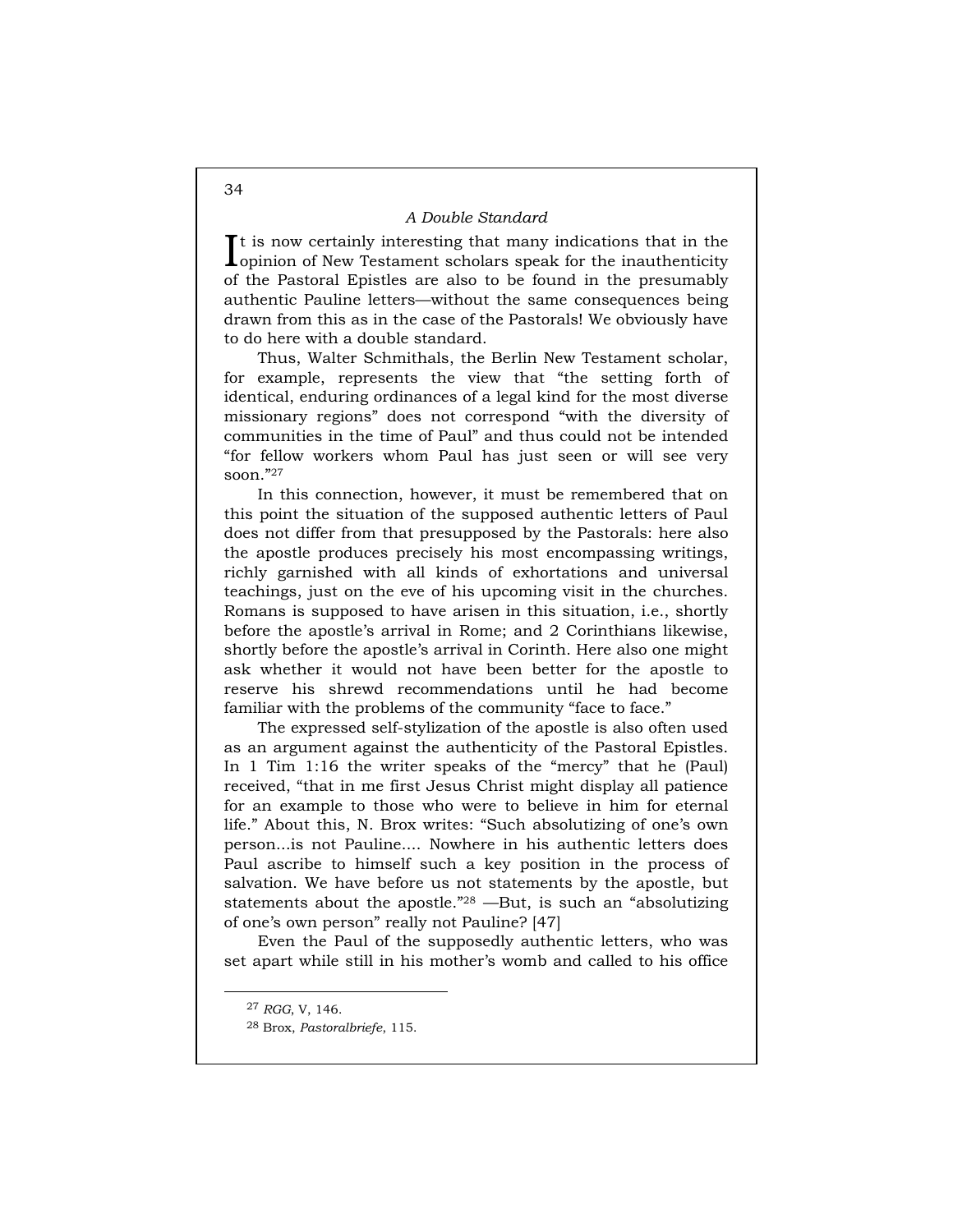### *A Double Standard*

It is now certainly interesting that many indications that in the opinion of New Testament scholars speak for the inauthenticity of the Pastoral Epistles are also to be found in the presumably authentic Pauline letters—without the same consequences being drawn from this as in the case of the Pastorals! We obviously have to do here with a double standard.

Thus, Walter Schmithals, the Berlin New Testament scholar, for example, represents the view that "the setting forth of identical, enduring ordinances of a legal kind for the most diverse missionary regions" does not correspond "with the diversity of communities in the time of Paul" and thus could not be intended "for fellow workers whom Paul has just seen or will see very soon."[27]

In this connection, however, it must be remembered that on this point the situation of the supposed authentic letters of Paul does not differ from that presupposed by the Pastorals: here also the apostle produces precisely his most encompassing writings, richly garnished with all kinds of exhortations and universal teachings, just on the eve of his upcoming visit in the churches. Romans is supposed to have arisen in this situation, i.e., shortly before the apostle's arrival in Rome; and 2 Corinthians likewise, shortly before the apostle's arrival in Corinth. Here also one might ask whether it would not have been better for the apostle to reserve his shrewd recommendations until he had become familiar with the problems of the community "face to face."

The expressed self-stylization of the apostle is also often used as an argument against the authenticity of the Pastoral Epistles. In 1 Tim 1:16 the writer speaks of the "mercy" that he (Paul) received, "that in me first Jesus Christ might display all patience for an example to those who were to believe in him for eternal life." About this, N. Brox writes: "Such absolutizing of one's own person...is not Pauline.... Nowhere in his authentic letters does Paul ascribe to himself such a key position in the process of salvation. We have before us not statements by the apostle, but statements about the apostle."[28] —But, is such an "absolutizing of one's own person" really not Pauline? [47]

Even the Paul of the supposedly authentic letters, who was set apart while still in his mother's womb and called to his office

---

[27] *RGG*, V, 146.

[28] Brox, *Pastoralbriefe*, 115.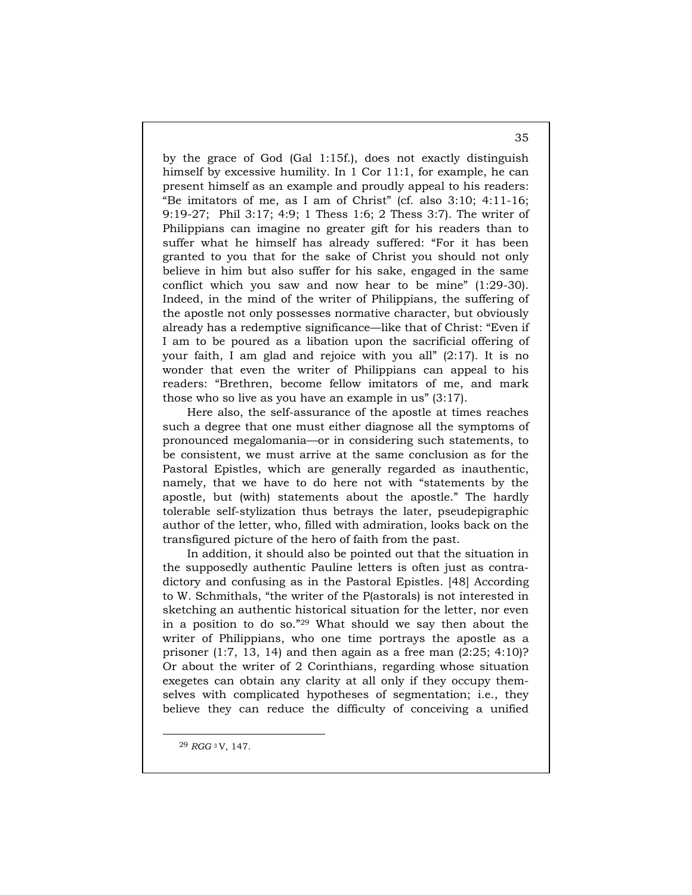by the grace of God (Gal 1:15f.), does not exactly distinguish himself by excessive humility. In 1 Cor 11:1, for example, he can present himself as an example and proudly appeal to his readers: "Be imitators of me, as I am of Christ" (cf. also 3:10; 4:11-16; 9:19-27; Phil 3:17; 4:9; 1 Thess 1:6; 2 Thess 3:7). The writer of Philippians can imagine no greater gift for his readers than to suffer what he himself has already suffered: "For it has been granted to you that for the sake of Christ you should not only believe in him but also suffer for his sake, engaged in the same conflict which you saw and now hear to be mine" (1:29-30). Indeed, in the mind of the writer of Philippians, the suffering of the apostle not only possesses normative character, but obviously already has a redemptive significance—like that of Christ: "Even if I am to be poured as a libation upon the sacrificial offering of your faith, I am glad and rejoice with you all" (2:17). It is no wonder that even the writer of Philippians can appeal to his readers: "Brethren, become fellow imitators of me, and mark those who so live as you have an example in us" (3:17).

Here also, the self-assurance of the apostle at times reaches such a degree that one must either diagnose all the symptoms of pronounced megalomania—or in considering such statements, to be consistent, we must arrive at the same conclusion as for the Pastoral Epistles, which are generally regarded as inauthentic, namely, that we have to do here not with "statements by the apostle, but (with) statements about the apostle." The hardly tolerable self-stylization thus betrays the later, pseudepigraphic author of the letter, who, filled with admiration, looks back on the transfigured picture of the hero of faith from the past.

In addition, it should also be pointed out that the situation in the supposedly authentic Pauline letters is often just as contradictory and confusing as in the Pastoral Epistles. [48] According to W. Schmithals, "the writer of the P(astorals) is not interested in sketching an authentic historical situation for the letter, nor even in a position to do so."[29] What should we say then about the writer of Philippians, who one time portrays the apostle as a prisoner (1:7, 13, 14) and then again as a free man (2:25; 4:10)? Or about the writer of 2 Corinthians, regarding whose situation exegetes can obtain any clarity at all only if they occupy themselves with complicated hypotheses of segmentation; i.e., they believe they can reduce the difficulty of conceiving a unified

---

[29] *RGG*[3] V, 147.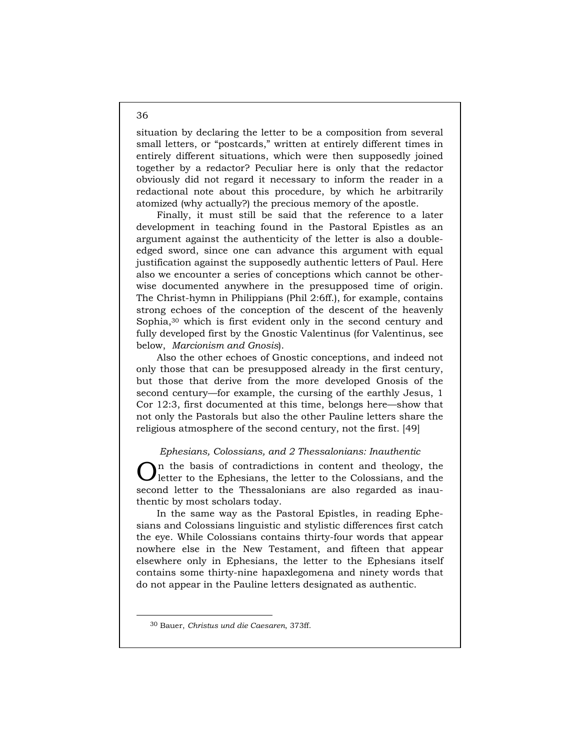situation by declaring the letter to be a composition from several small letters, or "postcards," written at entirely different times in entirely different situations, which were then supposedly joined together by a redactor? Peculiar here is only that the redactor obviously did not regard it necessary to inform the reader in a redactional note about this procedure, by which he arbitrarily atomized (why actually?) the precious memory of the apostle.

Finally, it must still be said that the reference to a later development in teaching found in the Pastoral Epistles as an argument against the authenticity of the letter is also a double-edged sword, since one can advance this argument with equal justification against the supposedly authentic letters of Paul. Here also we encounter a series of conceptions which cannot be otherwise documented anywhere in the presupposed time of origin. The Christ-hymn in Philippians (Phil 2:6ff.), for example, contains strong echoes of the conception of the descent of the heavenly Sophia,[30] which is first evident only in the second century and fully developed first by the Gnostic Valentinus (for Valentinus, see below, *Marcionism and Gnosis*).

Also the other echoes of Gnostic conceptions, and indeed not only those that can be presupposed already in the first century, but those that derive from the more developed Gnosis of the second century—for example, the cursing of the earthly Jesus, 1 Cor 12:3, first documented at this time, belongs here—show that not only the Pastorals but also the other Pauline letters share the religious atmosphere of the second century, not the first. [49]

### *Ephesians, Colossians, and 2 Thessalonians: Inauthentic*

On the basis of contradictions in content and theology, the letter to the Ephesians, the letter to the Colossians, and the second letter to the Thessalonians are also regarded as inauthentic by most scholars today.

In the same way as the Pastoral Epistles, in reading Ephesians and Colossians linguistic and stylistic differences first catch the eye. While Colossians contains thirty-four words that appear nowhere else in the New Testament, and fifteen that appear elsewhere only in Ephesians, the letter to the Ephesians itself contains some thirty-nine hapaxlegomena and ninety words that do not appear in the Pauline letters designated as authentic.

---

[30] Bauer, *Christus und die Caesaren*, 373ff.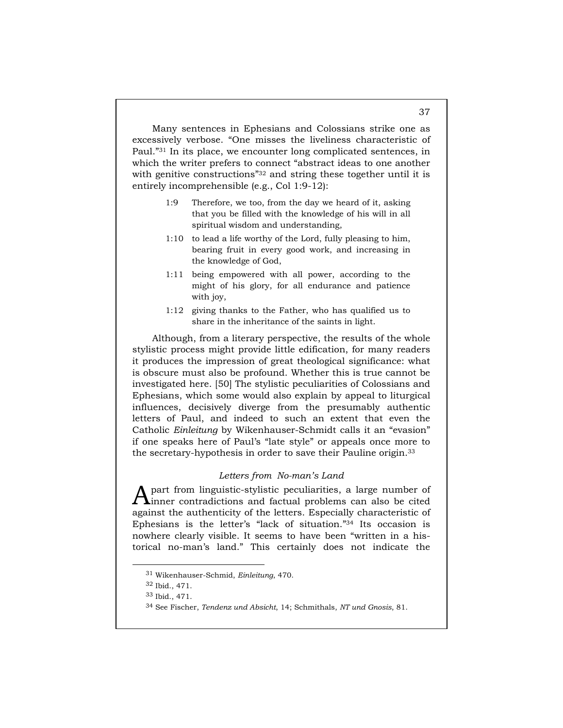Many sentences in Ephesians and Colossians strike one as excessively verbose. "One misses the liveliness characteristic of Paul."[31] In its place, we encounter long complicated sentences, in which the writer prefers to connect "abstract ideas to one another with genitive constructions"[32] and string these together until it is entirely incomprehensible (e.g., Col 1:9-12):

> 1:9 Therefore, we too, from the day we heard of it, asking that you be filled with the knowledge of his will in all spiritual wisdom and understanding,
>
> 1:10 to lead a life worthy of the Lord, fully pleasing to him, bearing fruit in every good work, and increasing in the knowledge of God,
>
> 1:11 being empowered with all power, according to the might of his glory, for all endurance and patience with joy,
>
> 1:12 giving thanks to the Father, who has qualified us to share in the inheritance of the saints in light.

Although, from a literary perspective, the results of the whole stylistic process might provide little edification, for many readers it produces the impression of great theological significance: what is obscure must also be profound. Whether this is true cannot be investigated here. [50] The stylistic peculiarities of Colossians and Ephesians, which some would also explain by appeal to liturgical influences, decisively diverge from the presumably authentic letters of Paul, and indeed to such an extent that even the Catholic *Einleitung* by Wikenhauser-Schmidt calls it an "evasion" if one speaks here of Paul's "late style" or appeals once more to the secretary-hypothesis in order to save their Pauline origin.[33]

### *Letters from No-man's Land*

Apart from linguistic-stylistic peculiarities, a large number of inner contradictions and factual problems can also be cited against the authenticity of the letters. Especially characteristic of Ephesians is the letter's "lack of situation."[34] Its occasion is nowhere clearly visible. It seems to have been "written in a historical no-man's land." This certainly does not indicate the

---

[31] Wikenhauser-Schmid, *Einleitung*, 470.

[32] Ibid., 471.

[33] Ibid., 471.

[34] See Fischer, *Tendenz und Absicht*, 14; Schmithals, *NT und Gnosis*, 81.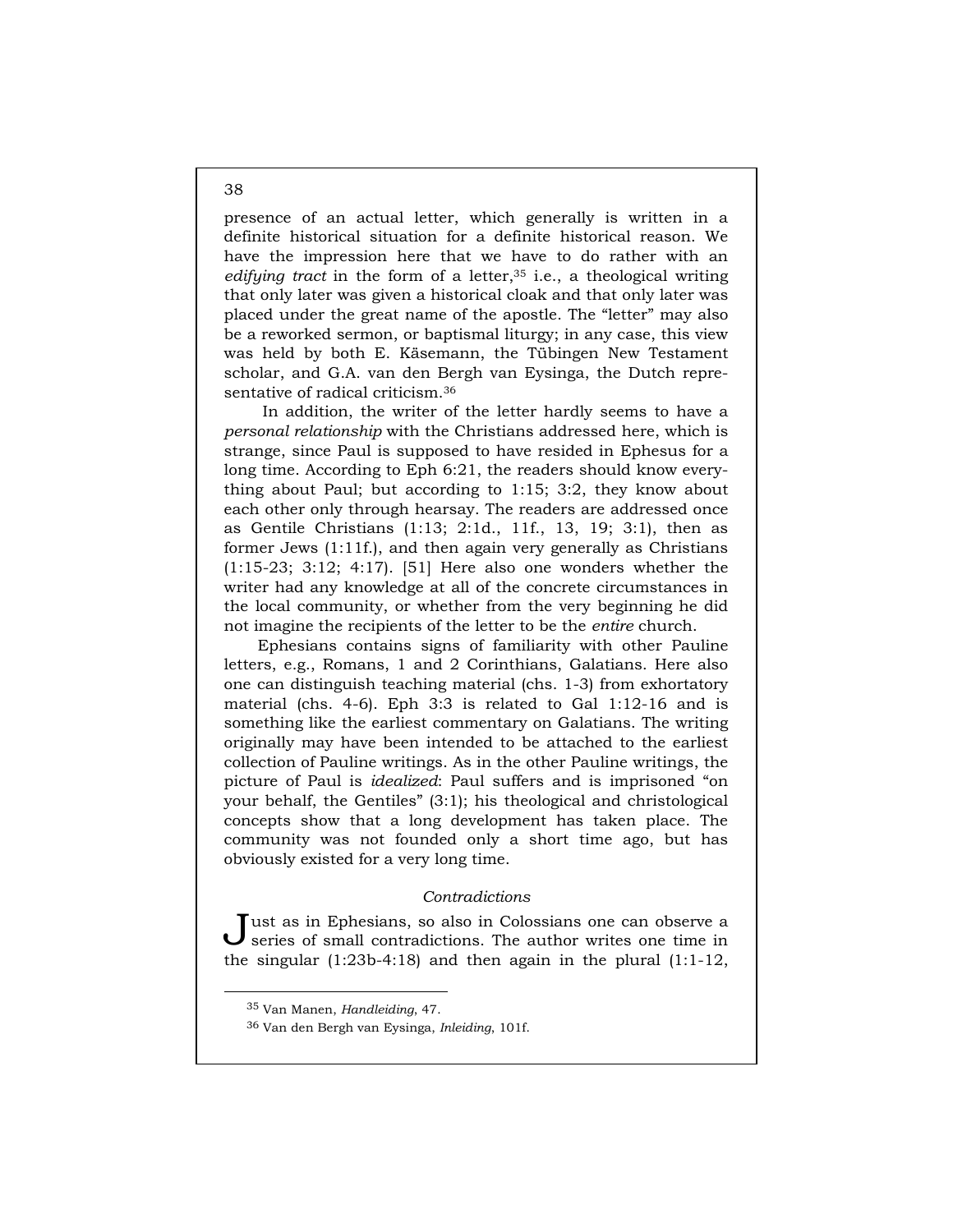presence of an actual letter, which generally is written in a definite historical situation for a definite historical reason. We have the impression here that we have to do rather with an *edifying tract* in the form of a letter,[35] i.e., a theological writing that only later was given a historical cloak and that only later was placed under the great name of the apostle. The "letter" may also be a reworked sermon, or baptismal liturgy; in any case, this view was held by both E. Käsemann, the Tübingen New Testament scholar, and G.A. van den Bergh van Eysinga, the Dutch representative of radical criticism.[36]

In addition, the writer of the letter hardly seems to have a *personal relationship* with the Christians addressed here, which is strange, since Paul is supposed to have resided in Ephesus for a long time. According to Eph 6:21, the readers should know everything about Paul; but according to 1:15; 3:2, they know about each other only through hearsay. The readers are addressed once as Gentile Christians (1:13; 2:1d., 11f., 13, 19; 3:1), then as former Jews (1:11f.), and then again very generally as Christians (1:15-23; 3:12; 4:17). [51] Here also one wonders whether the writer had any knowledge at all of the concrete circumstances in the local community, or whether from the very beginning he did not imagine the recipients of the letter to be the *entire* church.

Ephesians contains signs of familiarity with other Pauline letters, e.g., Romans, 1 and 2 Corinthians, Galatians. Here also one can distinguish teaching material (chs. 1-3) from exhortatory material (chs. 4-6). Eph 3:3 is related to Gal 1:12-16 and is something like the earliest commentary on Galatians. The writing originally may have been intended to be attached to the earliest collection of Pauline writings. As in the other Pauline writings, the picture of Paul is *idealized*: Paul suffers and is imprisoned "on your behalf, the Gentiles" (3:1); his theological and christological concepts show that a long development has taken place. The community was not founded only a short time ago, but has obviously existed for a very long time.

### *Contradictions*

Just as in Ephesians, so also in Colossians one can observe a series of small contradictions. The author writes one time in the singular (1:23b-4:18) and then again in the plural (1:1-12,

---

[35] Van Manen, *Handleiding*, 47.

[36] Van den Bergh van Eysinga, *Inleiding*, 101f.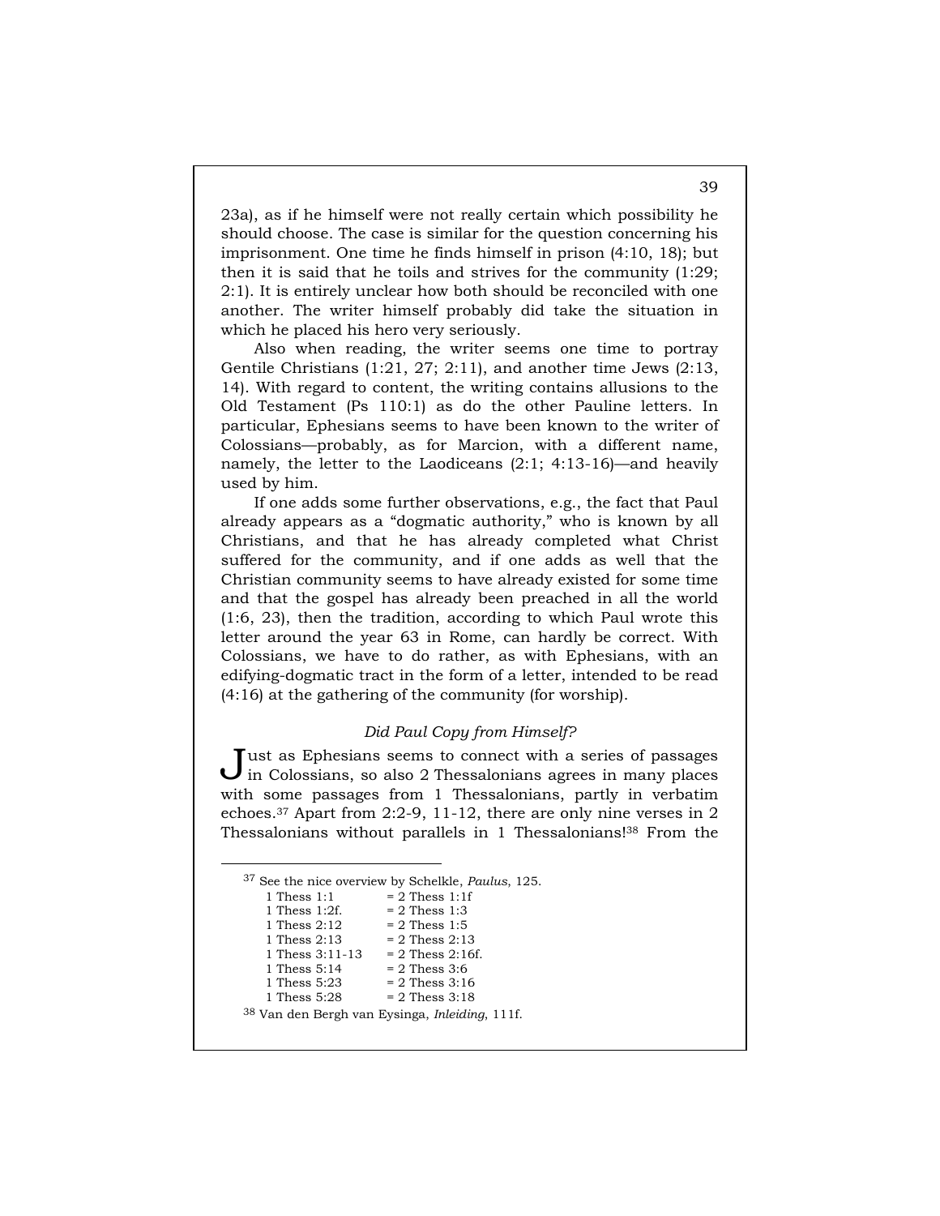23a), as if he himself were not really certain which possibility he should choose. The case is similar for the question concerning his imprisonment. One time he finds himself in prison (4:10, 18); but then it is said that he toils and strives for the community (1:29; 2:1). It is entirely unclear how both should be reconciled with one another. The writer himself probably did take the situation in which he placed his hero very seriously.

Also when reading, the writer seems one time to portray Gentile Christians (1:21, 27; 2:11), and another time Jews (2:13, 14). With regard to content, the writing contains allusions to the Old Testament (Ps 110:1) as do the other Pauline letters. In particular, Ephesians seems to have been known to the writer of Colossians—probably, as for Marcion, with a different name, namely, the letter to the Laodiceans (2:1; 4:13-16)—and heavily used by him.

If one adds some further observations, e.g., the fact that Paul already appears as a "dogmatic authority," who is known by all Christians, and that he has already completed what Christ suffered for the community, and if one adds as well that the Christian community seems to have already existed for some time and that the gospel has already been preached in all the world (1:6, 23), then the tradition, according to which Paul wrote this letter around the year 63 in Rome, can hardly be correct. With Colossians, we have to do rather, as with Ephesians, with an edifying-dogmatic tract in the form of a letter, intended to be read (4:16) at the gathering of the community (for worship).

### *Did Paul Copy from Himself?*

Just as Ephesians seems to connect with a series of passages in Colossians, so also 2 Thessalonians agrees in many places with some passages from 1 Thessalonians, partly in verbatim echoes.[37] Apart from 2:2-9, 11-12, there are only nine verses in 2 Thessalonians without parallels in 1 Thessalonians![38] From the

---

[37] See the nice overview by Schelkle, *Paulus*, 125.

| | |
|---|---|
| 1 Thess 1:1 | = 2 Thess 1:1f |
| 1 Thess 1:2f. | = 2 Thess 1:3 |
| 1 Thess 2:12 | = 2 Thess 1:5 |
| 1 Thess 2:13 | = 2 Thess 2:13 |
| 1 Thess 3:11-13 | = 2 Thess 2:16f. |
| 1 Thess 5:14 | = 2 Thess 3:6 |
| 1 Thess 5:23 | = 2 Thess 3:16 |
| 1 Thess 5:28 | = 2 Thess 3:18 |

[38] Van den Bergh van Eysinga, *Inleiding*, 111f.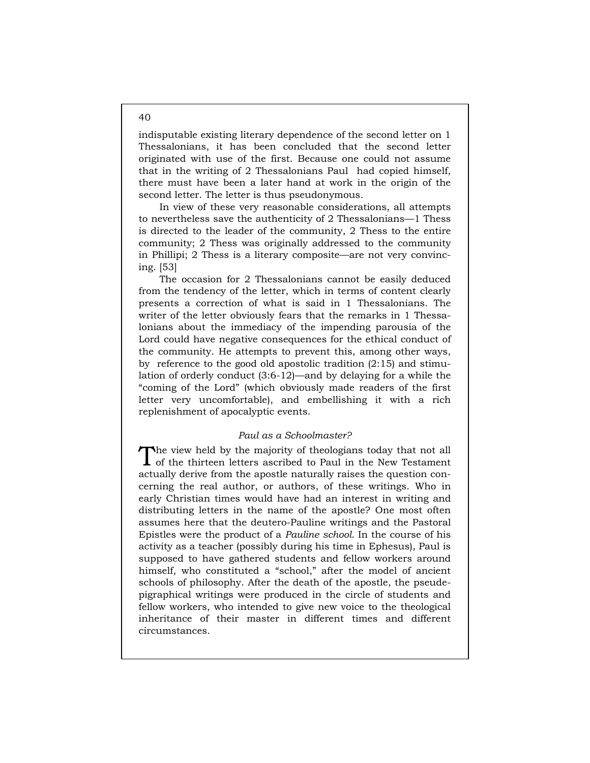indisputable existing literary dependence of the second letter on 1 Thessalonians, it has been concluded that the second letter originated with use of the first. Because one could not assume that in the writing of 2 Thessalonians Paul had copied himself, there must have been a later hand at work in the origin of the second letter. The letter is thus pseudonymous.

In view of these very reasonable considerations, all attempts to nevertheless save the authenticity of 2 Thessalonians—1 Thess is directed to the leader of the community, 2 Thess to the entire community; 2 Thess was originally addressed to the community in Phillipi; 2 Thess is a literary composite—are not very convincing. [53]

The occasion for 2 Thessalonians cannot be easily deduced from the tendency of the letter, which in terms of content clearly presents a correction of what is said in 1 Thessalonians. The writer of the letter obviously fears that the remarks in 1 Thessalonians about the immediacy of the impending parousia of the Lord could have negative consequences for the ethical conduct of the community. He attempts to prevent this, among other ways, by reference to the good old apostolic tradition (2:15) and stimulation of orderly conduct (3:6-12)—and by delaying for a while the "coming of the Lord" (which obviously made readers of the first letter very uncomfortable), and embellishing it with a rich replenishment of apocalyptic events.

### *Paul as a Schoolmaster?*

The view held by the majority of theologians today that not all of the thirteen letters ascribed to Paul in the New Testament actually derive from the apostle naturally raises the question concerning the real author, or authors, of these writings. Who in early Christian times would have had an interest in writing and distributing letters in the name of the apostle? One most often assumes here that the deutero-Pauline writings and the Pastoral Epistles were the product of a *Pauline school*. In the course of his activity as a teacher (possibly during his time in Ephesus), Paul is supposed to have gathered students and fellow workers around himself, who constituted a "school," after the model of ancient schools of philosophy. After the death of the apostle, the pseudepigraphical writings were produced in the circle of students and fellow workers, who intended to give new voice to the theological inheritance of their master in different times and different circumstances.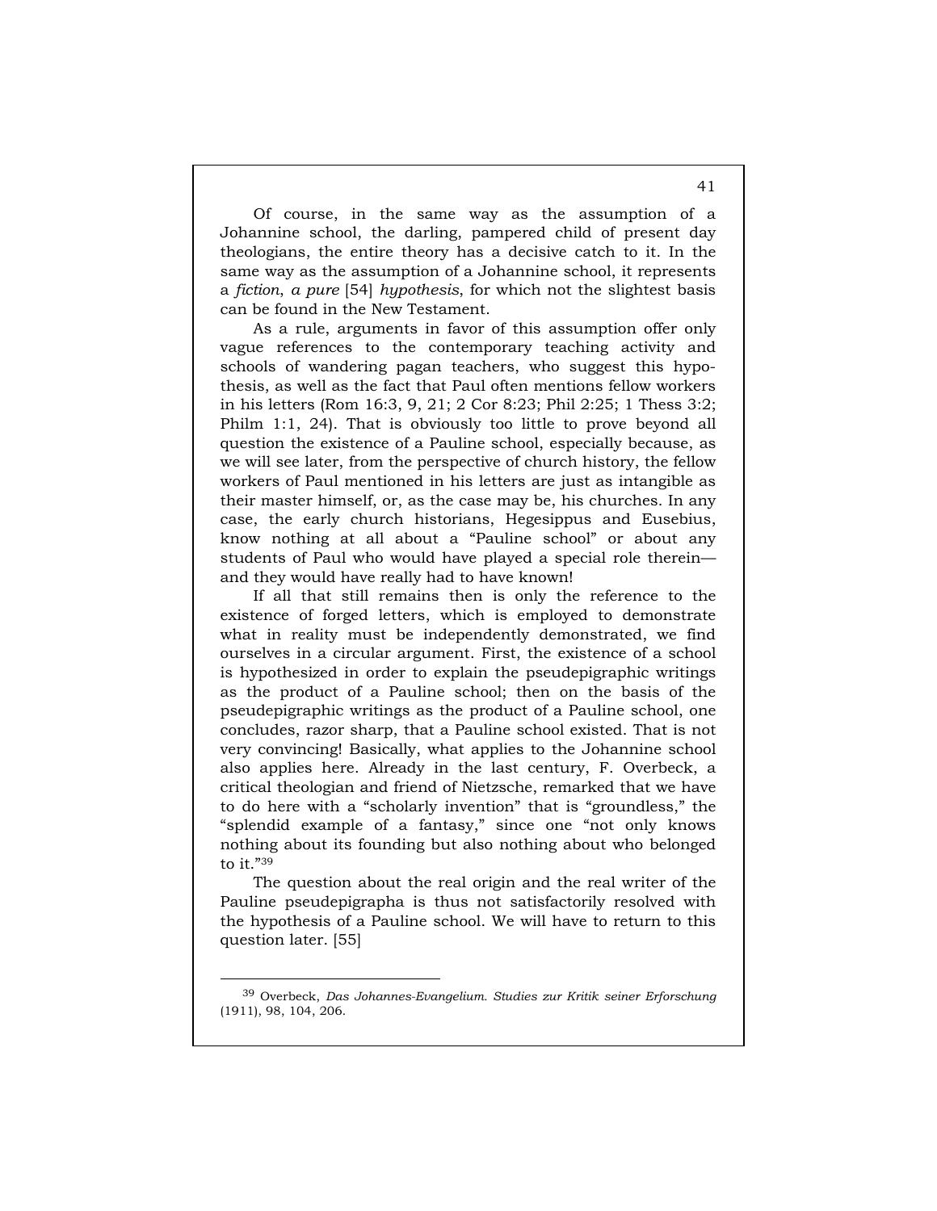Of course, in the same way as the assumption of a Johannine school, the darling, pampered child of present day theologians, the entire theory has a decisive catch to it. In the same way as the assumption of a Johannine school, it represents a *fiction*, *a pure* [54] *hypothesis*, for which not the slightest basis can be found in the New Testament.

As a rule, arguments in favor of this assumption offer only vague references to the contemporary teaching activity and schools of wandering pagan teachers, who suggest this hypothesis, as well as the fact that Paul often mentions fellow workers in his letters (Rom 16:3, 9, 21; 2 Cor 8:23; Phil 2:25; 1 Thess 3:2; Philm 1:1, 24). That is obviously too little to prove beyond all question the existence of a Pauline school, especially because, as we will see later, from the perspective of church history, the fellow workers of Paul mentioned in his letters are just as intangible as their master himself, or, as the case may be, his churches. In any case, the early church historians, Hegesippus and Eusebius, know nothing at all about a "Pauline school" or about any students of Paul who would have played a special role therein—and they would have really had to have known!

If all that still remains then is only the reference to the existence of forged letters, which is employed to demonstrate what in reality must be independently demonstrated, we find ourselves in a circular argument. First, the existence of a school is hypothesized in order to explain the pseudepigraphic writings as the product of a Pauline school; then on the basis of the pseudepigraphic writings as the product of a Pauline school, one concludes, razor sharp, that a Pauline school existed. That is not very convincing! Basically, what applies to the Johannine school also applies here. Already in the last century, F. Overbeck, a critical theologian and friend of Nietzsche, remarked that we have to do here with a "scholarly invention" that is "groundless," the "splendid example of a fantasy," since one "not only knows nothing about its founding but also nothing about who belonged to it."[39]

The question about the real origin and the real writer of the Pauline pseudepigrapha is thus not satisfactorily resolved with the hypothesis of a Pauline school. We will have to return to this question later. [55]

---

[39] Overbeck, *Das Johannes-Evangelium. Studies zur Kritik seiner Erforschung* (1911), 98, 104, 206.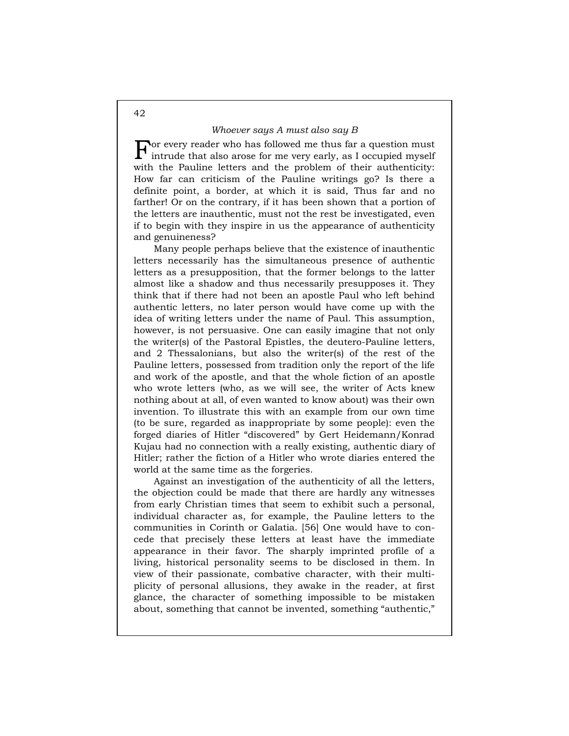### *Whoever says A must also say B*

For every reader who has followed me thus far a question must intrude that also arose for me very early, as I occupied myself with the Pauline letters and the problem of their authenticity: How far can criticism of the Pauline writings go? Is there a definite point, a border, at which it is said, Thus far and no farther! Or on the contrary, if it has been shown that a portion of the letters are inauthentic, must not the rest be investigated, even if to begin with they inspire in us the appearance of authenticity and genuineness?

Many people perhaps believe that the existence of inauthentic letters necessarily has the simultaneous presence of authentic letters as a presupposition, that the former belongs to the latter almost like a shadow and thus necessarily presupposes it. They think that if there had not been an apostle Paul who left behind authentic letters, no later person would have come up with the idea of writing letters under the name of Paul. This assumption, however, is not persuasive. One can easily imagine that not only the writer(s) of the Pastoral Epistles, the deutero-Pauline letters, and 2 Thessalonians, but also the writer(s) of the rest of the Pauline letters, possessed from tradition only the report of the life and work of the apostle, and that the whole fiction of an apostle who wrote letters (who, as we will see, the writer of Acts knew nothing about at all, of even wanted to know about) was their own invention. To illustrate this with an example from our own time (to be sure, regarded as inappropriate by some people): even the forged diaries of Hitler "discovered" by Gert Heidemann/Konrad Kujau had no connection with a really existing, authentic diary of Hitler; rather the fiction of a Hitler who wrote diaries entered the world at the same time as the forgeries.

Against an investigation of the authenticity of all the letters, the objection could be made that there are hardly any witnesses from early Christian times that seem to exhibit such a personal, individual character as, for example, the Pauline letters to the communities in Corinth or Galatia. [56] One would have to concede that precisely these letters at least have the immediate appearance in their favor. The sharply imprinted profile of a living, historical personality seems to be disclosed in them. In view of their passionate, combative character, with their multiplicity of personal allusions, they awake in the reader, at first glance, the character of something impossible to be mistaken about, something that cannot be invented, something "authentic,"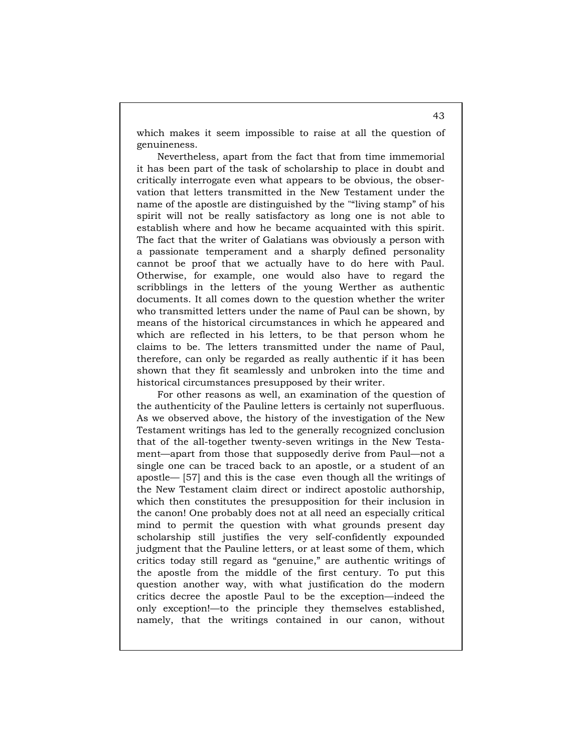which makes it seem impossible to raise at all the question of genuineness.

Nevertheless, apart from the fact that from time immemorial it has been part of the task of scholarship to place in doubt and critically interrogate even what appears to be obvious, the observation that letters transmitted in the New Testament under the name of the apostle are distinguished by the "“living stamp” of his spirit will not be really satisfactory as long one is not able to establish where and how he became acquainted with this spirit. The fact that the writer of Galatians was obviously a person with a passionate temperament and a sharply defined personality cannot be proof that we actually have to do here with Paul. Otherwise, for example, one would also have to regard the scribblings in the letters of the young Werther as authentic documents. It all comes down to the question whether the writer who transmitted letters under the name of Paul can be shown, by means of the historical circumstances in which he appeared and which are reflected in his letters, to be that person whom he claims to be. The letters transmitted under the name of Paul, therefore, can only be regarded as really authentic if it has been shown that they fit seamlessly and unbroken into the time and historical circumstances presupposed by their writer.

For other reasons as well, an examination of the question of the authenticity of the Pauline letters is certainly not superfluous. As we observed above, the history of the investigation of the New Testament writings has led to the generally recognized conclusion that of the all-together twenty-seven writings in the New Testament—apart from those that supposedly derive from Paul—not a single one can be traced back to an apostle, or a student of an apostle— [57] and this is the case even though all the writings of the New Testament claim direct or indirect apostolic authorship, which then constitutes the presupposition for their inclusion in the canon! One probably does not at all need an especially critical mind to permit the question with what grounds present day scholarship still justifies the very self-confidently expounded judgment that the Pauline letters, or at least some of them, which critics today still regard as “genuine,” are authentic writings of the apostle from the middle of the first century. To put this question another way, with what justification do the modern critics decree the apostle Paul to be the exception—indeed the only exception!—to the principle they themselves established, namely, that the writings contained in our canon, without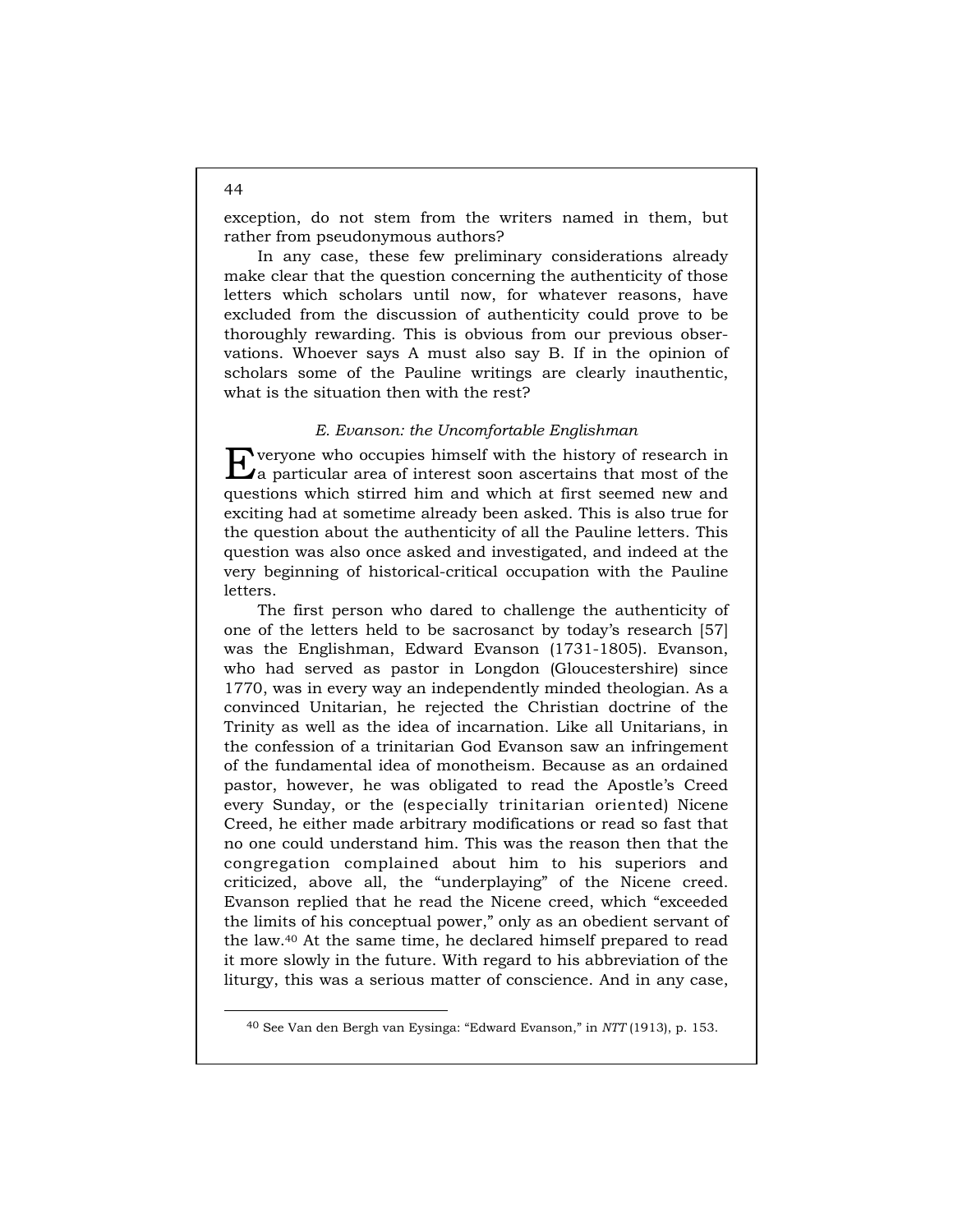exception, do not stem from the writers named in them, but rather from pseudonymous authors?

In any case, these few preliminary considerations already make clear that the question concerning the authenticity of those letters which scholars until now, for whatever reasons, have excluded from the discussion of authenticity could prove to be thoroughly rewarding. This is obvious from our previous observations. Whoever says A must also say B. If in the opinion of scholars some of the Pauline writings are clearly inauthentic, what is the situation then with the rest?

### *E. Evanson: the Uncomfortable Englishman*

Everyone who occupies himself with the history of research in a particular area of interest soon ascertains that most of the questions which stirred him and which at first seemed new and exciting had at sometime already been asked. This is also true for the question about the authenticity of all the Pauline letters. This question was also once asked and investigated, and indeed at the very beginning of historical-critical occupation with the Pauline letters.

The first person who dared to challenge the authenticity of one of the letters held to be sacrosanct by today's research [57] was the Englishman, Edward Evanson (1731-1805). Evanson, who had served as pastor in Longdon (Gloucestershire) since 1770, was in every way an independently minded theologian. As a convinced Unitarian, he rejected the Christian doctrine of the Trinity as well as the idea of incarnation. Like all Unitarians, in the confession of a trinitarian God Evanson saw an infringement of the fundamental idea of monotheism. Because as an ordained pastor, however, he was obligated to read the Apostle's Creed every Sunday, or the (especially trinitarian oriented) Nicene Creed, he either made arbitrary modifications or read so fast that no one could understand him. This was the reason then that the congregation complained about him to his superiors and criticized, above all, the "underplaying" of the Nicene creed. Evanson replied that he read the Nicene creed, which "exceeded the limits of his conceptual power," only as an obedient servant of the law.[40] At the same time, he declared himself prepared to read it more slowly in the future. With regard to his abbreviation of the liturgy, this was a serious matter of conscience. And in any case,

[40] See Van den Bergh van Eysinga: "Edward Evanson," in *NTT* (1913), p. 153.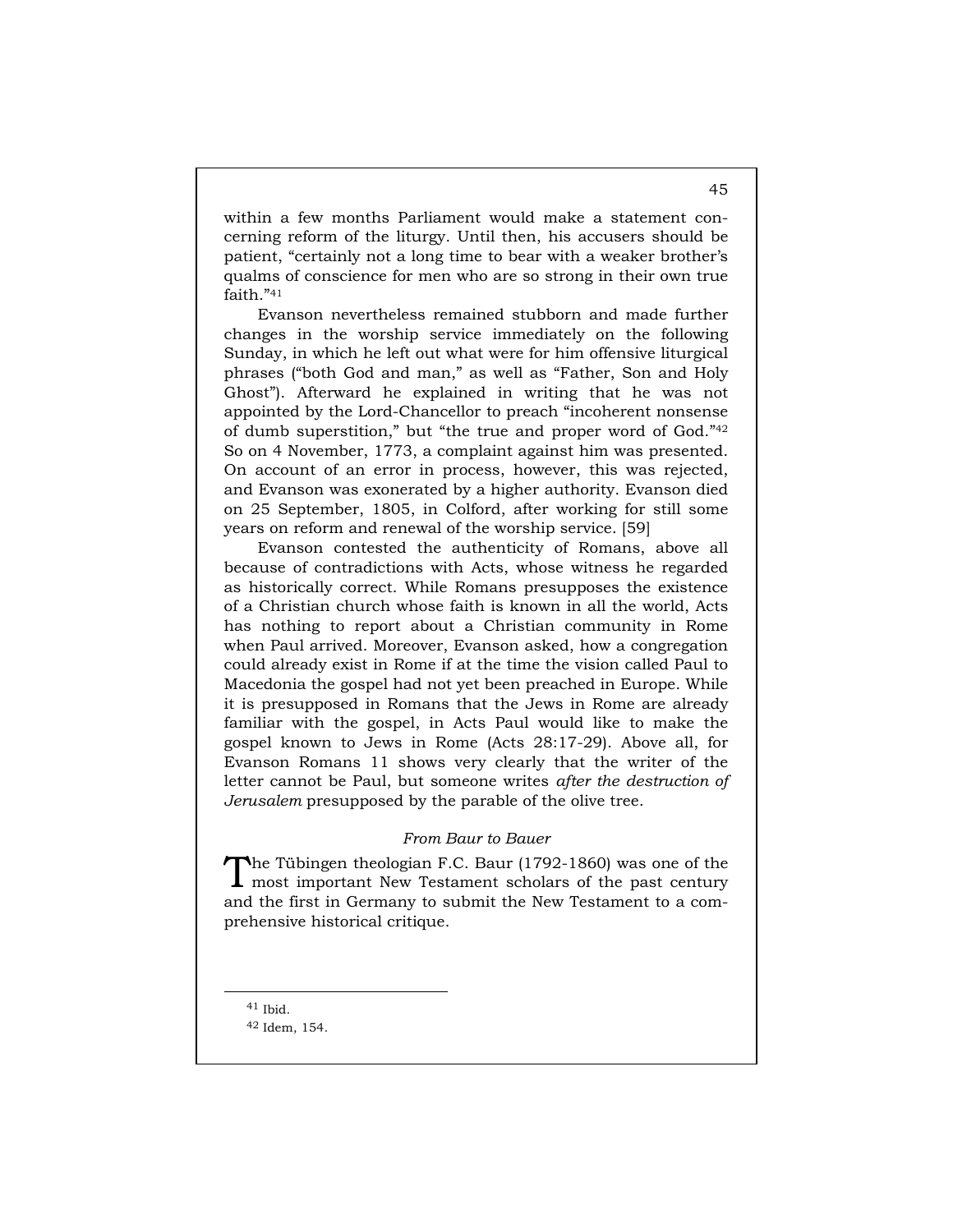within a few months Parliament would make a statement concerning reform of the liturgy. Until then, his accusers should be patient, "certainly not a long time to bear with a weaker brother's qualms of conscience for men who are so strong in their own true faith."[41]

Evanson nevertheless remained stubborn and made further changes in the worship service immediately on the following Sunday, in which he left out what were for him offensive liturgical phrases ("both God and man," as well as "Father, Son and Holy Ghost"). Afterward he explained in writing that he was not appointed by the Lord-Chancellor to preach "incoherent nonsense of dumb superstition," but "the true and proper word of God."[42] So on 4 November, 1773, a complaint against him was presented. On account of an error in process, however, this was rejected, and Evanson was exonerated by a higher authority. Evanson died on 25 September, 1805, in Colford, after working for still some years on reform and renewal of the worship service. [59]

Evanson contested the authenticity of Romans, above all because of contradictions with Acts, whose witness he regarded as historically correct. While Romans presupposes the existence of a Christian church whose faith is known in all the world, Acts has nothing to report about a Christian community in Rome when Paul arrived. Moreover, Evanson asked, how a congregation could already exist in Rome if at the time the vision called Paul to Macedonia the gospel had not yet been preached in Europe. While it is presupposed in Romans that the Jews in Rome are already familiar with the gospel, in Acts Paul would like to make the gospel known to Jews in Rome (Acts 28:17-29). Above all, for Evanson Romans 11 shows very clearly that the writer of the letter cannot be Paul, but someone writes *after the destruction of Jerusalem* presupposed by the parable of the olive tree.

### *From Baur to Bauer*

The Tübingen theologian F.C. Baur (1792-1860) was one of the most important New Testament scholars of the past century and the first in Germany to submit the New Testament to a comprehensive historical critique.

---

[41] Ibid.

[42] Idem, 154.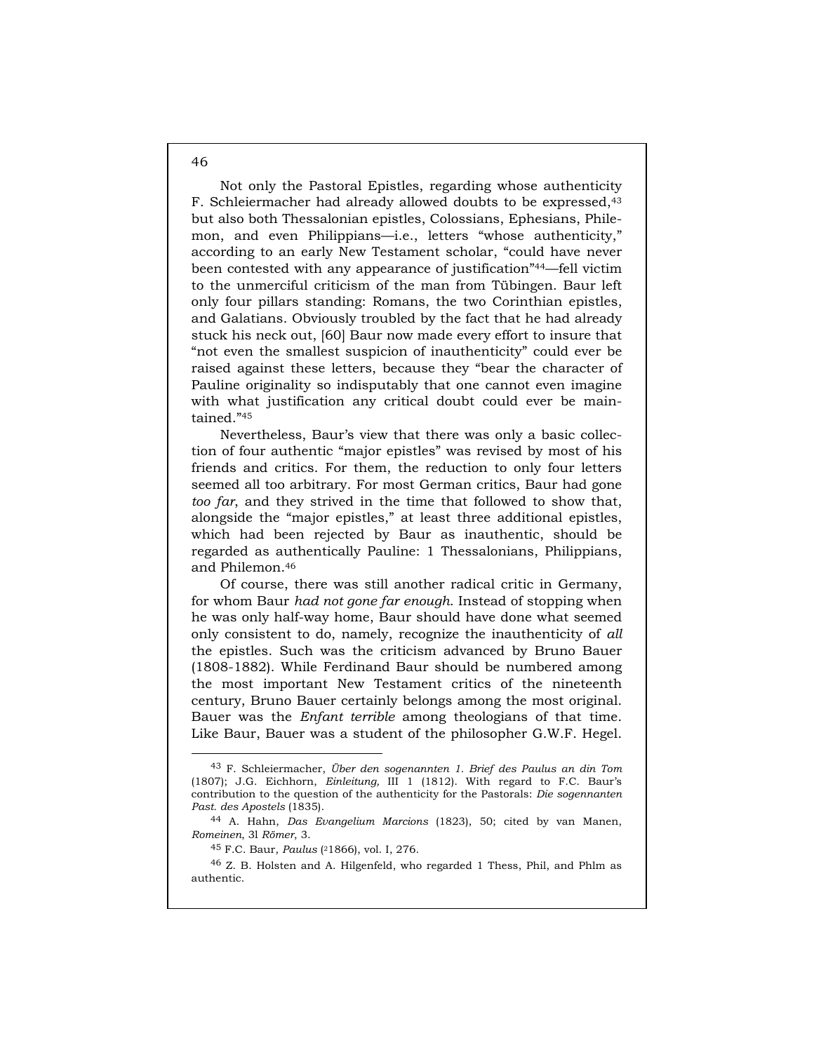Not only the Pastoral Epistles, regarding whose authenticity F. Schleiermacher had already allowed doubts to be expressed,[43] but also both Thessalonian epistles, Colossians, Ephesians, Philemon, and even Philippians—i.e., letters "whose authenticity," according to an early New Testament scholar, "could have never been contested with any appearance of justification"[44]—fell victim to the unmerciful criticism of the man from Tübingen. Baur left only four pillars standing: Romans, the two Corinthian epistles, and Galatians. Obviously troubled by the fact that he had already stuck his neck out, [60] Baur now made every effort to insure that "not even the smallest suspicion of inauthenticity" could ever be raised against these letters, because they "bear the character of Pauline originality so indisputably that one cannot even imagine with what justification any critical doubt could ever be maintained."[45]

Nevertheless, Baur's view that there was only a basic collection of four authentic "major epistles" was revised by most of his friends and critics. For them, the reduction to only four letters seemed all too arbitrary. For most German critics, Baur had gone *too far*, and they strived in the time that followed to show that, alongside the "major epistles," at least three additional epistles, which had been rejected by Baur as inauthentic, should be regarded as authentically Pauline: 1 Thessalonians, Philippians, and Philemon.[46]

Of course, there was still another radical critic in Germany, for whom Baur *had not gone far enough*. Instead of stopping when he was only half-way home, Baur should have done what seemed only consistent to do, namely, recognize the inauthenticity of *all* the epistles. Such was the criticism advanced by Bruno Bauer (1808-1882). While Ferdinand Baur should be numbered among the most important New Testament critics of the nineteenth century, Bruno Bauer certainly belongs among the most original. Bauer was the *Enfant terrible* among theologians of that time. Like Baur, Bauer was a student of the philosopher G.W.F. Hegel.

---

[43] F. Schleiermacher, *Über den sogenannten 1. Brief des Paulus an din Tom* (1807); J.G. Eichhorn, *Einleitung*, III 1 (1812). With regard to F.C. Baur's contribution to the question of the authenticity for the Pastorals: *Die sogennanten Past. des Apostels* (1835).

[44] A. Hahn, *Das Evangelium Marcions* (1823), 50; cited by van Manen, *Romeinen*, 3l *Römer*, 3.

[45] F.C. Baur, *Paulus* (²1866), vol. I, 276.

[46] Z. B. Holsten and A. Hilgenfeld, who regarded 1 Thess, Phil, and Phlm as authentic.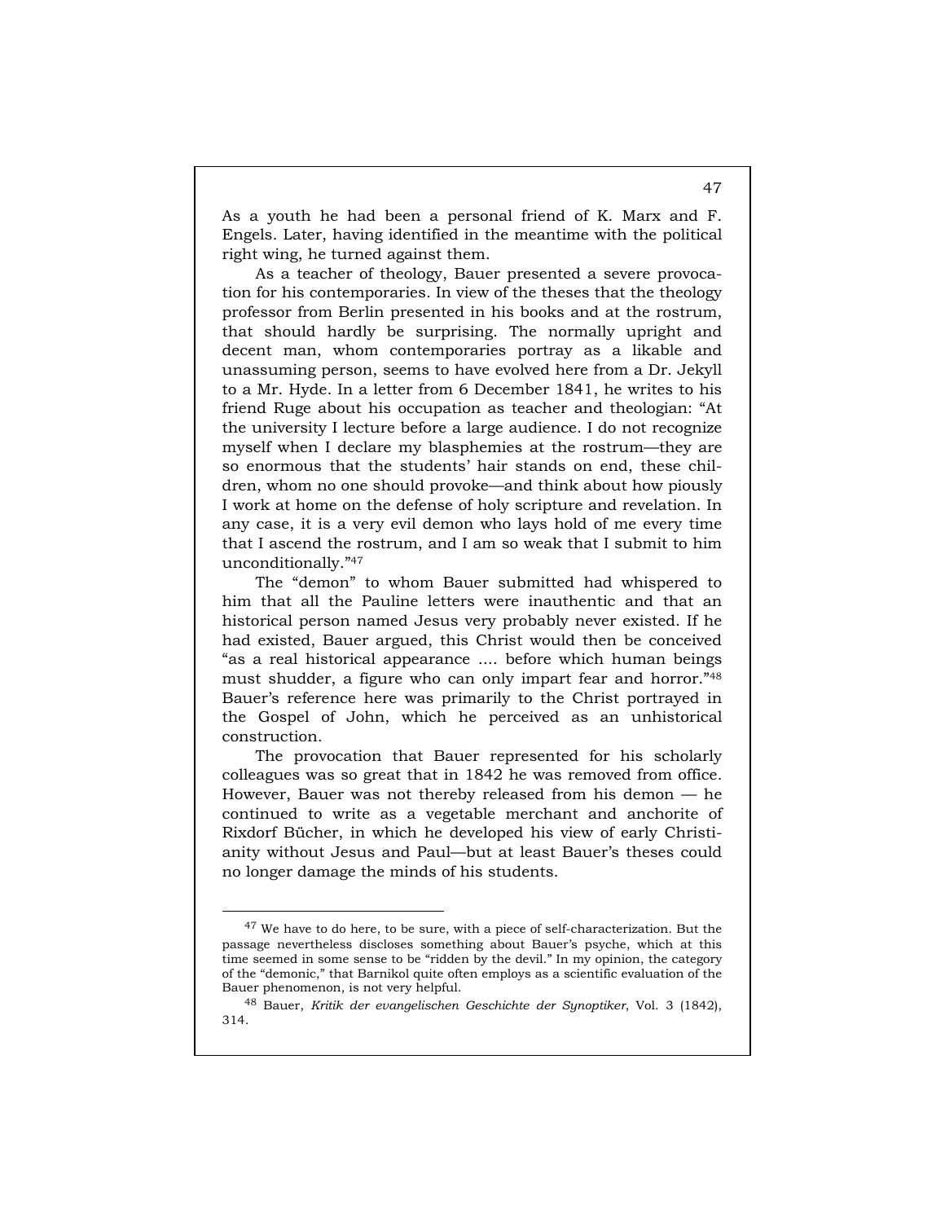As a youth he had been a personal friend of K. Marx and F. Engels. Later, having identified in the meantime with the political right wing, he turned against them.

As a teacher of theology, Bauer presented a severe provocation for his contemporaries. In view of the theses that the theology professor from Berlin presented in his books and at the rostrum, that should hardly be surprising. The normally upright and decent man, whom contemporaries portray as a likable and unassuming person, seems to have evolved here from a Dr. Jekyll to a Mr. Hyde. In a letter from 6 December 1841, he writes to his friend Ruge about his occupation as teacher and theologian: "At the university I lecture before a large audience. I do not recognize myself when I declare my blasphemies at the rostrum—they are so enormous that the students' hair stands on end, these children, whom no one should provoke—and think about how piously I work at home on the defense of holy scripture and revelation. In any case, it is a very evil demon who lays hold of me every time that I ascend the rostrum, and I am so weak that I submit to him unconditionally."[47]

The "demon" to whom Bauer submitted had whispered to him that all the Pauline letters were inauthentic and that an historical person named Jesus very probably never existed. If he had existed, Bauer argued, this Christ would then be conceived "as a real historical appearance .... before which human beings must shudder, a figure who can only impart fear and horror."[48] Bauer's reference here was primarily to the Christ portrayed in the Gospel of John, which he perceived as an unhistorical construction.

The provocation that Bauer represented for his scholarly colleagues was so great that in 1842 he was removed from office. However, Bauer was not thereby released from his demon — he continued to write as a vegetable merchant and anchorite of Rixdorf Bücher, in which he developed his view of early Christianity without Jesus and Paul—but at least Bauer's theses could no longer damage the minds of his students.

---

[47] We have to do here, to be sure, with a piece of self-characterization. But the passage nevertheless discloses something about Bauer's psyche, which at this time seemed in some sense to be "ridden by the devil." In my opinion, the category of the "demonic," that Barnikol quite often employs as a scientific evaluation of the Bauer phenomenon, is not very helpful.

[48] Bauer, *Kritik der evangelischen Geschichte der Synoptiker*, Vol. 3 (1842), 314.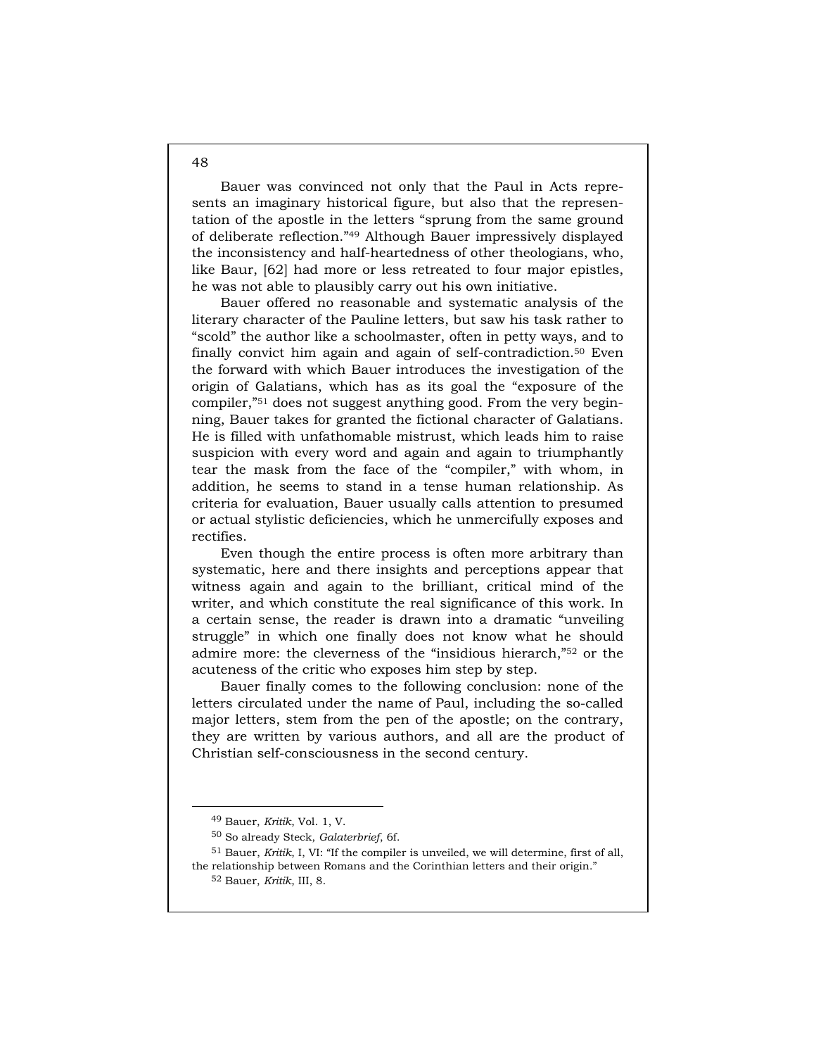Bauer was convinced not only that the Paul in Acts represents an imaginary historical figure, but also that the representation of the apostle in the letters "sprung from the same ground of deliberate reflection."[49] Although Bauer impressively displayed the inconsistency and half-heartedness of other theologians, who, like Baur, [62] had more or less retreated to four major epistles, he was not able to plausibly carry out his own initiative.

Bauer offered no reasonable and systematic analysis of the literary character of the Pauline letters, but saw his task rather to "scold" the author like a schoolmaster, often in petty ways, and to finally convict him again and again of self-contradiction.[50] Even the forward with which Bauer introduces the investigation of the origin of Galatians, which has as its goal the "exposure of the compiler,"[51] does not suggest anything good. From the very beginning, Bauer takes for granted the fictional character of Galatians. He is filled with unfathomable mistrust, which leads him to raise suspicion with every word and again and again to triumphantly tear the mask from the face of the "compiler," with whom, in addition, he seems to stand in a tense human relationship. As criteria for evaluation, Bauer usually calls attention to presumed or actual stylistic deficiencies, which he unmercifully exposes and rectifies.

Even though the entire process is often more arbitrary than systematic, here and there insights and perceptions appear that witness again and again to the brilliant, critical mind of the writer, and which constitute the real significance of this work. In a certain sense, the reader is drawn into a dramatic "unveiling struggle" in which one finally does not know what he should admire more: the cleverness of the "insidious hierarch,"[52] or the acuteness of the critic who exposes him step by step.

Bauer finally comes to the following conclusion: none of the letters circulated under the name of Paul, including the so-called major letters, stem from the pen of the apostle; on the contrary, they are written by various authors, and all are the product of Christian self-consciousness in the second century.

---

[49] Bauer, *Kritik*, Vol. 1, V.

[50] So already Steck, *Galaterbrief*, 6f.

[51] Bauer, *Kritik*, I, VI: "If the compiler is unveiled, we will determine, first of all, the relationship between Romans and the Corinthian letters and their origin."

[52] Bauer, *Kritik*, III, 8.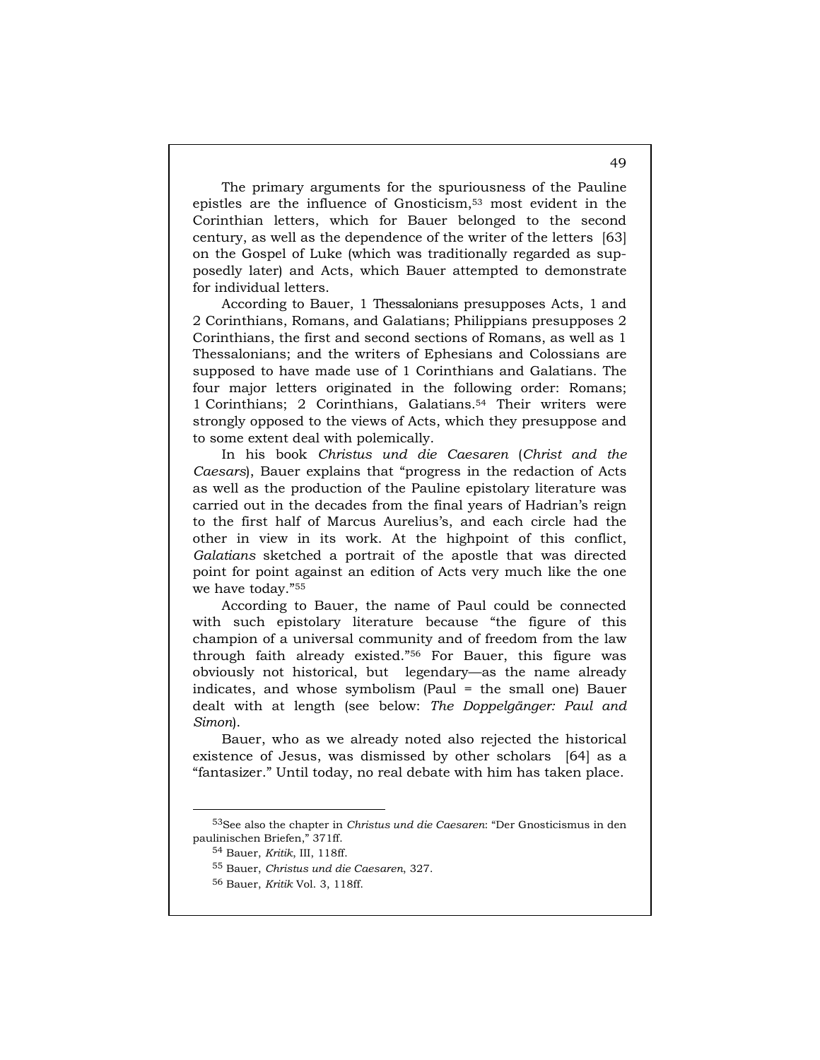The primary arguments for the spuriousness of the Pauline epistles are the influence of Gnosticism,[53] most evident in the Corinthian letters, which for Bauer belonged to the second century, as well as the dependence of the writer of the letters [63] on the Gospel of Luke (which was traditionally regarded as supposedly later) and Acts, which Bauer attempted to demonstrate for individual letters.

According to Bauer, 1 Thessalonians presupposes Acts, 1 and 2 Corinthians, Romans, and Galatians; Philippians presupposes 2 Corinthians, the first and second sections of Romans, as well as 1 Thessalonians; and the writers of Ephesians and Colossians are supposed to have made use of 1 Corinthians and Galatians. The four major letters originated in the following order: Romans; 1 Corinthians; 2 Corinthians, Galatians.[54] Their writers were strongly opposed to the views of Acts, which they presuppose and to some extent deal with polemically.

In his book *Christus und die Caesaren* (*Christ and the Caesars*), Bauer explains that "progress in the redaction of Acts as well as the production of the Pauline epistolary literature was carried out in the decades from the final years of Hadrian's reign to the first half of Marcus Aurelius's, and each circle had the other in view in its work. At the highpoint of this conflict, *Galatians* sketched a portrait of the apostle that was directed point for point against an edition of Acts very much like the one we have today."[55]

According to Bauer, the name of Paul could be connected with such epistolary literature because "the figure of this champion of a universal community and of freedom from the law through faith already existed."[56] For Bauer, this figure was obviously not historical, but legendary—as the name already indicates, and whose symbolism (Paul = the small one) Bauer dealt with at length (see below: *The Doppelgänger: Paul and Simon*).

Bauer, who as we already noted also rejected the historical existence of Jesus, was dismissed by other scholars [64] as a "fantasizer." Until today, no real debate with him has taken place.

---

[53] See also the chapter in *Christus und die Caesaren*: "Der Gnosticismus in den paulinischen Briefen," 371ff.

[54] Bauer, *Kritik*, III, 118ff.

[55] Bauer, *Christus und die Caesaren*, 327.

[56] Bauer, *Kritik* Vol. 3, 118ff.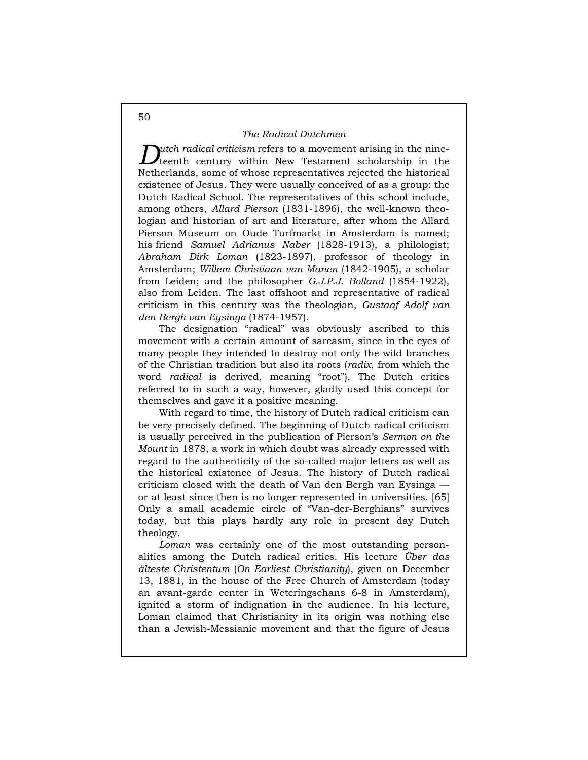## *The Radical Dutchmen*

*Dutch radical criticism* refers to a movement arising in the nineteenth century within New Testament scholarship in the Netherlands, some of whose representatives rejected the historical existence of Jesus. They were usually conceived of as a group: the Dutch Radical School. The representatives of this school include, among others, *Allard Pierson* (1831-1896), the well-known theologian and historian of art and literature, after whom the Allard Pierson Museum on Oude Turfmarkt in Amsterdam is named; his friend *Samuel Adrianus Naber* (1828-1913), a philologist; *Abraham Dirk Loman* (1823-1897), professor of theology in Amsterdam; *Willem Christiaan van Manen* (1842-1905), a scholar from Leiden; and the philosopher *G.J.P.J. Bolland* (1854-1922), also from Leiden. The last offshoot and representative of radical criticism in this century was the theologian, *Gustaaf Adolf van den Bergh van Eysinga* (1874-1957).

The designation "radical" was obviously ascribed to this movement with a certain amount of sarcasm, since in the eyes of many people they intended to destroy not only the wild branches of the Christian tradition but also its roots (*radix*, from which the word *radical* is derived, meaning "root"). The Dutch critics referred to in such a way, however, gladly used this concept for themselves and gave it a positive meaning.

With regard to time, the history of Dutch radical criticism can be very precisely defined. The beginning of Dutch radical criticism is usually perceived in the publication of Pierson's *Sermon on the Mount* in 1878, a work in which doubt was already expressed with regard to the authenticity of the so-called major letters as well as the historical existence of Jesus. The history of Dutch radical criticism closed with the death of Van den Bergh van Eysinga — or at least since then is no longer represented in universities. [65] Only a small academic circle of "Van-der-Berghians" survives today, but this plays hardly any role in present day Dutch theology.

*Loman* was certainly one of the most outstanding personalities among the Dutch radical critics. His lecture *Über das älteste Christentum* (*On Earliest Christianity*), given on December 13, 1881, in the house of the Free Church of Amsterdam (today an avant-garde center in Weteringschans 6-8 in Amsterdam), ignited a storm of indignation in the audience. In his lecture, Loman claimed that Christianity in its origin was nothing else than a Jewish-Messianic movement and that the figure of Jesus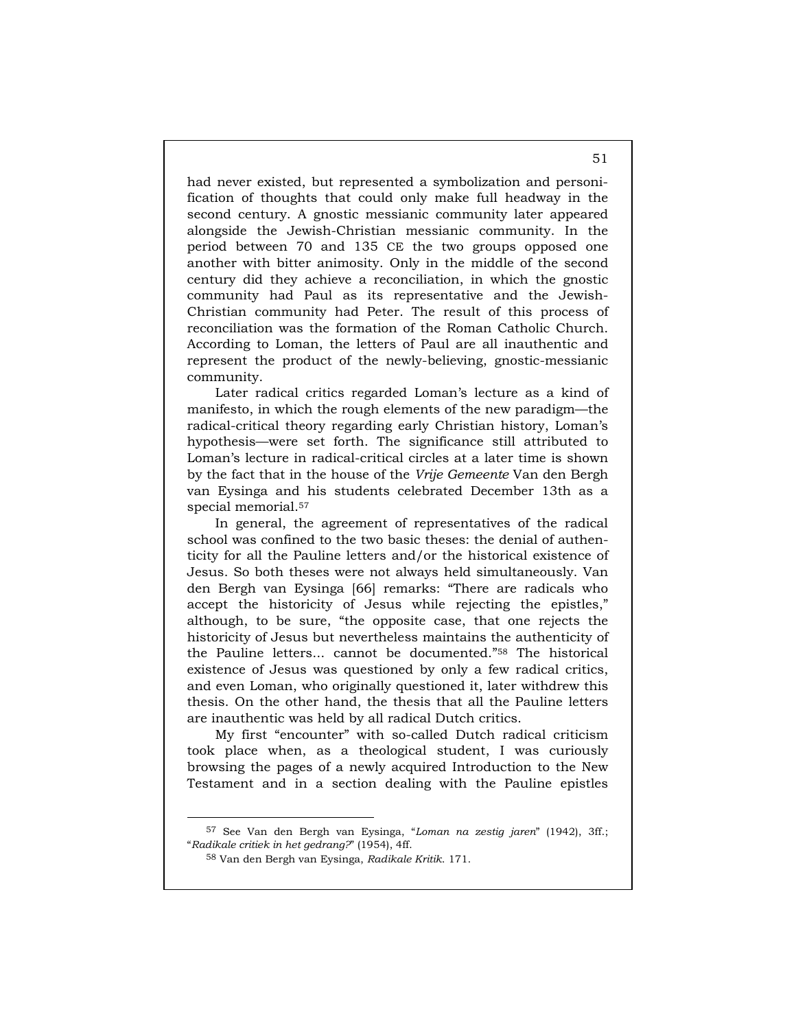had never existed, but represented a symbolization and personification of thoughts that could only make full headway in the second century. A gnostic messianic community later appeared alongside the Jewish-Christian messianic community. In the period between 70 and 135 CE the two groups opposed one another with bitter animosity. Only in the middle of the second century did they achieve a reconciliation, in which the gnostic community had Paul as its representative and the Jewish-Christian community had Peter. The result of this process of reconciliation was the formation of the Roman Catholic Church. According to Loman, the letters of Paul are all inauthentic and represent the product of the newly-believing, gnostic-messianic community.

Later radical critics regarded Loman's lecture as a kind of manifesto, in which the rough elements of the new paradigm—the radical-critical theory regarding early Christian history, Loman's hypothesis—were set forth. The significance still attributed to Loman's lecture in radical-critical circles at a later time is shown by the fact that in the house of the *Vrije Gemeente* Van den Bergh van Eysinga and his students celebrated December 13th as a special memorial.[57]

In general, the agreement of representatives of the radical school was confined to the two basic theses: the denial of authenticity for all the Pauline letters and/or the historical existence of Jesus. So both theses were not always held simultaneously. Van den Bergh van Eysinga [66] remarks: "There are radicals who accept the historicity of Jesus while rejecting the epistles," although, to be sure, "the opposite case, that one rejects the historicity of Jesus but nevertheless maintains the authenticity of the Pauline letters... cannot be documented."[58] The historical existence of Jesus was questioned by only a few radical critics, and even Loman, who originally questioned it, later withdrew this thesis. On the other hand, the thesis that all the Pauline letters are inauthentic was held by all radical Dutch critics.

My first "encounter" with so-called Dutch radical criticism took place when, as a theological student, I was curiously browsing the pages of a newly acquired Introduction to the New Testament and in a section dealing with the Pauline epistles

---

[57] See Van den Bergh van Eysinga, "*Loman na zestig jaren*" (1942), 3ff.; "*Radikale critiek in het gedrang?*" (1954), 4ff.

[58] Van den Bergh van Eysinga, *Radikale Kritik.* 171.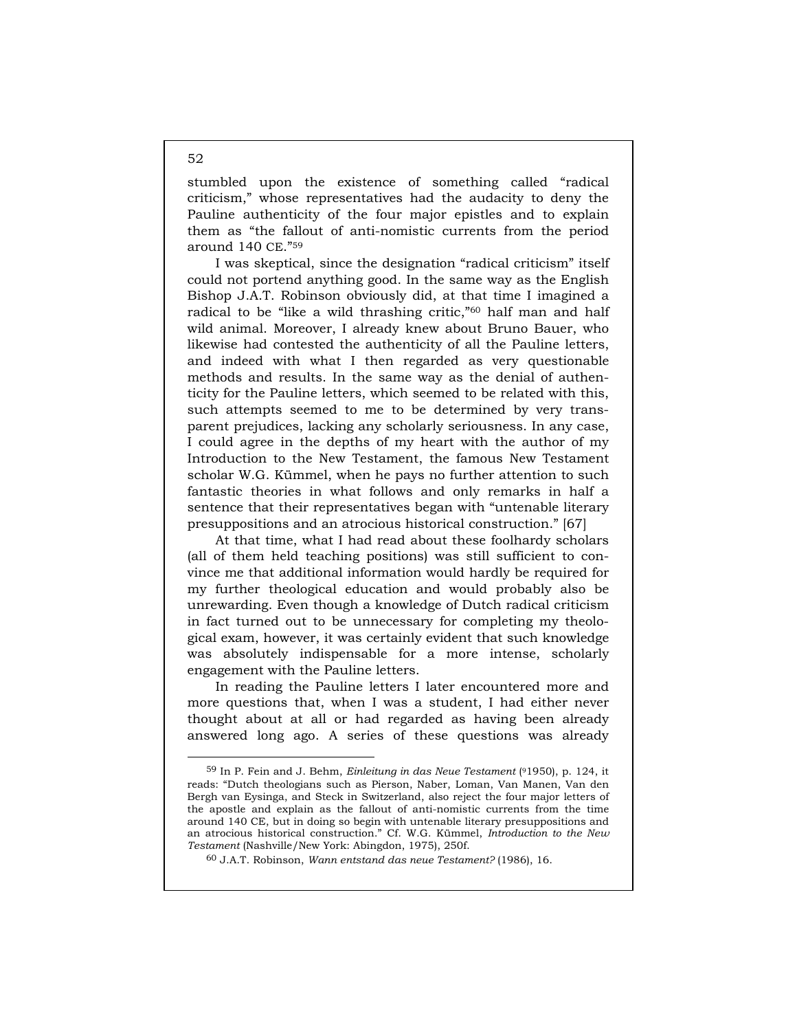stumbled upon the existence of something called "radical criticism," whose representatives had the audacity to deny the Pauline authenticity of the four major epistles and to explain them as "the fallout of anti-nomistic currents from the period around 140 CE."[59]

I was skeptical, since the designation "radical criticism" itself could not portend anything good. In the same way as the English Bishop J.A.T. Robinson obviously did, at that time I imagined a radical to be "like a wild thrashing critic,"[60] half man and half wild animal. Moreover, I already knew about Bruno Bauer, who likewise had contested the authenticity of all the Pauline letters, and indeed with what I then regarded as very questionable methods and results. In the same way as the denial of authenticity for the Pauline letters, which seemed to be related with this, such attempts seemed to me to be determined by very transparent prejudices, lacking any scholarly seriousness. In any case, I could agree in the depths of my heart with the author of my Introduction to the New Testament, the famous New Testament scholar W.G. Kümmel, when he pays no further attention to such fantastic theories in what follows and only remarks in half a sentence that their representatives began with "untenable literary presuppositions and an atrocious historical construction." [67]

At that time, what I had read about these foolhardy scholars (all of them held teaching positions) was still sufficient to convince me that additional information would hardly be required for my further theological education and would probably also be unrewarding. Even though a knowledge of Dutch radical criticism in fact turned out to be unnecessary for completing my theological exam, however, it was certainly evident that such knowledge was absolutely indispensable for a more intense, scholarly engagement with the Pauline letters.

In reading the Pauline letters I later encountered more and more questions that, when I was a student, I had either never thought about at all or had regarded as having been already answered long ago. A series of these questions was already

---

[59] In P. Fein and J. Behm, *Einleitung in das Neue Testament* (⁹1950), p. 124, it reads: "Dutch theologians such as Pierson, Naber, Loman, Van Manen, Van den Bergh van Eysinga, and Steck in Switzerland, also reject the four major letters of the apostle and explain as the fallout of anti-nomistic currents from the time around 140 CE, but in doing so begin with untenable literary presuppositions and an atrocious historical construction." Cf. W.G. Kümmel, *Introduction to the New Testament* (Nashville/New York: Abingdon, 1975), 250f.

[60] J.A.T. Robinson, *Wann entstand das neue Testament?* (1986), 16.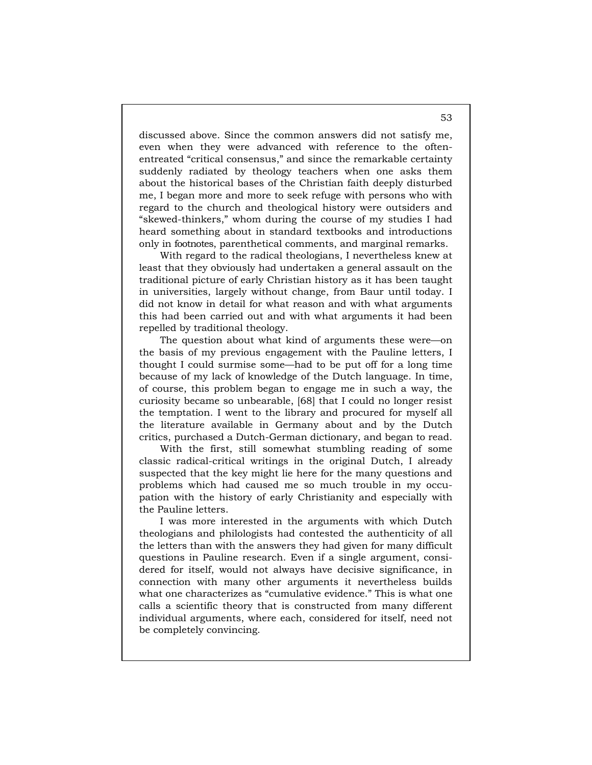discussed above. Since the common answers did not satisfy me, even when they were advanced with reference to the often-entreated "critical consensus," and since the remarkable certainty suddenly radiated by theology teachers when one asks them about the historical bases of the Christian faith deeply disturbed me, I began more and more to seek refuge with persons who with regard to the church and theological history were outsiders and "skewed-thinkers," whom during the course of my studies I had heard something about in standard textbooks and introductions only in footnotes, parenthetical comments, and marginal remarks.

With regard to the radical theologians, I nevertheless knew at least that they obviously had undertaken a general assault on the traditional picture of early Christian history as it has been taught in universities, largely without change, from Baur until today. I did not know in detail for what reason and with what arguments this had been carried out and with what arguments it had been repelled by traditional theology.

The question about what kind of arguments these were—on the basis of my previous engagement with the Pauline letters, I thought I could surmise some—had to be put off for a long time because of my lack of knowledge of the Dutch language. In time, of course, this problem began to engage me in such a way, the curiosity became so unbearable, [68] that I could no longer resist the temptation. I went to the library and procured for myself all the literature available in Germany about and by the Dutch critics, purchased a Dutch-German dictionary, and began to read.

With the first, still somewhat stumbling reading of some classic radical-critical writings in the original Dutch, I already suspected that the key might lie here for the many questions and problems which had caused me so much trouble in my occupation with the history of early Christianity and especially with the Pauline letters.

I was more interested in the arguments with which Dutch theologians and philologists had contested the authenticity of all the letters than with the answers they had given for many difficult questions in Pauline research. Even if a single argument, considered for itself, would not always have decisive significance, in connection with many other arguments it nevertheless builds what one characterizes as "cumulative evidence." This is what one calls a scientific theory that is constructed from many different individual arguments, where each, considered for itself, need not be completely convincing.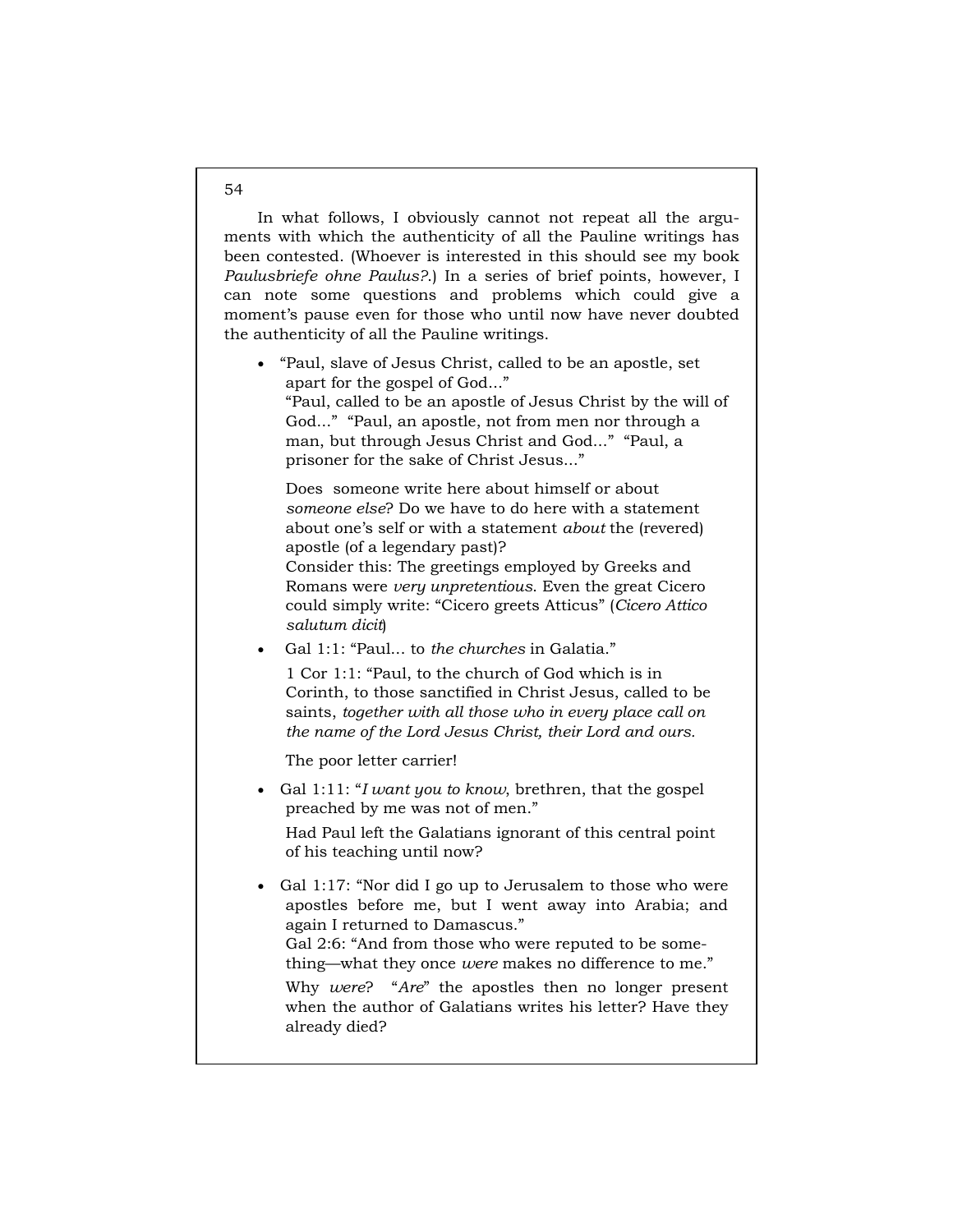In what follows, I obviously cannot not repeat all the arguments with which the authenticity of all the Pauline writings has been contested. (Whoever is interested in this should see my book *Paulusbriefe ohne Paulus?*.) In a series of brief points, however, I can note some questions and problems which could give a moment's pause even for those who until now have never doubted the authenticity of all the Pauline writings.

- "Paul, slave of Jesus Christ, called to be an apostle, set apart for the gospel of God..."
  "Paul, called to be an apostle of Jesus Christ by the will of God..." "Paul, an apostle, not from men nor through a man, but through Jesus Christ and God..." "Paul, a prisoner for the sake of Christ Jesus..."

  Does someone write here about himself or about *someone else*? Do we have to do here with a statement about one's self or with a statement *about* the (revered) apostle (of a legendary past)?
  Consider this: The greetings employed by Greeks and Romans were *very unpretentious*. Even the great Cicero could simply write: "Cicero greets Atticus" (*Cicero Attico salutum dicit*)

- Gal 1:1: "Paul... to *the churches* in Galatia."

  1 Cor 1:1: "Paul, to the church of God which is in Corinth, to those sanctified in Christ Jesus, called to be saints, *together with all those who in every place call on the name of the Lord Jesus Christ, their Lord and ours.*

  The poor letter carrier!

- Gal 1:11: "*I want you to know*, brethren, that the gospel preached by me was not of men."

  Had Paul left the Galatians ignorant of this central point of his teaching until now?

- Gal 1:17: "Nor did I go up to Jerusalem to those who were apostles before me, but I went away into Arabia; and again I returned to Damascus."
  Gal 2:6: "And from those who were reputed to be something—what they once *were* makes no difference to me."

  Why *were*? "*Are*" the apostles then no longer present when the author of Galatians writes his letter? Have they already died?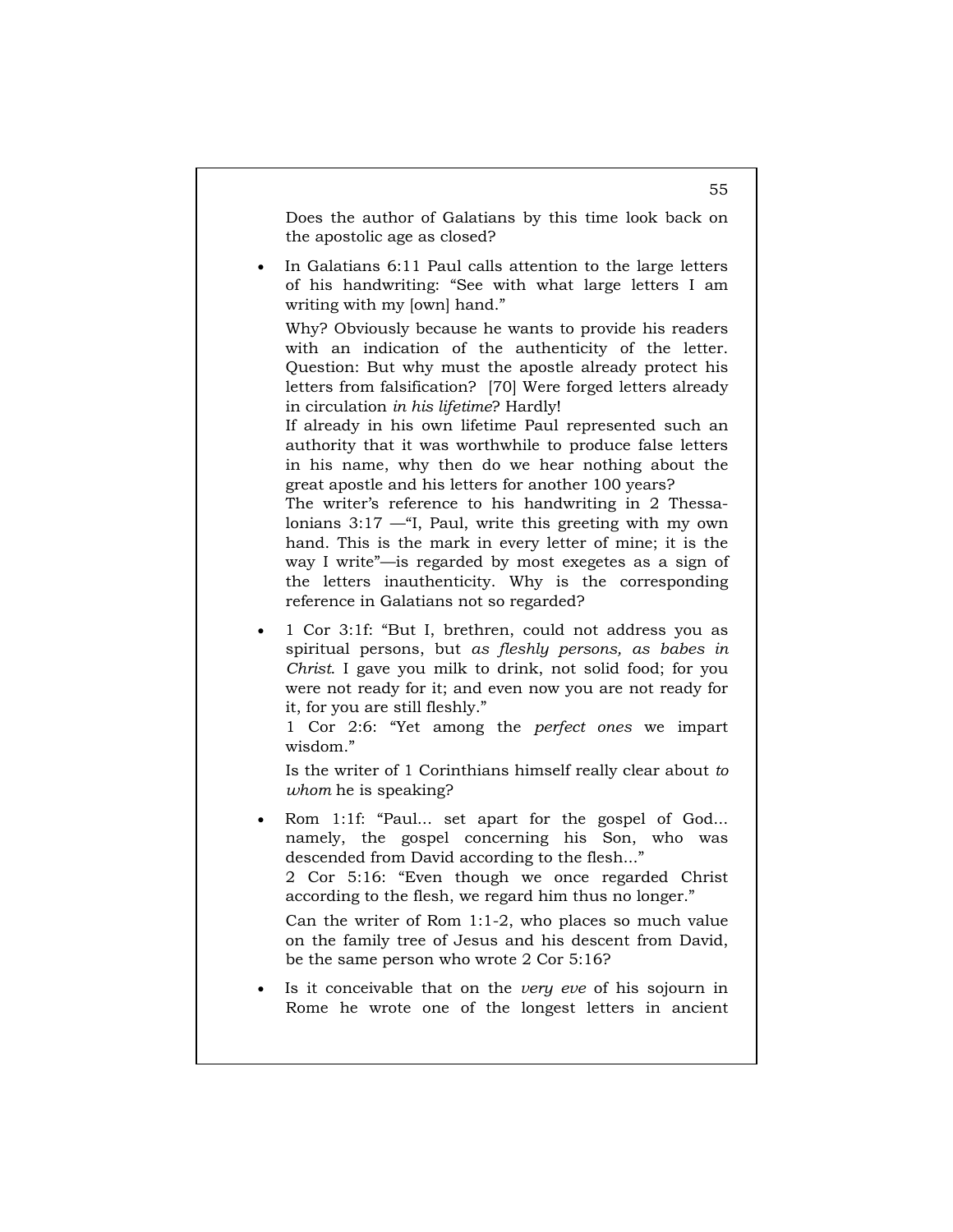Does the author of Galatians by this time look back on the apostolic age as closed?

- In Galatians 6:11 Paul calls attention to the large letters of his handwriting: "See with what large letters I am writing with my [own] hand."

  Why? Obviously because he wants to provide his readers with an indication of the authenticity of the letter. Question: But why must the apostle already protect his letters from falsification? [70] Were forged letters already in circulation *in his lifetime*? Hardly!
  If already in his own lifetime Paul represented such an authority that it was worthwhile to produce false letters in his name, why then do we hear nothing about the great apostle and his letters for another 100 years?
  The writer's reference to his handwriting in 2 Thessalonians 3:17 —"I, Paul, write this greeting with my own hand. This is the mark in every letter of mine; it is the way I write"—is regarded by most exegetes as a sign of the letters inauthenticity. Why is the corresponding reference in Galatians not so regarded?

- 1 Cor 3:1f: "But I, brethren, could not address you as spiritual persons, but *as fleshly persons, as babes in Christ*. I gave you milk to drink, not solid food; for you were not ready for it; and even now you are not ready for it, for you are still fleshly."
  1 Cor 2:6: "Yet among the *perfect ones* we impart wisdom."

  Is the writer of 1 Corinthians himself really clear about *to whom* he is speaking?

- Rom 1:1f: "Paul... set apart for the gospel of God... namely, the gospel concerning his Son, who was descended from David according to the flesh..."
  2 Cor 5:16: "Even though we once regarded Christ according to the flesh, we regard him thus no longer."

  Can the writer of Rom 1:1-2, who places so much value on the family tree of Jesus and his descent from David, be the same person who wrote 2 Cor 5:16?

- Is it conceivable that on the *very eve* of his sojourn in Rome he wrote one of the longest letters in ancient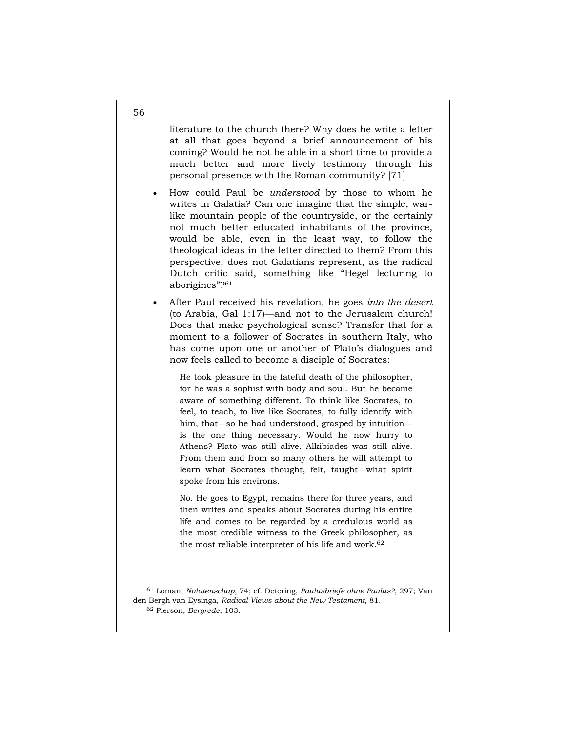literature to the church there? Why does he write a letter at all that goes beyond a brief announcement of his coming? Would he not be able in a short time to provide a much better and more lively testimony through his personal presence with the Roman community? [71]

- How could Paul be *understood* by those to whom he writes in Galatia? Can one imagine that the simple, war-like mountain people of the countryside, or the certainly not much better educated inhabitants of the province, would be able, even in the least way, to follow the theological ideas in the letter directed to them? From this perspective, does not Galatians represent, as the radical Dutch critic said, something like "Hegel lecturing to aborigines"?[61]

- After Paul received his revelation, he goes *into the desert* (to Arabia, Gal 1:17)—and not to the Jerusalem church! Does that make psychological sense? Transfer that for a moment to a follower of Socrates in southern Italy, who has come upon one or another of Plato's dialogues and now feels called to become a disciple of Socrates:

> He took pleasure in the fateful death of the philosopher, for he was a sophist with body and soul. But he became aware of something different. To think like Socrates, to feel, to teach, to live like Socrates, to fully identify with him, that—so he had understood, grasped by intuition—is the one thing necessary. Would he now hurry to Athens? Plato was still alive. Alkibiades was still alive. From them and from so many others he will attempt to learn what Socrates thought, felt, taught—what spirit spoke from his environs.
>
> No. He goes to Egypt, remains there for three years, and then writes and speaks about Socrates during his entire life and comes to be regarded by a credulous world as the most credible witness to the Greek philosopher, as the most reliable interpreter of his life and work.[62]

---

[61] Loman, *Nalatenschap*, 74; cf. Detering, *Paulusbriefe ohne Paulus?*, 297; Van den Bergh van Eysinga, *Radical Views about the New Testament*, 81.

[62] Pierson, *Bergrede*, 103.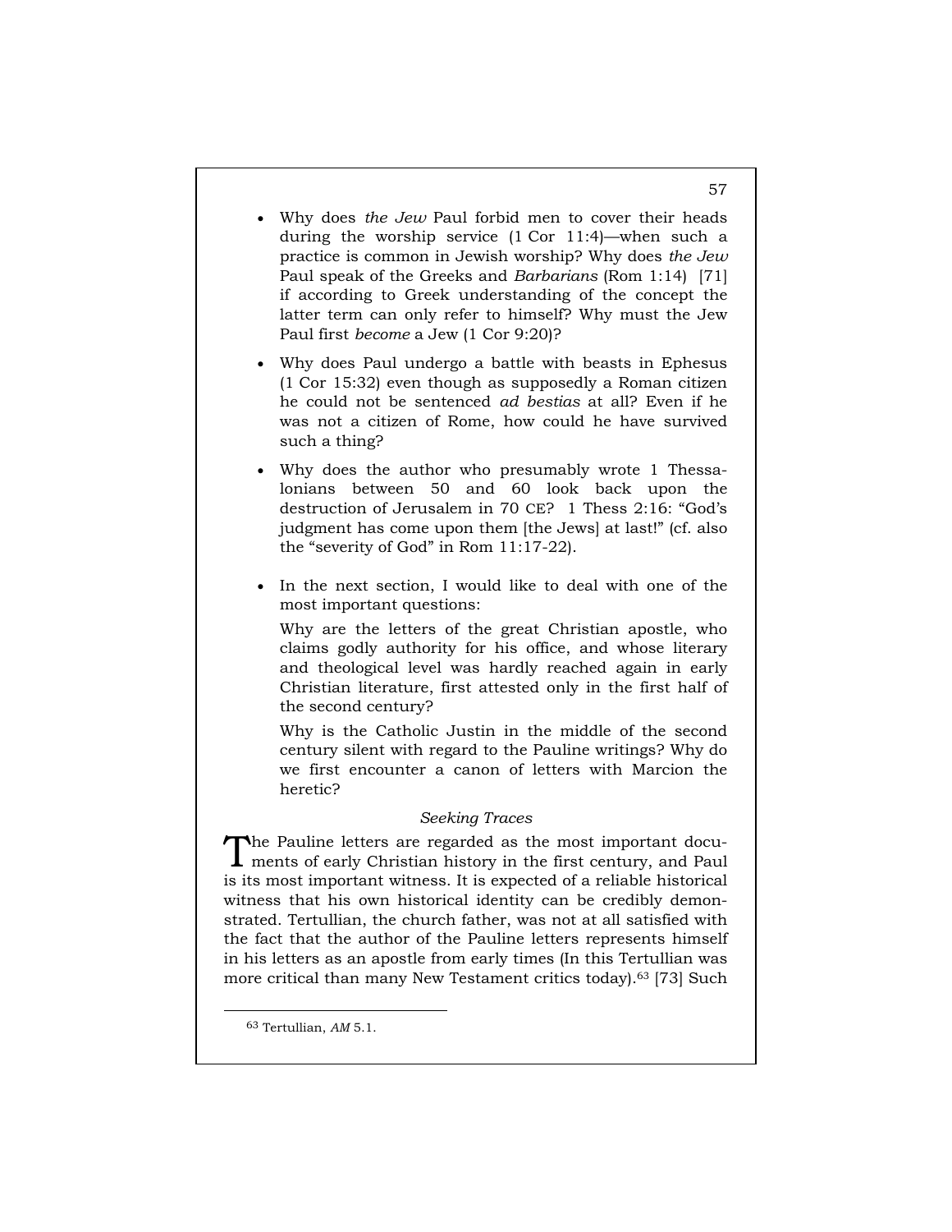- Why does *the Jew* Paul forbid men to cover their heads during the worship service (1 Cor 11:4)—when such a practice is common in Jewish worship? Why does *the Jew* Paul speak of the Greeks and *Barbarians* (Rom 1:14) [71] if according to Greek understanding of the concept the latter term can only refer to himself? Why must the Jew Paul first *become* a Jew (1 Cor 9:20)?

- Why does Paul undergo a battle with beasts in Ephesus (1 Cor 15:32) even though as supposedly a Roman citizen he could not be sentenced *ad bestias* at all? Even if he was not a citizen of Rome, how could he have survived such a thing?

- Why does the author who presumably wrote 1 Thessalonians between 50 and 60 look back upon the destruction of Jerusalem in 70 CE? 1 Thess 2:16: "God's judgment has come upon them [the Jews] at last!" (cf. also the "severity of God" in Rom 11:17-22).

- In the next section, I would like to deal with one of the most important questions:

  Why are the letters of the great Christian apostle, who claims godly authority for his office, and whose literary and theological level was hardly reached again in early Christian literature, first attested only in the first half of the second century?

  Why is the Catholic Justin in the middle of the second century silent with regard to the Pauline writings? Why do we first encounter a canon of letters with Marcion the heretic?

### *Seeking Traces*

The Pauline letters are regarded as the most important documents of early Christian history in the first century, and Paul is its most important witness. It is expected of a reliable historical witness that his own historical identity can be credibly demonstrated. Tertullian, the church father, was not at all satisfied with the fact that the author of the Pauline letters represents himself in his letters as an apostle from early times (In this Tertullian was more critical than many New Testament critics today).[63] [73] Such

---

[63] Tertullian, *AM* 5.1.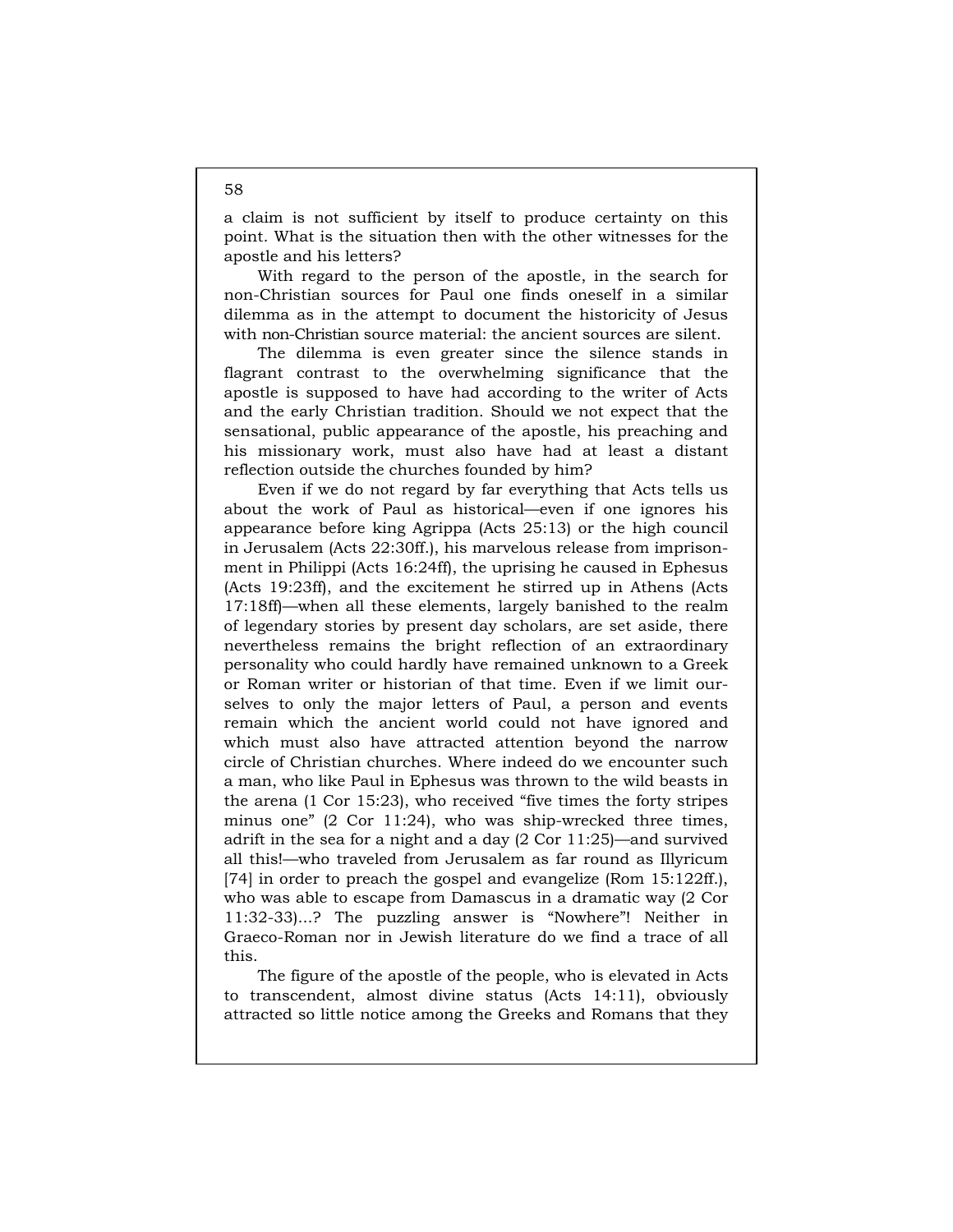a claim is not sufficient by itself to produce certainty on this point. What is the situation then with the other witnesses for the apostle and his letters?

With regard to the person of the apostle, in the search for non-Christian sources for Paul one finds oneself in a similar dilemma as in the attempt to document the historicity of Jesus with non-Christian source material: the ancient sources are silent.

The dilemma is even greater since the silence stands in flagrant contrast to the overwhelming significance that the apostle is supposed to have had according to the writer of Acts and the early Christian tradition. Should we not expect that the sensational, public appearance of the apostle, his preaching and his missionary work, must also have had at least a distant reflection outside the churches founded by him?

Even if we do not regard by far everything that Acts tells us about the work of Paul as historical—even if one ignores his appearance before king Agrippa (Acts 25:13) or the high council in Jerusalem (Acts 22:30ff.), his marvelous release from imprisonment in Philippi (Acts 16:24ff), the uprising he caused in Ephesus (Acts 19:23ff), and the excitement he stirred up in Athens (Acts 17:18ff)—when all these elements, largely banished to the realm of legendary stories by present day scholars, are set aside, there nevertheless remains the bright reflection of an extraordinary personality who could hardly have remained unknown to a Greek or Roman writer or historian of that time. Even if we limit ourselves to only the major letters of Paul, a person and events remain which the ancient world could not have ignored and which must also have attracted attention beyond the narrow circle of Christian churches. Where indeed do we encounter such a man, who like Paul in Ephesus was thrown to the wild beasts in the arena (1 Cor 15:23), who received "five times the forty stripes minus one" (2 Cor 11:24), who was ship-wrecked three times, adrift in the sea for a night and a day (2 Cor 11:25)—and survived all this!—who traveled from Jerusalem as far round as Illyricum [74] in order to preach the gospel and evangelize (Rom 15:122ff.), who was able to escape from Damascus in a dramatic way (2 Cor 11:32-33)...? The puzzling answer is "Nowhere"! Neither in Graeco-Roman nor in Jewish literature do we find a trace of all this.

The figure of the apostle of the people, who is elevated in Acts to transcendent, almost divine status (Acts 14:11), obviously attracted so little notice among the Greeks and Romans that they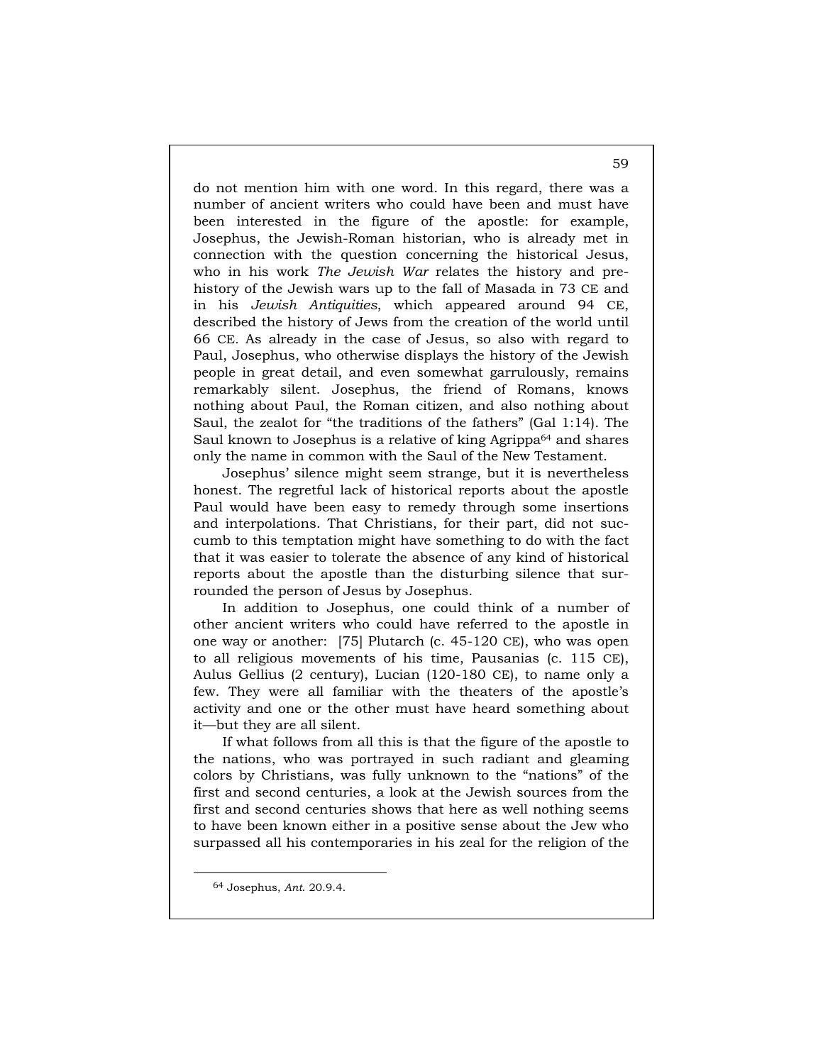do not mention him with one word. In this regard, there was a number of ancient writers who could have been and must have been interested in the figure of the apostle: for example, Josephus, the Jewish-Roman historian, who is already met in connection with the question concerning the historical Jesus, who in his work *The Jewish War* relates the history and pre-history of the Jewish wars up to the fall of Masada in 73 CE and in his *Jewish Antiquities*, which appeared around 94 CE, described the history of Jews from the creation of the world until 66 CE. As already in the case of Jesus, so also with regard to Paul, Josephus, who otherwise displays the history of the Jewish people in great detail, and even somewhat garrulously, remains remarkably silent. Josephus, the friend of Romans, knows nothing about Paul, the Roman citizen, and also nothing about Saul, the zealot for "the traditions of the fathers" (Gal 1:14). The Saul known to Josephus is a relative of king Agrippa[64] and shares only the name in common with the Saul of the New Testament.

Josephus' silence might seem strange, but it is nevertheless honest. The regretful lack of historical reports about the apostle Paul would have been easy to remedy through some insertions and interpolations. That Christians, for their part, did not succumb to this temptation might have something to do with the fact that it was easier to tolerate the absence of any kind of historical reports about the apostle than the disturbing silence that surrounded the person of Jesus by Josephus.

In addition to Josephus, one could think of a number of other ancient writers who could have referred to the apostle in one way or another: [75] Plutarch (c. 45-120 CE), who was open to all religious movements of his time, Pausanias (c. 115 CE), Aulus Gellius (2 century), Lucian (120-180 CE), to name only a few. They were all familiar with the theaters of the apostle's activity and one or the other must have heard something about it—but they are all silent.

If what follows from all this is that the figure of the apostle to the nations, who was portrayed in such radiant and gleaming colors by Christians, was fully unknown to the "nations" of the first and second centuries, a look at the Jewish sources from the first and second centuries shows that here as well nothing seems to have been known either in a positive sense about the Jew who surpassed all his contemporaries in his zeal for the religion of the

---

[64] Josephus, *Ant.* 20.9.4.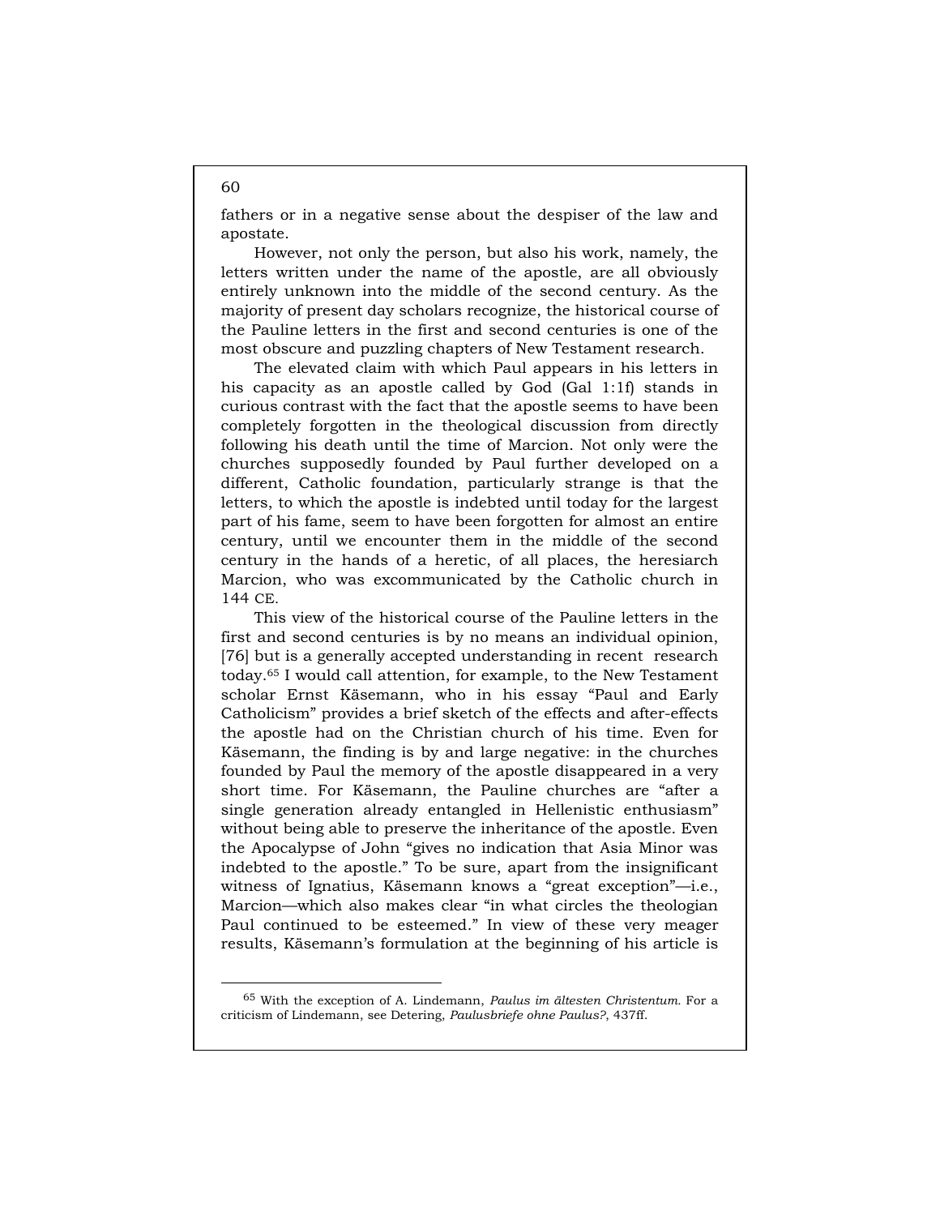fathers or in a negative sense about the despiser of the law and apostate.

However, not only the person, but also his work, namely, the letters written under the name of the apostle, are all obviously entirely unknown into the middle of the second century. As the majority of present day scholars recognize, the historical course of the Pauline letters in the first and second centuries is one of the most obscure and puzzling chapters of New Testament research.

The elevated claim with which Paul appears in his letters in his capacity as an apostle called by God (Gal 1:1f) stands in curious contrast with the fact that the apostle seems to have been completely forgotten in the theological discussion from directly following his death until the time of Marcion. Not only were the churches supposedly founded by Paul further developed on a different, Catholic foundation, particularly strange is that the letters, to which the apostle is indebted until today for the largest part of his fame, seem to have been forgotten for almost an entire century, until we encounter them in the middle of the second century in the hands of a heretic, of all places, the heresiarch Marcion, who was excommunicated by the Catholic church in 144 CE.

This view of the historical course of the Pauline letters in the first and second centuries is by no means an individual opinion, [76] but is a generally accepted understanding in recent research today.[65] I would call attention, for example, to the New Testament scholar Ernst Käsemann, who in his essay "Paul and Early Catholicism" provides a brief sketch of the effects and after-effects the apostle had on the Christian church of his time. Even for Käsemann, the finding is by and large negative: in the churches founded by Paul the memory of the apostle disappeared in a very short time. For Käsemann, the Pauline churches are "after a single generation already entangled in Hellenistic enthusiasm" without being able to preserve the inheritance of the apostle. Even the Apocalypse of John "gives no indication that Asia Minor was indebted to the apostle." To be sure, apart from the insignificant witness of Ignatius, Käsemann knows a "great exception"—i.e., Marcion—which also makes clear "in what circles the theologian Paul continued to be esteemed." In view of these very meager results, Käsemann's formulation at the beginning of his article is

---

[65] With the exception of A. Lindemann, *Paulus im ältesten Christentum*. For a criticism of Lindemann, see Detering, *Paulusbriefe ohne Paulus?*, 437ff.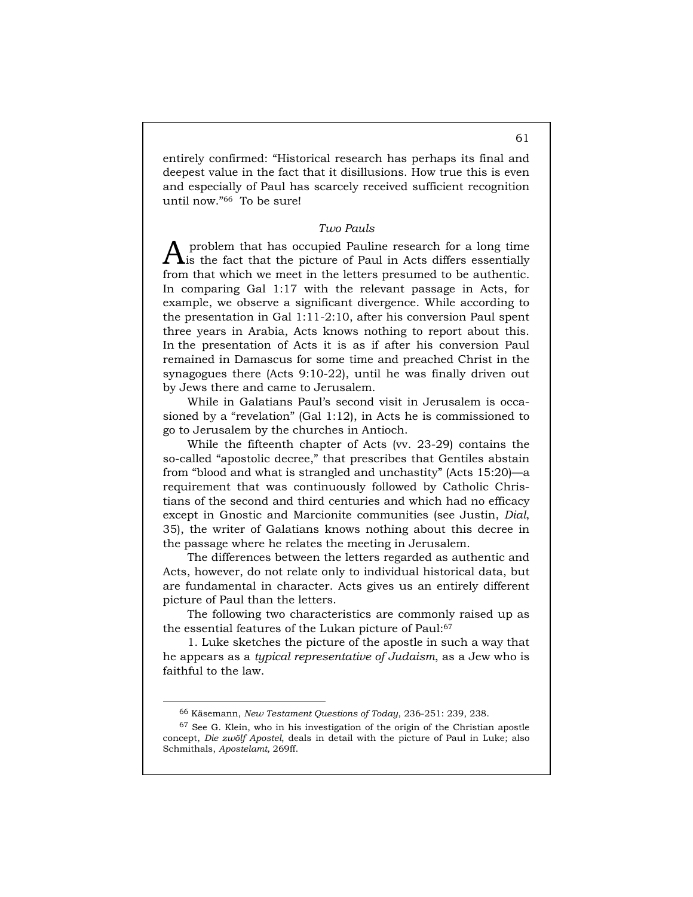entirely confirmed: “Historical research has perhaps its final and deepest value in the fact that it disillusions. How true this is even and especially of Paul has scarcely received sufficient recognition until now.”[66] To be sure!

### *Two Pauls*

A problem that has occupied Pauline research for a long time is the fact that the picture of Paul in Acts differs essentially from that which we meet in the letters presumed to be authentic. In comparing Gal 1:17 with the relevant passage in Acts, for example, we observe a significant divergence. While according to the presentation in Gal 1:11-2:10, after his conversion Paul spent three years in Arabia, Acts knows nothing to report about this. In the presentation of Acts it is as if after his conversion Paul remained in Damascus for some time and preached Christ in the synagogues there (Acts 9:10-22), until he was finally driven out by Jews there and came to Jerusalem.

While in Galatians Paul’s second visit in Jerusalem is occasioned by a “revelation” (Gal 1:12), in Acts he is commissioned to go to Jerusalem by the churches in Antioch.

While the fifteenth chapter of Acts (vv. 23-29) contains the so-called “apostolic decree,” that prescribes that Gentiles abstain from “blood and what is strangled and unchastity” (Acts 15:20)—a requirement that was continuously followed by Catholic Christians of the second and third centuries and which had no efficacy except in Gnostic and Marcionite communities (see Justin, *Dial*, 35), the writer of Galatians knows nothing about this decree in the passage where he relates the meeting in Jerusalem.

The differences between the letters regarded as authentic and Acts, however, do not relate only to individual historical data, but are fundamental in character. Acts gives us an entirely different picture of Paul than the letters.

The following two characteristics are commonly raised up as the essential features of the Lukan picture of Paul:[67]

1. Luke sketches the picture of the apostle in such a way that he appears as a *typical representative of Judaism*, as a Jew who is faithful to the law.

---

[66] Käsemann, *New Testament Questions of Today*, 236-251: 239, 238.

[67] See G. Klein, who in his investigation of the origin of the Christian apostle concept, *Die zwölf Apostel*, deals in detail with the picture of Paul in Luke; also Schmithals, *Apostelamt,* 269ff.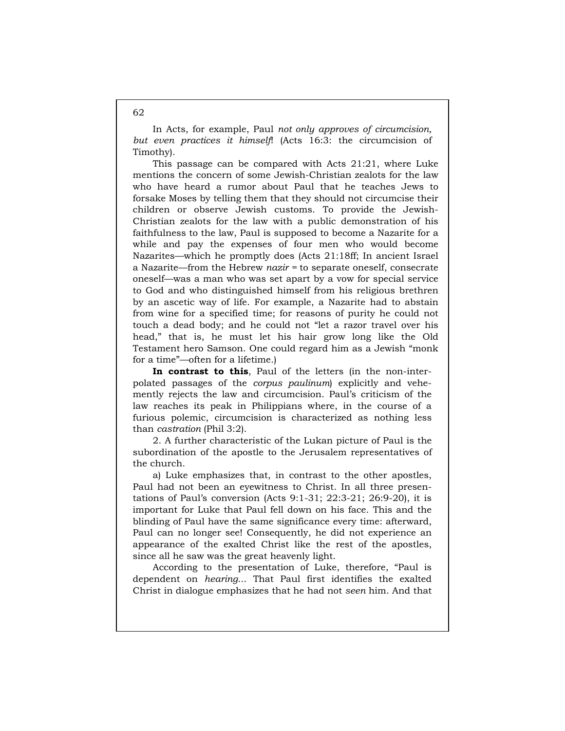In Acts, for example, Paul *not only approves of circumcision, but even practices it himself*! (Acts 16:3: the circumcision of Timothy).

This passage can be compared with Acts 21:21, where Luke mentions the concern of some Jewish-Christian zealots for the law who have heard a rumor about Paul that he teaches Jews to forsake Moses by telling them that they should not circumcise their children or observe Jewish customs. To provide the Jewish-Christian zealots for the law with a public demonstration of his faithfulness to the law, Paul is supposed to become a Nazarite for a while and pay the expenses of four men who would become Nazarites—which he promptly does (Acts 21:18ff; In ancient Israel a Nazarite—from the Hebrew *nazir* = to separate oneself, consecrate oneself—was a man who was set apart by a vow for special service to God and who distinguished himself from his religious brethren by an ascetic way of life. For example, a Nazarite had to abstain from wine for a specified time; for reasons of purity he could not touch a dead body; and he could not "let a razor travel over his head," that is, he must let his hair grow long like the Old Testament hero Samson. One could regard him as a Jewish "monk for a time"—often for a lifetime.)

**In contrast to this**, Paul of the letters (in the non-interpolated passages of the *corpus paulinum*) explicitly and vehemently rejects the law and circumcision. Paul's criticism of the law reaches its peak in Philippians where, in the course of a furious polemic, circumcision is characterized as nothing less than *castration* (Phil 3:2).

2. A further characteristic of the Lukan picture of Paul is the subordination of the apostle to the Jerusalem representatives of the church.

a) Luke emphasizes that, in contrast to the other apostles, Paul had not been an eyewitness to Christ. In all three presentations of Paul's conversion (Acts 9:1-31; 22:3-21; 26:9-20), it is important for Luke that Paul fell down on his face. This and the blinding of Paul have the same significance every time: afterward, Paul can no longer see! Consequently, he did not experience an appearance of the exalted Christ like the rest of the apostles, since all he saw was the great heavenly light.

According to the presentation of Luke, therefore, "Paul is dependent on *hearing*... That Paul first identifies the exalted Christ in dialogue emphasizes that he had not *seen* him. And that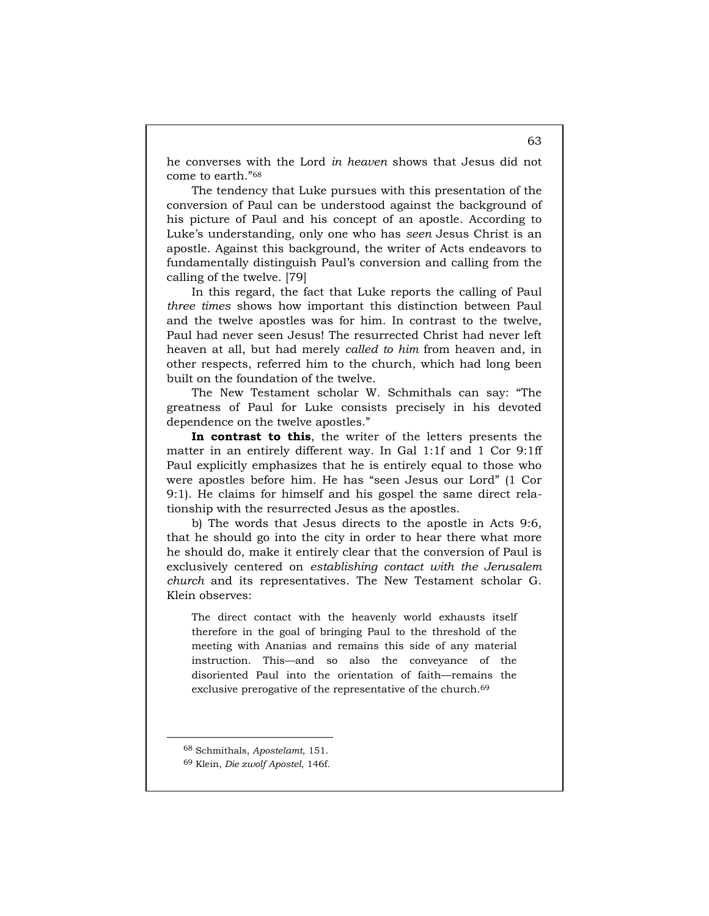he converses with the Lord *in heaven* shows that Jesus did not come to earth."[68]

The tendency that Luke pursues with this presentation of the conversion of Paul can be understood against the background of his picture of Paul and his concept of an apostle. According to Luke's understanding, only one who has *seen* Jesus Christ is an apostle. Against this background, the writer of Acts endeavors to fundamentally distinguish Paul's conversion and calling from the calling of the twelve. [79]

In this regard, the fact that Luke reports the calling of Paul *three times* shows how important this distinction between Paul and the twelve apostles was for him. In contrast to the twelve, Paul had never seen Jesus! The resurrected Christ had never left heaven at all, but had merely *called to him* from heaven and, in other respects, referred him to the church, which had long been built on the foundation of the twelve.

The New Testament scholar W. Schmithals can say: "The greatness of Paul for Luke consists precisely in his devoted dependence on the twelve apostles."

**In contrast to this**, the writer of the letters presents the matter in an entirely different way. In Gal 1:1f and 1 Cor 9:1ff Paul explicitly emphasizes that he is entirely equal to those who were apostles before him. He has "seen Jesus our Lord" (1 Cor 9:1). He claims for himself and his gospel the same direct relationship with the resurrected Jesus as the apostles.

b) The words that Jesus directs to the apostle in Acts 9:6, that he should go into the city in order to hear there what more he should do, make it entirely clear that the conversion of Paul is exclusively centered on *establishing contact with the Jerusalem church* and its representatives. The New Testament scholar G. Klein observes:

> The direct contact with the heavenly world exhausts itself therefore in the goal of bringing Paul to the threshold of the meeting with Ananias and remains this side of any material instruction. This—and so also the conveyance of the disoriented Paul into the orientation of faith—remains the exclusive prerogative of the representative of the church.[69]

---

[68] Schmithals, *Apostelamt*, 151.

[69] Klein, *Die zwolf Apostel*, 146f.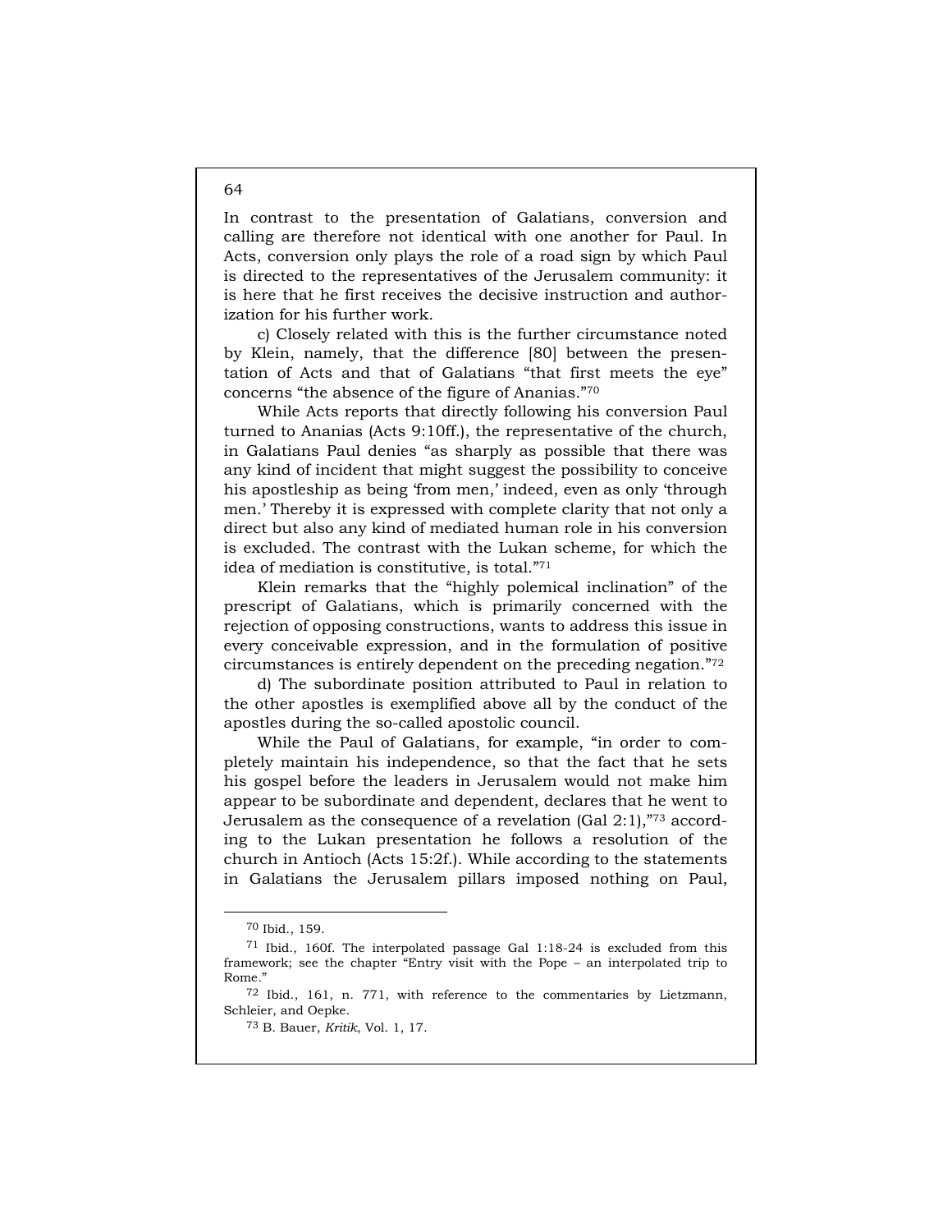In contrast to the presentation of Galatians, conversion and calling are therefore not identical with one another for Paul. In Acts, conversion only plays the role of a road sign by which Paul is directed to the representatives of the Jerusalem community: it is here that he first receives the decisive instruction and authorization for his further work.

c) Closely related with this is the further circumstance noted by Klein, namely, that the difference [80] between the presentation of Acts and that of Galatians "that first meets the eye" concerns "the absence of the figure of Ananias."[70]

While Acts reports that directly following his conversion Paul turned to Ananias (Acts 9:10ff.), the representative of the church, in Galatians Paul denies "as sharply as possible that there was any kind of incident that might suggest the possibility to conceive his apostleship as being 'from men,' indeed, even as only 'through men.' Thereby it is expressed with complete clarity that not only a direct but also any kind of mediated human role in his conversion is excluded. The contrast with the Lukan scheme, for which the idea of mediation is constitutive, is total."[71]

Klein remarks that the "highly polemical inclination" of the prescript of Galatians, which is primarily concerned with the rejection of opposing constructions, wants to address this issue in every conceivable expression, and in the formulation of positive circumstances is entirely dependent on the preceding negation."[72]

d) The subordinate position attributed to Paul in relation to the other apostles is exemplified above all by the conduct of the apostles during the so-called apostolic council.

While the Paul of Galatians, for example, "in order to completely maintain his independence, so that the fact that he sets his gospel before the leaders in Jerusalem would not make him appear to be subordinate and dependent, declares that he went to Jerusalem as the consequence of a revelation (Gal 2:1),"[73] according to the Lukan presentation he follows a resolution of the church in Antioch (Acts 15:2f.). While according to the statements in Galatians the Jerusalem pillars imposed nothing on Paul,

---

[70] Ibid., 159.

[71] Ibid., 160f. The interpolated passage Gal 1:18-24 is excluded from this framework; see the chapter "Entry visit with the Pope – an interpolated trip to Rome."

[72] Ibid., 161, n. 771, with reference to the commentaries by Lietzmann, Schleier, and Oepke.

[73] B. Bauer, *Kritik*, Vol. 1, 17.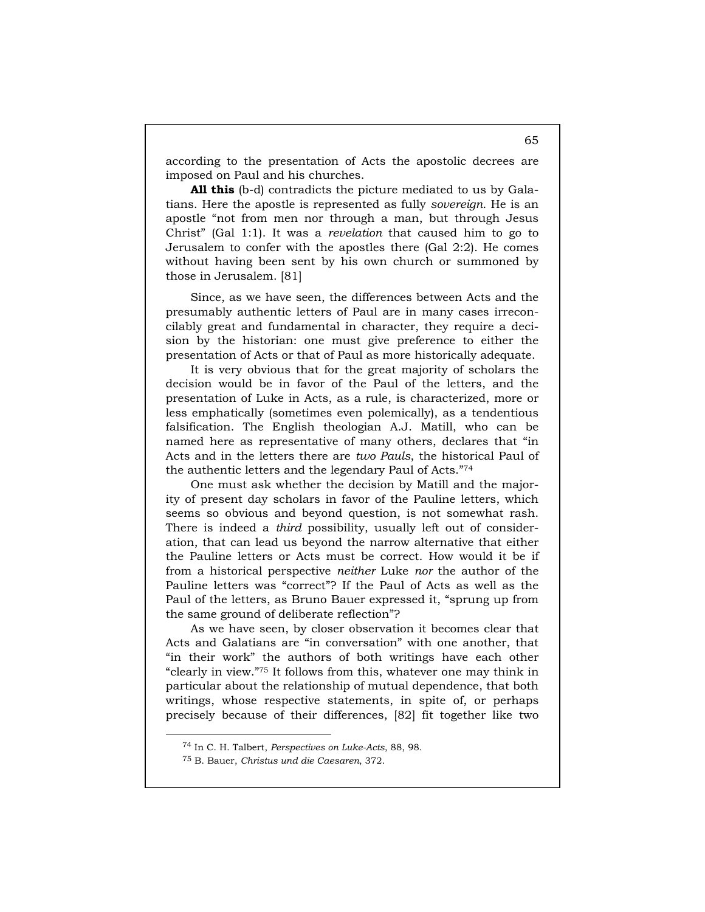according to the presentation of Acts the apostolic decrees are imposed on Paul and his churches.

**All this** (b-d) contradicts the picture mediated to us by Galatians. Here the apostle is represented as fully *sovereign*. He is an apostle "not from men nor through a man, but through Jesus Christ" (Gal 1:1). It was a *revelation* that caused him to go to Jerusalem to confer with the apostles there (Gal 2:2). He comes without having been sent by his own church or summoned by those in Jerusalem. [81]

Since, as we have seen, the differences between Acts and the presumably authentic letters of Paul are in many cases irreconcilably great and fundamental in character, they require a decision by the historian: one must give preference to either the presentation of Acts or that of Paul as more historically adequate.

It is very obvious that for the great majority of scholars the decision would be in favor of the Paul of the letters, and the presentation of Luke in Acts, as a rule, is characterized, more or less emphatically (sometimes even polemically), as a tendentious falsification. The English theologian A.J. Matill, who can be named here as representative of many others, declares that "in Acts and in the letters there are *two Pauls*, the historical Paul of the authentic letters and the legendary Paul of Acts."[74]

One must ask whether the decision by Matill and the majority of present day scholars in favor of the Pauline letters, which seems so obvious and beyond question, is not somewhat rash. There is indeed a *third* possibility, usually left out of consideration, that can lead us beyond the narrow alternative that either the Pauline letters or Acts must be correct. How would it be if from a historical perspective *neither* Luke *nor* the author of the Pauline letters was "correct"? If the Paul of Acts as well as the Paul of the letters, as Bruno Bauer expressed it, "sprung up from the same ground of deliberate reflection"?

As we have seen, by closer observation it becomes clear that Acts and Galatians are "in conversation" with one another, that "in their work" the authors of both writings have each other "clearly in view."[75] It follows from this, whatever one may think in particular about the relationship of mutual dependence, that both writings, whose respective statements, in spite of, or perhaps precisely because of their differences, [82] fit together like two

[74] In C. H. Talbert, *Perspectives on Luke-Acts*, 88, 98.

[75] B. Bauer, *Christus und die Caesaren*, 372.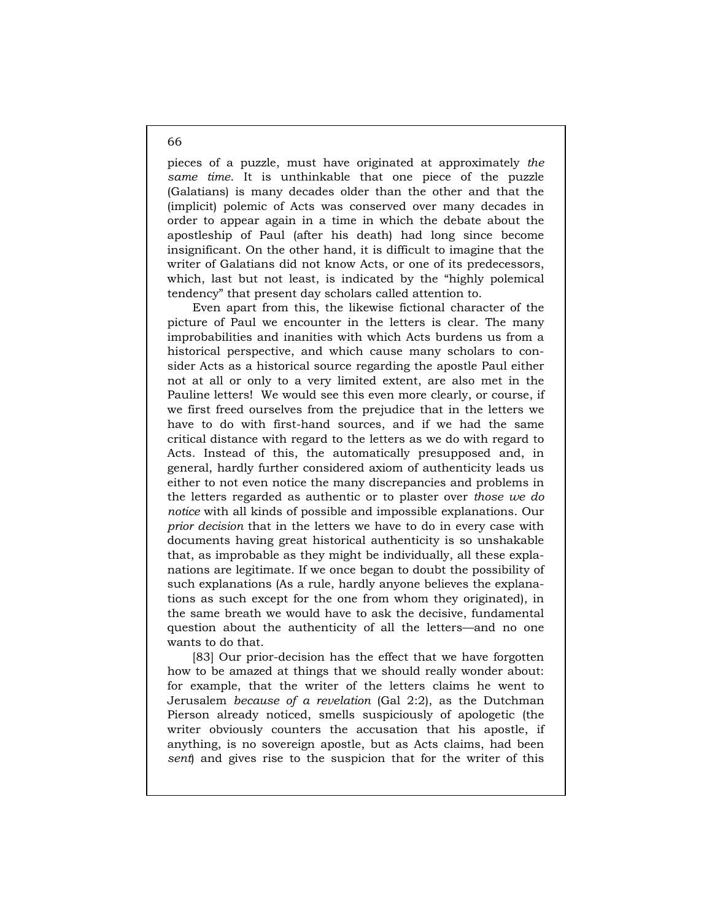pieces of a puzzle, must have originated at approximately *the same time*. It is unthinkable that one piece of the puzzle (Galatians) is many decades older than the other and that the (implicit) polemic of Acts was conserved over many decades in order to appear again in a time in which the debate about the apostleship of Paul (after his death) had long since become insignificant. On the other hand, it is difficult to imagine that the writer of Galatians did not know Acts, or one of its predecessors, which, last but not least, is indicated by the "highly polemical tendency" that present day scholars called attention to.

Even apart from this, the likewise fictional character of the picture of Paul we encounter in the letters is clear. The many improbabilities and inanities with which Acts burdens us from a historical perspective, and which cause many scholars to consider Acts as a historical source regarding the apostle Paul either not at all or only to a very limited extent, are also met in the Pauline letters! We would see this even more clearly, or course, if we first freed ourselves from the prejudice that in the letters we have to do with first-hand sources, and if we had the same critical distance with regard to the letters as we do with regard to Acts. Instead of this, the automatically presupposed and, in general, hardly further considered axiom of authenticity leads us either to not even notice the many discrepancies and problems in the letters regarded as authentic or to plaster over *those we do notice* with all kinds of possible and impossible explanations. Our *prior decision* that in the letters we have to do in every case with documents having great historical authenticity is so unshakable that, as improbable as they might be individually, all these explanations are legitimate. If we once began to doubt the possibility of such explanations (As a rule, hardly anyone believes the explanations as such except for the one from whom they originated), in the same breath we would have to ask the decisive, fundamental question about the authenticity of all the letters—and no one wants to do that.

[83] Our prior-decision has the effect that we have forgotten how to be amazed at things that we should really wonder about: for example, that the writer of the letters claims he went to Jerusalem *because of a revelation* (Gal 2:2), as the Dutchman Pierson already noticed, smells suspiciously of apologetic (the writer obviously counters the accusation that his apostle, if anything, is no sovereign apostle, but as Acts claims, had been *sent*) and gives rise to the suspicion that for the writer of this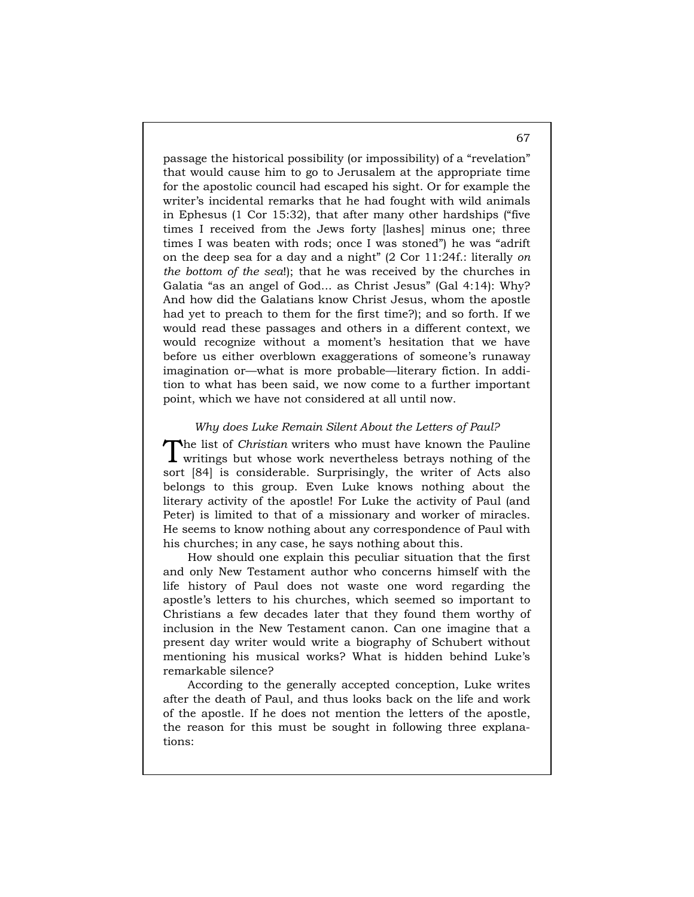passage the historical possibility (or impossibility) of a "revelation" that would cause him to go to Jerusalem at the appropriate time for the apostolic council had escaped his sight. Or for example the writer's incidental remarks that he had fought with wild animals in Ephesus (1 Cor 15:32), that after many other hardships ("five times I received from the Jews forty [lashes] minus one; three times I was beaten with rods; once I was stoned") he was "adrift on the deep sea for a day and a night" (2 Cor 11:24f.: literally *on the bottom of the sea*!); that he was received by the churches in Galatia "as an angel of God... as Christ Jesus" (Gal 4:14): Why? And how did the Galatians know Christ Jesus, whom the apostle had yet to preach to them for the first time?); and so forth. If we would read these passages and others in a different context, we would recognize without a moment's hesitation that we have before us either overblown exaggerations of someone's runaway imagination or—what is more probable—literary fiction. In addition to what has been said, we now come to a further important point, which we have not considered at all until now.

### *Why does Luke Remain Silent About the Letters of Paul?*

The list of *Christian* writers who must have known the Pauline writings but whose work nevertheless betrays nothing of the sort [84] is considerable. Surprisingly, the writer of Acts also belongs to this group. Even Luke knows nothing about the literary activity of the apostle! For Luke the activity of Paul (and Peter) is limited to that of a missionary and worker of miracles. He seems to know nothing about any correspondence of Paul with his churches; in any case, he says nothing about this.

How should one explain this peculiar situation that the first and only New Testament author who concerns himself with the life history of Paul does not waste one word regarding the apostle's letters to his churches, which seemed so important to Christians a few decades later that they found them worthy of inclusion in the New Testament canon. Can one imagine that a present day writer would write a biography of Schubert without mentioning his musical works? What is hidden behind Luke's remarkable silence?

According to the generally accepted conception, Luke writes after the death of Paul, and thus looks back on the life and work of the apostle. If he does not mention the letters of the apostle, the reason for this must be sought in following three explanations: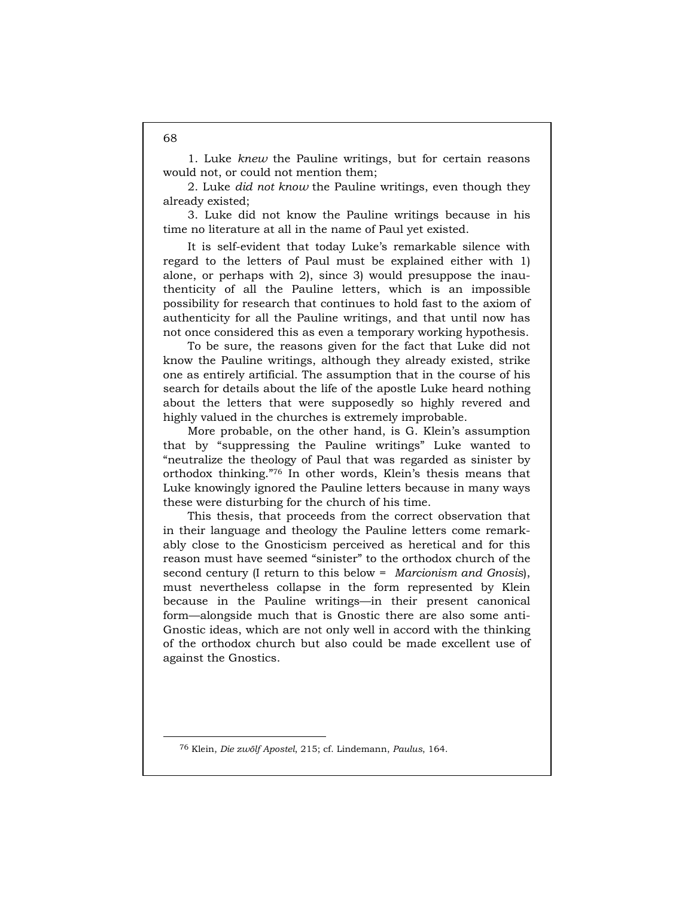1. Luke *knew* the Pauline writings, but for certain reasons would not, or could not mention them;

2. Luke *did not know* the Pauline writings, even though they already existed;

3. Luke did not know the Pauline writings because in his time no literature at all in the name of Paul yet existed.

It is self-evident that today Luke's remarkable silence with regard to the letters of Paul must be explained either with 1) alone, or perhaps with 2), since 3) would presuppose the inauthenticity of all the Pauline letters, which is an impossible possibility for research that continues to hold fast to the axiom of authenticity for all the Pauline writings, and that until now has not once considered this as even a temporary working hypothesis.

To be sure, the reasons given for the fact that Luke did not know the Pauline writings, although they already existed, strike one as entirely artificial. The assumption that in the course of his search for details about the life of the apostle Luke heard nothing about the letters that were supposedly so highly revered and highly valued in the churches is extremely improbable.

More probable, on the other hand, is G. Klein's assumption that by "suppressing the Pauline writings" Luke wanted to "neutralize the theology of Paul that was regarded as sinister by orthodox thinking."[76] In other words, Klein's thesis means that Luke knowingly ignored the Pauline letters because in many ways these were disturbing for the church of his time.

This thesis, that proceeds from the correct observation that in their language and theology the Pauline letters come remarkably close to the Gnosticism perceived as heretical and for this reason must have seemed "sinister" to the orthodox church of the second century (I return to this below = *Marcionism and Gnosis*), must nevertheless collapse in the form represented by Klein because in the Pauline writings—in their present canonical form—alongside much that is Gnostic there are also some anti-Gnostic ideas, which are not only well in accord with the thinking of the orthodox church but also could be made excellent use of against the Gnostics.

---

[76] Klein, *Die zwölf Apostel*, 215; cf. Lindemann, *Paulus*, 164.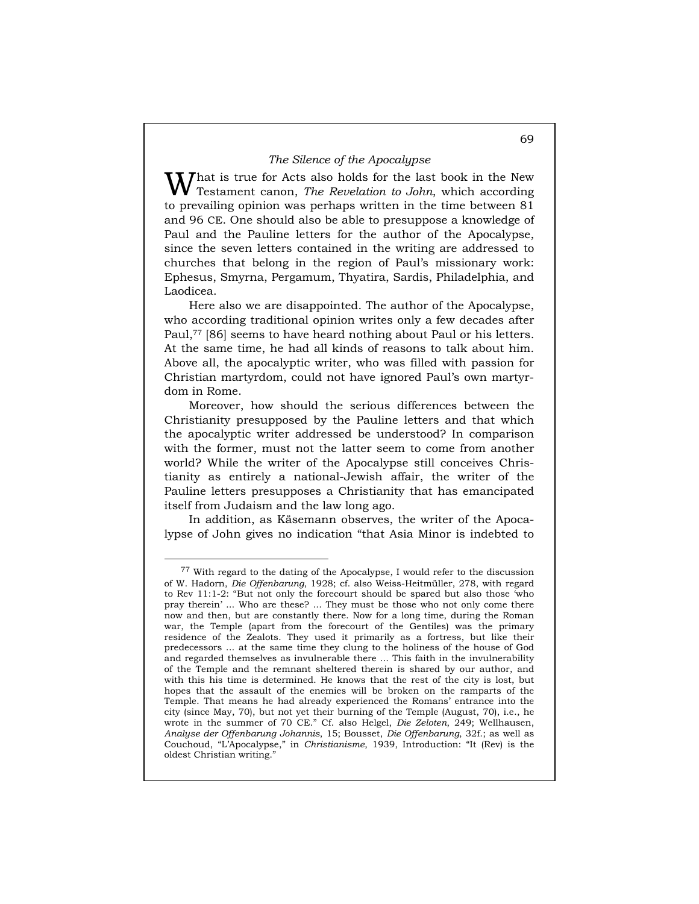## *The Silence of the Apocalypse*

What is true for Acts also holds for the last book in the New Testament canon, *The Revelation to John*, which according to prevailing opinion was perhaps written in the time between 81 and 96 CE. One should also be able to presuppose a knowledge of Paul and the Pauline letters for the author of the Apocalypse, since the seven letters contained in the writing are addressed to churches that belong in the region of Paul's missionary work: Ephesus, Smyrna, Pergamum, Thyatira, Sardis, Philadelphia, and Laodicea.

Here also we are disappointed. The author of the Apocalypse, who according traditional opinion writes only a few decades after Paul,[77] [86] seems to have heard nothing about Paul or his letters. At the same time, he had all kinds of reasons to talk about him. Above all, the apocalyptic writer, who was filled with passion for Christian martyrdom, could not have ignored Paul's own martyrdom in Rome.

Moreover, how should the serious differences between the Christianity presupposed by the Pauline letters and that which the apocalyptic writer addressed be understood? In comparison with the former, must not the latter seem to come from another world? While the writer of the Apocalypse still conceives Christianity as entirely a national-Jewish affair, the writer of the Pauline letters presupposes a Christianity that has emancipated itself from Judaism and the law long ago.

In addition, as Käsemann observes, the writer of the Apocalypse of John gives no indication "that Asia Minor is indebted to

---

[77] With regard to the dating of the Apocalypse, I would refer to the discussion of W. Hadorn, *Die Offenbarung*, 1928; cf. also Weiss-Heitmüller, 278, with regard to Rev 11:1-2: "But not only the forecourt should be spared but also those 'who pray therein' ... Who are these? ... They must be those who not only come there now and then, but are constantly there. Now for a long time, during the Roman war, the Temple (apart from the forecourt of the Gentiles) was the primary residence of the Zealots. They used it primarily as a fortress, but like their predecessors ... at the same time they clung to the holiness of the house of God and regarded themselves as invulnerable there ... This faith in the invulnerability of the Temple and the remnant sheltered therein is shared by our author, and with this his time is determined. He knows that the rest of the city is lost, but hopes that the assault of the enemies will be broken on the ramparts of the Temple. That means he had already experienced the Romans' entrance into the city (since May, 70), but not yet their burning of the Temple (August, 70), i.e., he wrote in the summer of 70 CE." Cf. also Helgel, *Die Zeloten*, 249; Wellhausen, *Analyse der Offenbarung Johannis*, 15; Bousset, *Die Offenbarung*, 32f.; as well as Couchoud, "L'Apocalypse," in *Christianisme*, 1939, Introduction: "It (Rev) is the oldest Christian writing."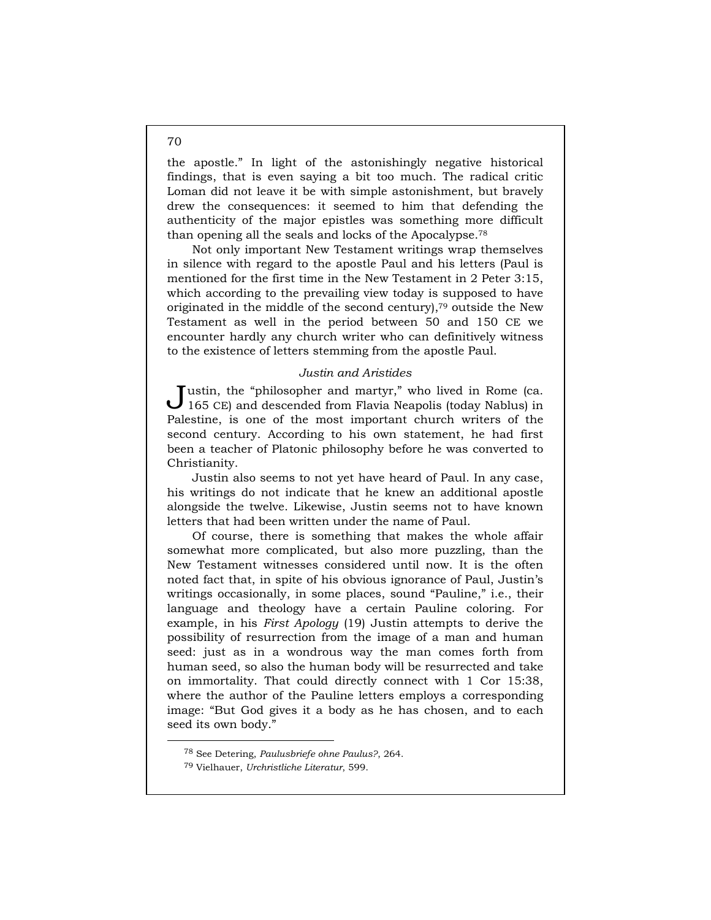the apostle." In light of the astonishingly negative historical findings, that is even saying a bit too much. The radical critic Loman did not leave it be with simple astonishment, but bravely drew the consequences: it seemed to him that defending the authenticity of the major epistles was something more difficult than opening all the seals and locks of the Apocalypse.[78]

Not only important New Testament writings wrap themselves in silence with regard to the apostle Paul and his letters (Paul is mentioned for the first time in the New Testament in 2 Peter 3:15, which according to the prevailing view today is supposed to have originated in the middle of the second century),[79] outside the New Testament as well in the period between 50 and 150 CE we encounter hardly any church writer who can definitively witness to the existence of letters stemming from the apostle Paul.

### *Justin and Aristides*

Justin, the "philosopher and martyr," who lived in Rome (ca. 165 CE) and descended from Flavia Neapolis (today Nablus) in Palestine, is one of the most important church writers of the second century. According to his own statement, he had first been a teacher of Platonic philosophy before he was converted to Christianity.

Justin also seems to not yet have heard of Paul. In any case, his writings do not indicate that he knew an additional apostle alongside the twelve. Likewise, Justin seems not to have known letters that had been written under the name of Paul.

Of course, there is something that makes the whole affair somewhat more complicated, but also more puzzling, than the New Testament witnesses considered until now. It is the often noted fact that, in spite of his obvious ignorance of Paul, Justin's writings occasionally, in some places, sound "Pauline," i.e., their language and theology have a certain Pauline coloring. For example, in his *First Apology* (19) Justin attempts to derive the possibility of resurrection from the image of a man and human seed: just as in a wondrous way the man comes forth from human seed, so also the human body will be resurrected and take on immortality. That could directly connect with 1 Cor 15:38, where the author of the Pauline letters employs a corresponding image: "But God gives it a body as he has chosen, and to each seed its own body."

---

[78] See Detering, *Paulusbriefe ohne Paulus?*, 264.

[79] Vielhauer, *Urchristliche Literatur*, 599.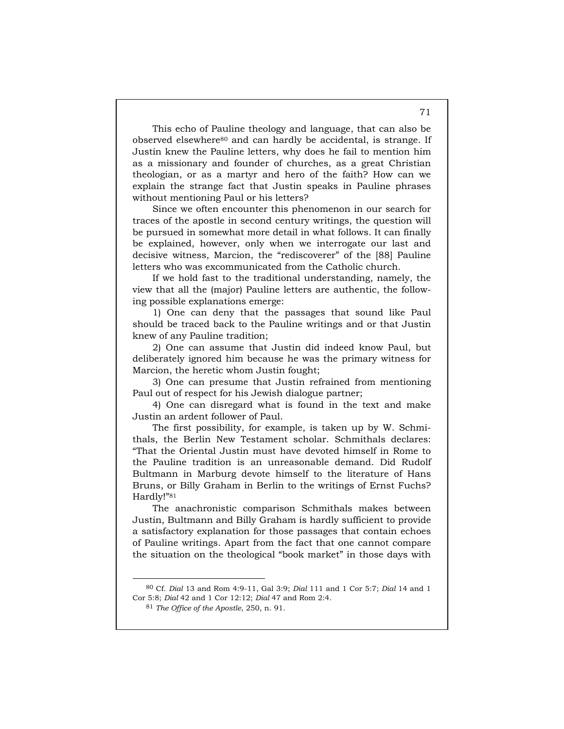This echo of Pauline theology and language, that can also be observed elsewhere[80] and can hardly be accidental, is strange. If Justin knew the Pauline letters, why does he fail to mention him as a missionary and founder of churches, as a great Christian theologian, or as a martyr and hero of the faith? How can we explain the strange fact that Justin speaks in Pauline phrases without mentioning Paul or his letters?

Since we often encounter this phenomenon in our search for traces of the apostle in second century writings, the question will be pursued in somewhat more detail in what follows. It can finally be explained, however, only when we interrogate our last and decisive witness, Marcion, the "rediscoverer" of the [88] Pauline letters who was excommunicated from the Catholic church.

If we hold fast to the traditional understanding, namely, the view that all the (major) Pauline letters are authentic, the following possible explanations emerge:

1) One can deny that the passages that sound like Paul should be traced back to the Pauline writings and or that Justin knew of any Pauline tradition;

2) One can assume that Justin did indeed know Paul, but deliberately ignored him because he was the primary witness for Marcion, the heretic whom Justin fought;

3) One can presume that Justin refrained from mentioning Paul out of respect for his Jewish dialogue partner;

4) One can disregard what is found in the text and make Justin an ardent follower of Paul.

The first possibility, for example, is taken up by W. Schmithals, the Berlin New Testament scholar. Schmithals declares: "That the Oriental Justin must have devoted himself in Rome to the Pauline tradition is an unreasonable demand. Did Rudolf Bultmann in Marburg devote himself to the literature of Hans Bruns, or Billy Graham in Berlin to the writings of Ernst Fuchs? Hardly!"[81]

The anachronistic comparison Schmithals makes between Justin, Bultmann and Billy Graham is hardly sufficient to provide a satisfactory explanation for those passages that contain echoes of Pauline writings. Apart from the fact that one cannot compare the situation on the theological "book market" in those days with

---

[80] Cf. *Dial* 13 and Rom 4:9-11, Gal 3:9; *Dial* 111 and 1 Cor 5:7; *Dial* 14 and 1 Cor 5:8; *Dial* 42 and 1 Cor 12:12; *Dial* 47 and Rom 2:4.

[81] *The Office of the Apostle*, 250, n. 91.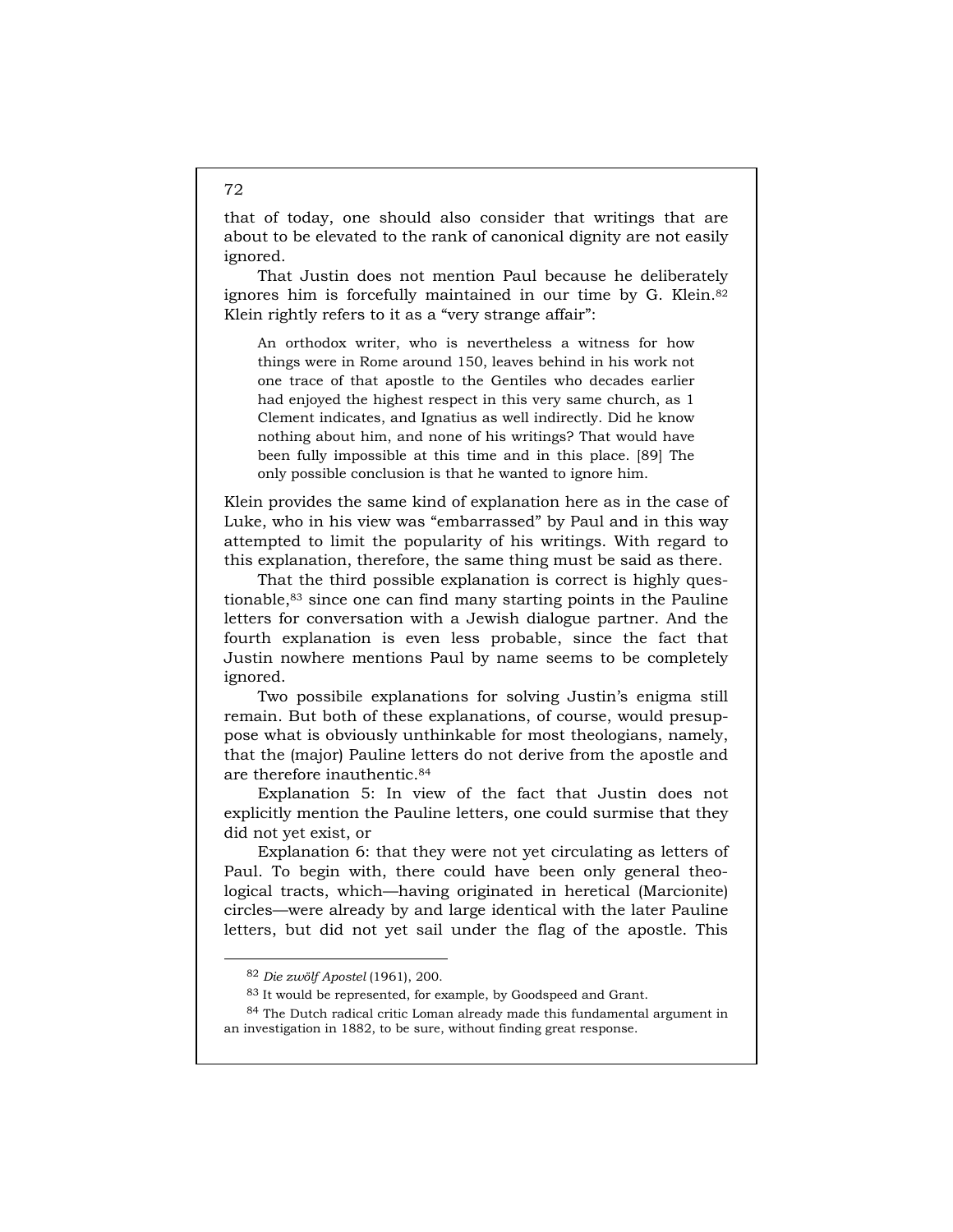that of today, one should also consider that writings that are about to be elevated to the rank of canonical dignity are not easily ignored.

That Justin does not mention Paul because he deliberately ignores him is forcefully maintained in our time by G. Klein.[82] Klein rightly refers to it as a "very strange affair":

> An orthodox writer, who is nevertheless a witness for how things were in Rome around 150, leaves behind in his work not one trace of that apostle to the Gentiles who decades earlier had enjoyed the highest respect in this very same church, as 1 Clement indicates, and Ignatius as well indirectly. Did he know nothing about him, and none of his writings? That would have been fully impossible at this time and in this place. [89] The only possible conclusion is that he wanted to ignore him.

Klein provides the same kind of explanation here as in the case of Luke, who in his view was "embarrassed" by Paul and in this way attempted to limit the popularity of his writings. With regard to this explanation, therefore, the same thing must be said as there.

That the third possible explanation is correct is highly questionable,[83] since one can find many starting points in the Pauline letters for conversation with a Jewish dialogue partner. And the fourth explanation is even less probable, since the fact that Justin nowhere mentions Paul by name seems to be completely ignored.

Two possibile explanations for solving Justin's enigma still remain. But both of these explanations, of course, would presuppose what is obviously unthinkable for most theologians, namely, that the (major) Pauline letters do not derive from the apostle and are therefore inauthentic.[84]

Explanation 5: In view of the fact that Justin does not explicitly mention the Pauline letters, one could surmise that they did not yet exist, or

Explanation 6: that they were not yet circulating as letters of Paul. To begin with, there could have been only general theological tracts, which—having originated in heretical (Marcionite) circles—were already by and large identical with the later Pauline letters, but did not yet sail under the flag of the apostle. This

---

[82] *Die zwölf Apostel* (1961), 200.

[83] It would be represented, for example, by Goodspeed and Grant.

[84] The Dutch radical critic Loman already made this fundamental argument in an investigation in 1882, to be sure, without finding great response.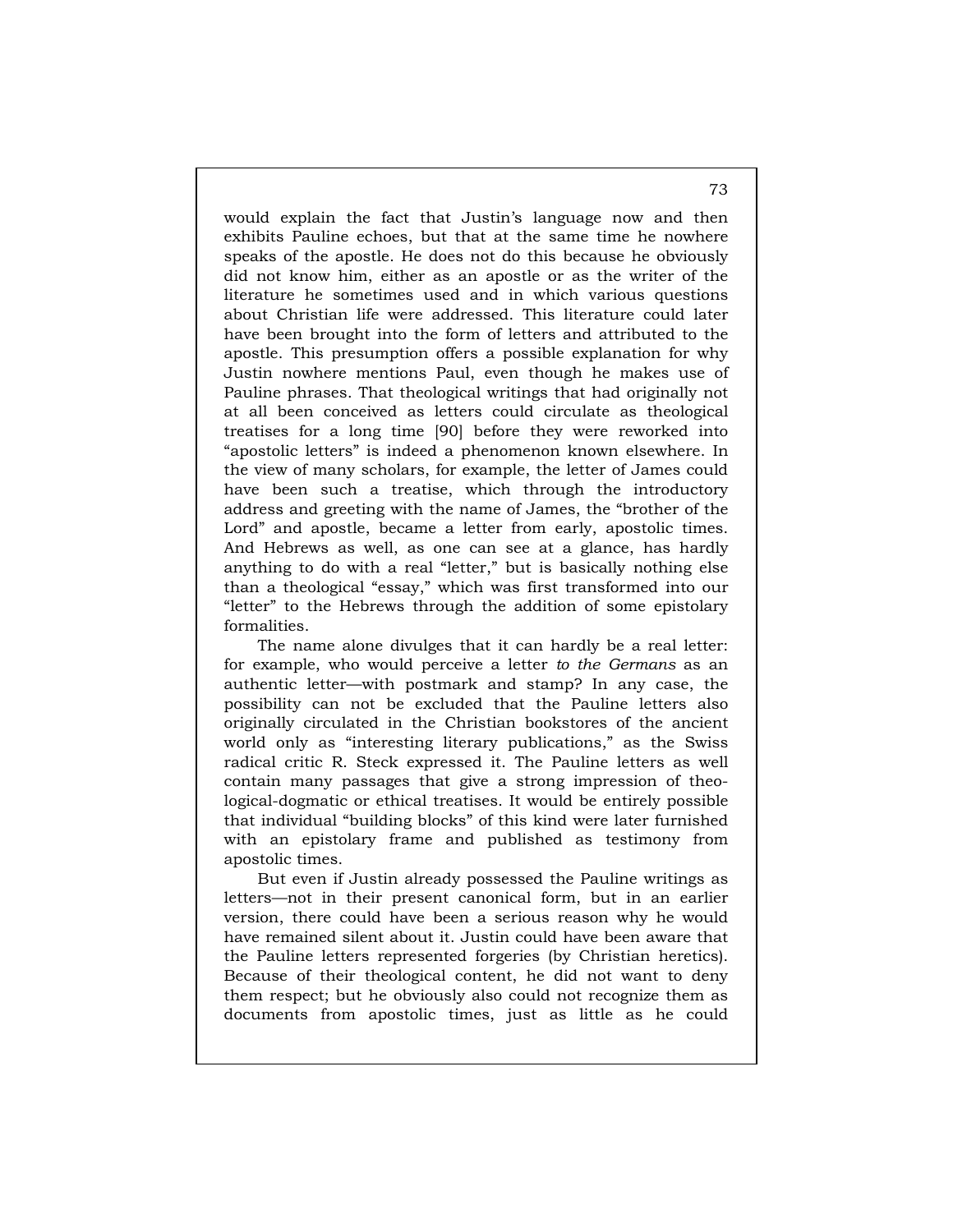would explain the fact that Justin's language now and then exhibits Pauline echoes, but that at the same time he nowhere speaks of the apostle. He does not do this because he obviously did not know him, either as an apostle or as the writer of the literature he sometimes used and in which various questions about Christian life were addressed. This literature could later have been brought into the form of letters and attributed to the apostle. This presumption offers a possible explanation for why Justin nowhere mentions Paul, even though he makes use of Pauline phrases. That theological writings that had originally not at all been conceived as letters could circulate as theological treatises for a long time [90] before they were reworked into "apostolic letters" is indeed a phenomenon known elsewhere. In the view of many scholars, for example, the letter of James could have been such a treatise, which through the introductory address and greeting with the name of James, the "brother of the Lord" and apostle, became a letter from early, apostolic times. And Hebrews as well, as one can see at a glance, has hardly anything to do with a real "letter," but is basically nothing else than a theological "essay," which was first transformed into our "letter" to the Hebrews through the addition of some epistolary formalities.

The name alone divulges that it can hardly be a real letter: for example, who would perceive a letter *to the Germans* as an authentic letter—with postmark and stamp? In any case, the possibility can not be excluded that the Pauline letters also originally circulated in the Christian bookstores of the ancient world only as "interesting literary publications," as the Swiss radical critic R. Steck expressed it. The Pauline letters as well contain many passages that give a strong impression of theological-dogmatic or ethical treatises. It would be entirely possible that individual "building blocks" of this kind were later furnished with an epistolary frame and published as testimony from apostolic times.

But even if Justin already possessed the Pauline writings as letters—not in their present canonical form, but in an earlier version, there could have been a serious reason why he would have remained silent about it. Justin could have been aware that the Pauline letters represented forgeries (by Christian heretics). Because of their theological content, he did not want to deny them respect; but he obviously also could not recognize them as documents from apostolic times, just as little as he could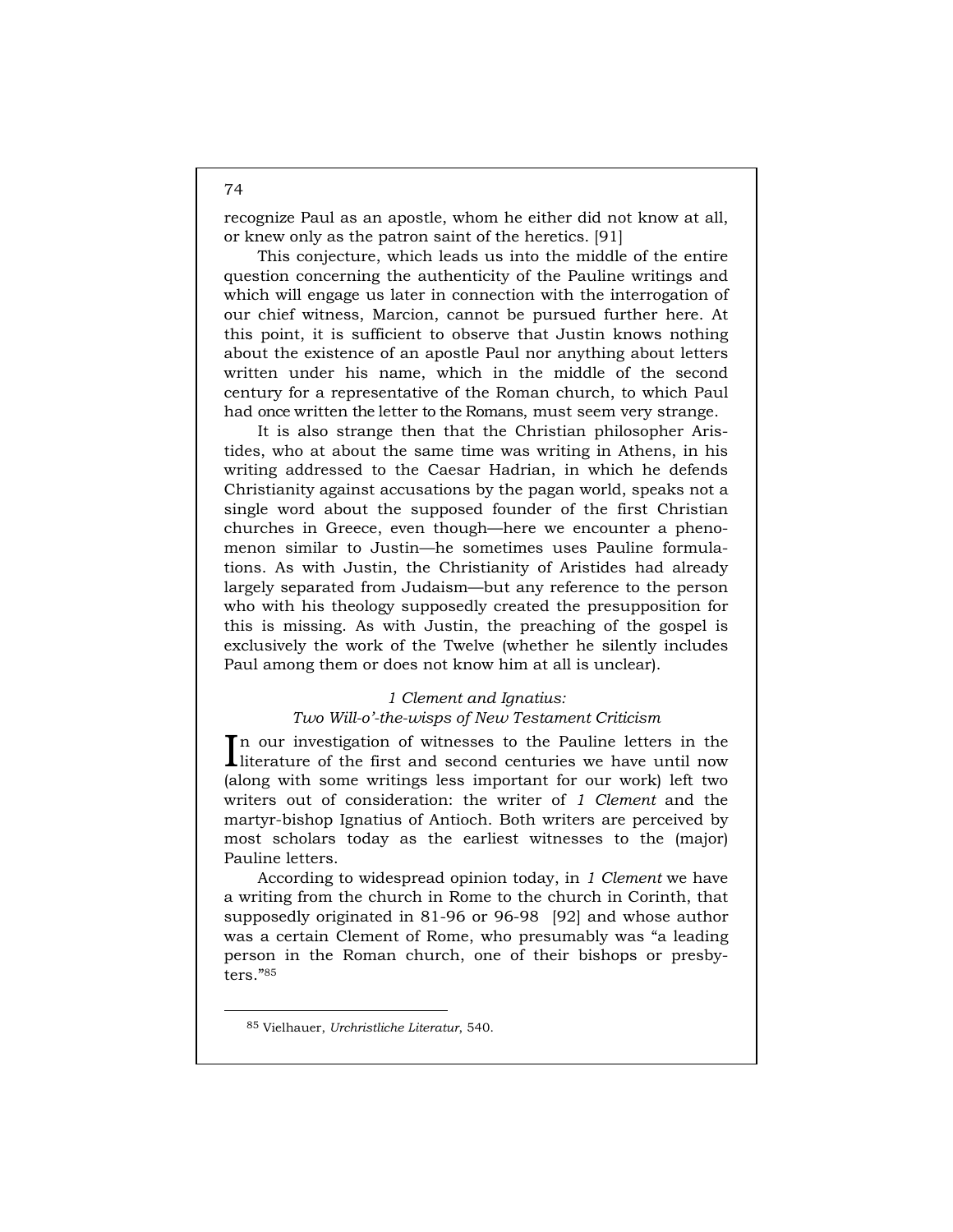recognize Paul as an apostle, whom he either did not know at all, or knew only as the patron saint of the heretics. [91]

This conjecture, which leads us into the middle of the entire question concerning the authenticity of the Pauline writings and which will engage us later in connection with the interrogation of our chief witness, Marcion, cannot be pursued further here. At this point, it is sufficient to observe that Justin knows nothing about the existence of an apostle Paul nor anything about letters written under his name, which in the middle of the second century for a representative of the Roman church, to which Paul had once written the letter to the Romans, must seem very strange.

It is also strange then that the Christian philosopher Aristides, who at about the same time was writing in Athens, in his writing addressed to the Caesar Hadrian, in which he defends Christianity against accusations by the pagan world, speaks not a single word about the supposed founder of the first Christian churches in Greece, even though—here we encounter a phenomenon similar to Justin—he sometimes uses Pauline formulations. As with Justin, the Christianity of Aristides had already largely separated from Judaism—but any reference to the person who with his theology supposedly created the presupposition for this is missing. As with Justin, the preaching of the gospel is exclusively the work of the Twelve (whether he silently includes Paul among them or does not know him at all is unclear).

### *1 Clement and Ignatius: Two Will-o'-the-wisps of New Testament Criticism*

In our investigation of witnesses to the Pauline letters in the literature of the first and second centuries we have until now (along with some writings less important for our work) left two writers out of consideration: the writer of *1 Clement* and the martyr-bishop Ignatius of Antioch. Both writers are perceived by most scholars today as the earliest witnesses to the (major) Pauline letters.

According to widespread opinion today, in *1 Clement* we have a writing from the church in Rome to the church in Corinth, that supposedly originated in 81-96 or 96-98 [92] and whose author was a certain Clement of Rome, who presumably was "a leading person in the Roman church, one of their bishops or presbyters."[85]

[85] Vielhauer, *Urchristliche Literatur*, 540.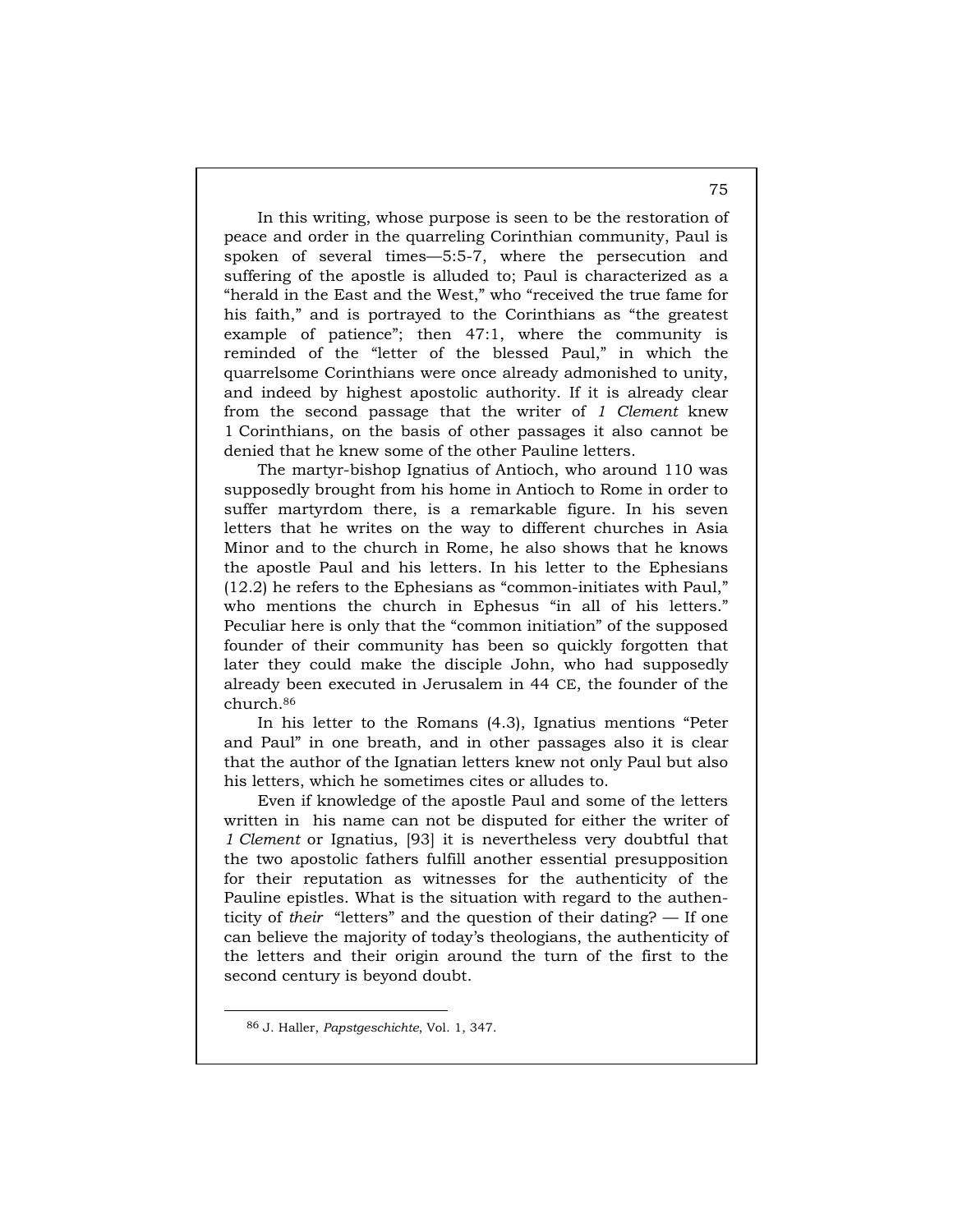In this writing, whose purpose is seen to be the restoration of peace and order in the quarreling Corinthian community, Paul is spoken of several times—5:5-7, where the persecution and suffering of the apostle is alluded to; Paul is characterized as a "herald in the East and the West," who "received the true fame for his faith," and is portrayed to the Corinthians as "the greatest example of patience"; then 47:1, where the community is reminded of the "letter of the blessed Paul," in which the quarrelsome Corinthians were once already admonished to unity, and indeed by highest apostolic authority. If it is already clear from the second passage that the writer of *1 Clement* knew 1 Corinthians, on the basis of other passages it also cannot be denied that he knew some of the other Pauline letters.

The martyr-bishop Ignatius of Antioch, who around 110 was supposedly brought from his home in Antioch to Rome in order to suffer martyrdom there, is a remarkable figure. In his seven letters that he writes on the way to different churches in Asia Minor and to the church in Rome, he also shows that he knows the apostle Paul and his letters. In his letter to the Ephesians (12.2) he refers to the Ephesians as "common-initiates with Paul," who mentions the church in Ephesus "in all of his letters." Peculiar here is only that the "common initiation" of the supposed founder of their community has been so quickly forgotten that later they could make the disciple John, who had supposedly already been executed in Jerusalem in 44 CE, the founder of the church.[86]

In his letter to the Romans (4.3), Ignatius mentions "Peter and Paul" in one breath, and in other passages also it is clear that the author of the Ignatian letters knew not only Paul but also his letters, which he sometimes cites or alludes to.

Even if knowledge of the apostle Paul and some of the letters written in his name can not be disputed for either the writer of *1 Clement* or Ignatius, [93] it is nevertheless very doubtful that the two apostolic fathers fulfill another essential presupposition for their reputation as witnesses for the authenticity of the Pauline epistles. What is the situation with regard to the authenticity of *their* "letters" and the question of their dating? — If one can believe the majority of today's theologians, the authenticity of the letters and their origin around the turn of the first to the second century is beyond doubt.

---

[86] J. Haller, *Papstgeschichte*, Vol. 1, 347.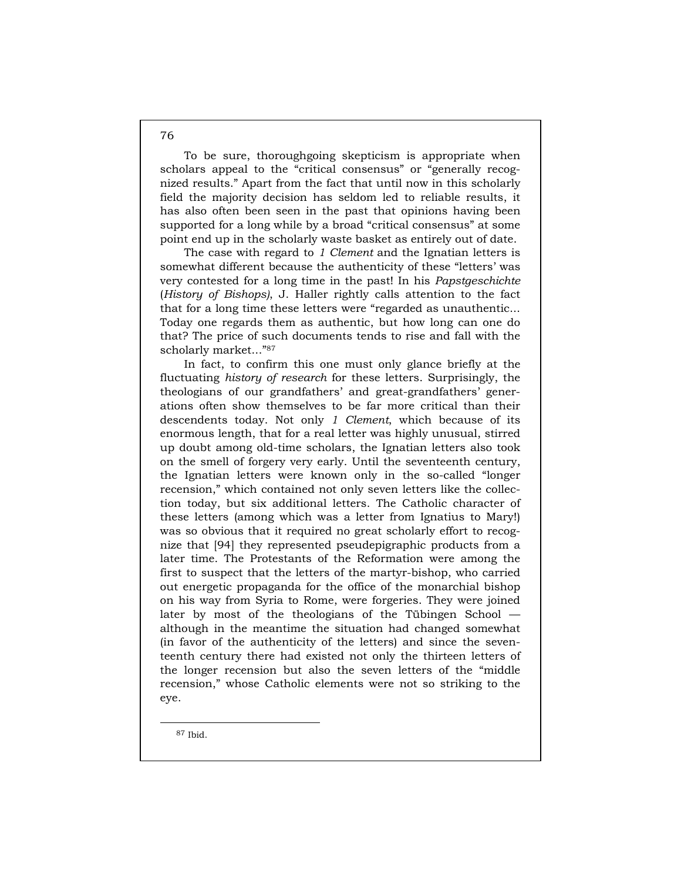To be sure, thoroughgoing skepticism is appropriate when scholars appeal to the "critical consensus" or "generally recognized results." Apart from the fact that until now in this scholarly field the majority decision has seldom led to reliable results, it has also often been seen in the past that opinions having been supported for a long while by a broad "critical consensus" at some point end up in the scholarly waste basket as entirely out of date.

The case with regard to *1 Clement* and the Ignatian letters is somewhat different because the authenticity of these "letters' was very contested for a long time in the past! In his *Papstgeschichte* (*History of Bishops)*, J. Haller rightly calls attention to the fact that for a long time these letters were "regarded as unauthentic… Today one regards them as authentic, but how long can one do that? The price of such documents tends to rise and fall with the scholarly market…"[87]

In fact, to confirm this one must only glance briefly at the fluctuating *history of research* for these letters. Surprisingly, the theologians of our grandfathers' and great-grandfathers' generations often show themselves to be far more critical than their descendents today. Not only *1 Clement*, which because of its enormous length, that for a real letter was highly unusual, stirred up doubt among old-time scholars, the Ignatian letters also took on the smell of forgery very early. Until the seventeenth century, the Ignatian letters were known only in the so-called "longer recension," which contained not only seven letters like the collection today, but six additional letters. The Catholic character of these letters (among which was a letter from Ignatius to Mary!) was so obvious that it required no great scholarly effort to recognize that [94] they represented pseudepigraphic products from a later time. The Protestants of the Reformation were among the first to suspect that the letters of the martyr-bishop, who carried out energetic propaganda for the office of the monarchial bishop on his way from Syria to Rome, were forgeries. They were joined later by most of the theologians of the Tübingen School — although in the meantime the situation had changed somewhat (in favor of the authenticity of the letters) and since the seventeenth century there had existed not only the thirteen letters of the longer recension but also the seven letters of the "middle recension," whose Catholic elements were not so striking to the eye.

---

[87] Ibid.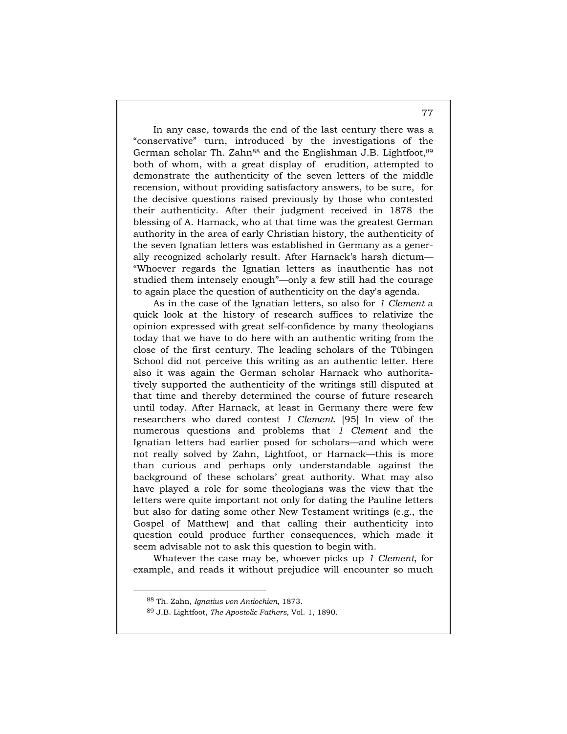In any case, towards the end of the last century there was a "conservative" turn, introduced by the investigations of the German scholar Th. Zahn[88] and the Englishman J.B. Lightfoot,[89] both of whom, with a great display of erudition, attempted to demonstrate the authenticity of the seven letters of the middle recension, without providing satisfactory answers, to be sure, for the decisive questions raised previously by those who contested their authenticity. After their judgment received in 1878 the blessing of A. Harnack, who at that time was the greatest German authority in the area of early Christian history, the authenticity of the seven Ignatian letters was established in Germany as a generally recognized scholarly result. After Harnack's harsh dictum—"Whoever regards the Ignatian letters as inauthentic has not studied them intensely enough"—only a few still had the courage to again place the question of authenticity on the day's agenda.

As in the case of the Ignatian letters, so also for *1 Clement* a quick look at the history of research suffices to relativize the opinion expressed with great self-confidence by many theologians today that we have to do here with an authentic writing from the close of the first century. The leading scholars of the Tübingen School did not perceive this writing as an authentic letter. Here also it was again the German scholar Harnack who authoritatively supported the authenticity of the writings still disputed at that time and thereby determined the course of future research until today. After Harnack, at least in Germany there were few researchers who dared contest *1 Clement*. [95] In view of the numerous questions and problems that *1 Clement* and the Ignatian letters had earlier posed for scholars—and which were not really solved by Zahn, Lightfoot, or Harnack—this is more than curious and perhaps only understandable against the background of these scholars' great authority. What may also have played a role for some theologians was the view that the letters were quite important not only for dating the Pauline letters but also for dating some other New Testament writings (e.g., the Gospel of Matthew) and that calling their authenticity into question could produce further consequences, which made it seem advisable not to ask this question to begin with.

Whatever the case may be, whoever picks up *1 Clement*, for example, and reads it without prejudice will encounter so much

---

[88] Th. Zahn, *Ignatius von Antiochien*, 1873.

[89] J.B. Lightfoot, *The Apostolic Fathers*, Vol. 1, 1890.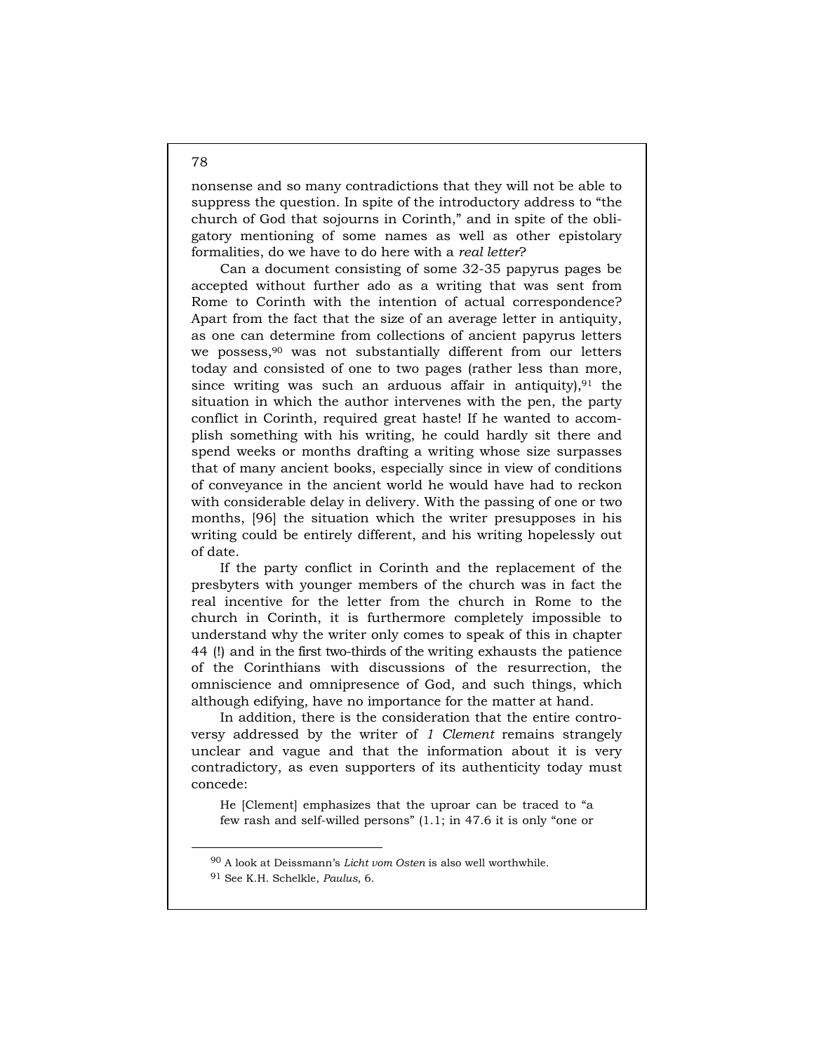nonsense and so many contradictions that they will not be able to suppress the question. In spite of the introductory address to "the church of God that sojourns in Corinth," and in spite of the obligatory mentioning of some names as well as other epistolary formalities, do we have to do here with a *real letter*?

Can a document consisting of some 32-35 papyrus pages be accepted without further ado as a writing that was sent from Rome to Corinth with the intention of actual correspondence? Apart from the fact that the size of an average letter in antiquity, as one can determine from collections of ancient papyrus letters we possess,[90] was not substantially different from our letters today and consisted of one to two pages (rather less than more, since writing was such an arduous affair in antiquity),[91] the situation in which the author intervenes with the pen, the party conflict in Corinth, required great haste! If he wanted to accomplish something with his writing, he could hardly sit there and spend weeks or months drafting a writing whose size surpasses that of many ancient books, especially since in view of conditions of conveyance in the ancient world he would have had to reckon with considerable delay in delivery. With the passing of one or two months, [96] the situation which the writer presupposes in his writing could be entirely different, and his writing hopelessly out of date.

If the party conflict in Corinth and the replacement of the presbyters with younger members of the church was in fact the real incentive for the letter from the church in Rome to the church in Corinth, it is furthermore completely impossible to understand why the writer only comes to speak of this in chapter 44 (!) and in the first two-thirds of the writing exhausts the patience of the Corinthians with discussions of the resurrection, the omniscience and omnipresence of God, and such things, which although edifying, have no importance for the matter at hand.

In addition, there is the consideration that the entire controversy addressed by the writer of *1 Clement* remains strangely unclear and vague and that the information about it is very contradictory, as even supporters of its authenticity today must concede:

> He [Clement] emphasizes that the uproar can be traced to "a few rash and self-willed persons" (1.1; in 47.6 it is only "one or

---

[90] A look at Deissmann's *Licht vom Osten* is also well worthwhile.

[91] See K.H. Schelkle, *Paulus*, 6.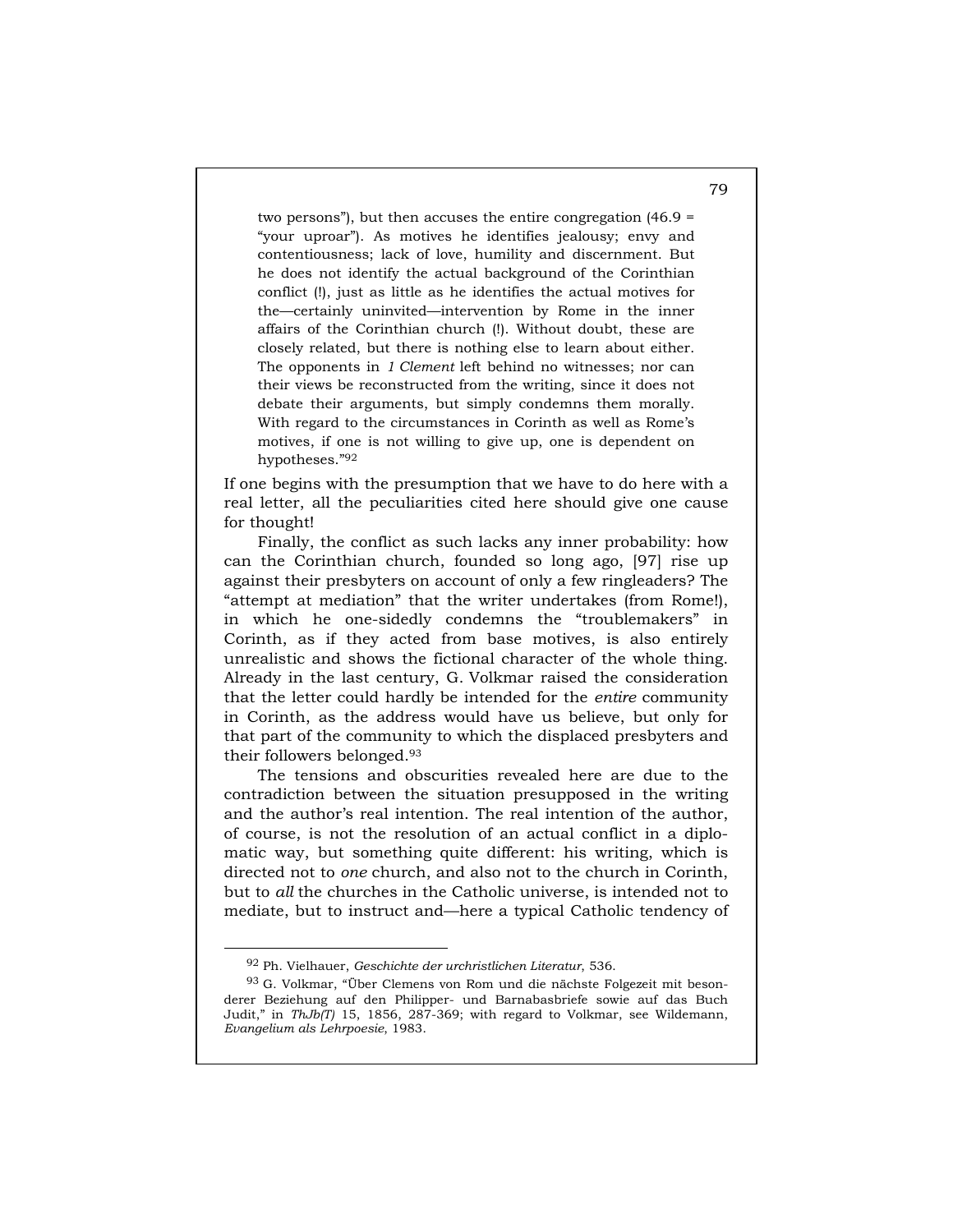> two persons"), but then accuses the entire congregation (46.9 = "your uproar"). As motives he identifies jealousy; envy and contentiousness; lack of love, humility and discernment. But he does not identify the actual background of the Corinthian conflict (!), just as little as he identifies the actual motives for the—certainly uninvited—intervention by Rome in the inner affairs of the Corinthian church (!). Without doubt, these are closely related, but there is nothing else to learn about either. The opponents in *1 Clement* left behind no witnesses; nor can their views be reconstructed from the writing, since it does not debate their arguments, but simply condemns them morally. With regard to the circumstances in Corinth as well as Rome's motives, if one is not willing to give up, one is dependent on hypotheses."[92]

If one begins with the presumption that we have to do here with a real letter, all the peculiarities cited here should give one cause for thought!

Finally, the conflict as such lacks any inner probability: how can the Corinthian church, founded so long ago, [97] rise up against their presbyters on account of only a few ringleaders? The "attempt at mediation" that the writer undertakes (from Rome!), in which he one-sidedly condemns the "troublemakers" in Corinth, as if they acted from base motives, is also entirely unrealistic and shows the fictional character of the whole thing. Already in the last century, G. Volkmar raised the consideration that the letter could hardly be intended for the *entire* community in Corinth, as the address would have us believe, but only for that part of the community to which the displaced presbyters and their followers belonged.[93]

The tensions and obscurities revealed here are due to the contradiction between the situation presupposed in the writing and the author's real intention. The real intention of the author, of course, is not the resolution of an actual conflict in a diplomatic way, but something quite different: his writing, which is directed not to *one* church, and also not to the church in Corinth, but to *all* the churches in the Catholic universe, is intended not to mediate, but to instruct and—here a typical Catholic tendency of

---

[92] Ph. Vielhauer, *Geschichte der urchristlichen Literatur*, 536.

[93] G. Volkmar, "Über Clemens von Rom und die nächste Folgezeit mit besonderer Beziehung auf den Philipper- und Barnabasbriefe sowie auf das Buch Judit," in *ThJb(T)* 15, 1856, 287-369; with regard to Volkmar, see Wildemann, *Evangelium als Lehrpoesie*, 1983.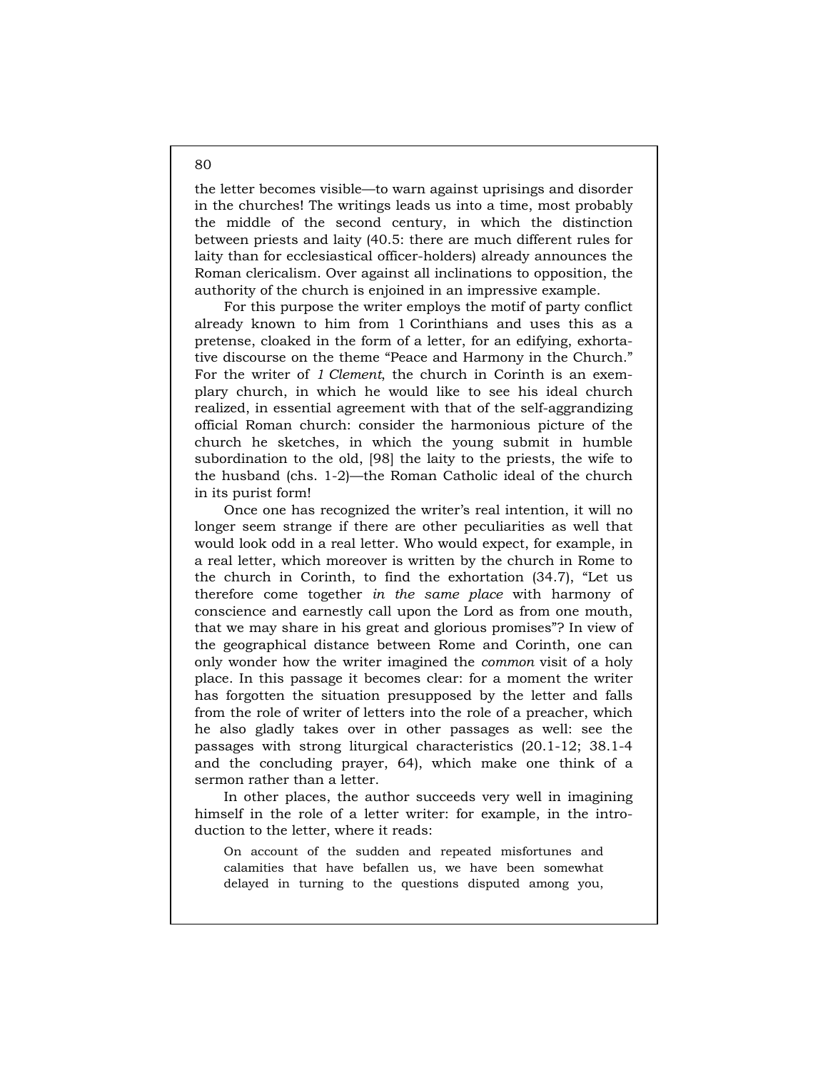the letter becomes visible—to warn against uprisings and disorder in the churches! The writings leads us into a time, most probably the middle of the second century, in which the distinction between priests and laity (40.5: there are much different rules for laity than for ecclesiastical officer-holders) already announces the Roman clericalism. Over against all inclinations to opposition, the authority of the church is enjoined in an impressive example.

For this purpose the writer employs the motif of party conflict already known to him from 1 Corinthians and uses this as a pretense, cloaked in the form of a letter, for an edifying, exhortative discourse on the theme "Peace and Harmony in the Church." For the writer of *1 Clement*, the church in Corinth is an exemplary church, in which he would like to see his ideal church realized, in essential agreement with that of the self-aggrandizing official Roman church: consider the harmonious picture of the church he sketches, in which the young submit in humble subordination to the old, [98] the laity to the priests, the wife to the husband (chs. 1-2)—the Roman Catholic ideal of the church in its purist form!

Once one has recognized the writer's real intention, it will no longer seem strange if there are other peculiarities as well that would look odd in a real letter. Who would expect, for example, in a real letter, which moreover is written by the church in Rome to the church in Corinth, to find the exhortation (34.7), "Let us therefore come together *in the same place* with harmony of conscience and earnestly call upon the Lord as from one mouth, that we may share in his great and glorious promises"? In view of the geographical distance between Rome and Corinth, one can only wonder how the writer imagined the *common* visit of a holy place. In this passage it becomes clear: for a moment the writer has forgotten the situation presupposed by the letter and falls from the role of writer of letters into the role of a preacher, which he also gladly takes over in other passages as well: see the passages with strong liturgical characteristics (20.1-12; 38.1-4 and the concluding prayer, 64), which make one think of a sermon rather than a letter.

In other places, the author succeeds very well in imagining himself in the role of a letter writer: for example, in the introduction to the letter, where it reads:

> On account of the sudden and repeated misfortunes and calamities that have befallen us, we have been somewhat delayed in turning to the questions disputed among you,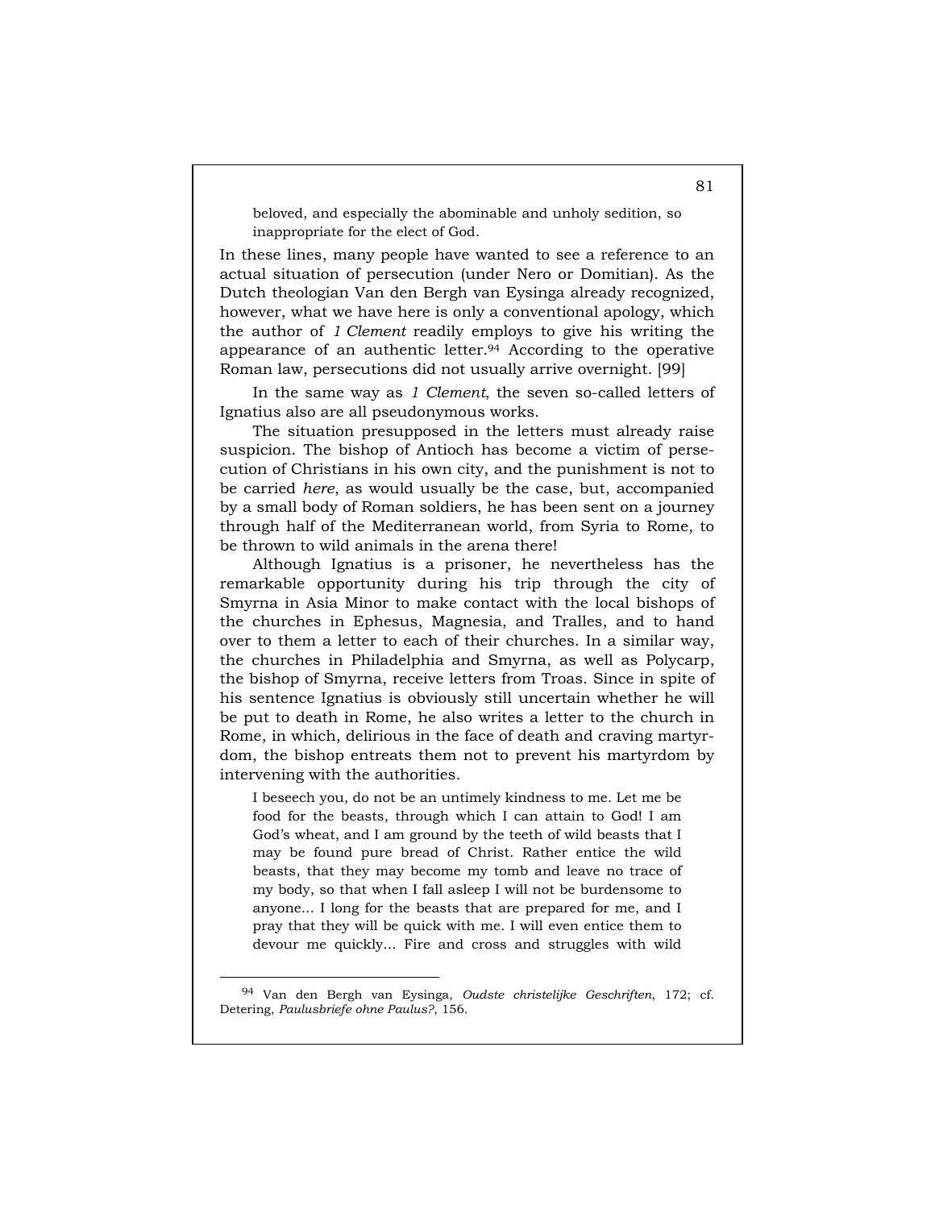> beloved, and especially the abominable and unholy sedition, so inappropriate for the elect of God.

In these lines, many people have wanted to see a reference to an actual situation of persecution (under Nero or Domitian). As the Dutch theologian Van den Bergh van Eysinga already recognized, however, what we have here is only a conventional apology, which the author of *1 Clement* readily employs to give his writing the appearance of an authentic letter.[94] According to the operative Roman law, persecutions did not usually arrive overnight. [99]

In the same way as *1 Clement*, the seven so-called letters of Ignatius also are all pseudonymous works.

The situation presupposed in the letters must already raise suspicion. The bishop of Antioch has become a victim of persecution of Christians in his own city, and the punishment is not to be carried *here*, as would usually be the case, but, accompanied by a small body of Roman soldiers, he has been sent on a journey through half of the Mediterranean world, from Syria to Rome, to be thrown to wild animals in the arena there!

Although Ignatius is a prisoner, he nevertheless has the remarkable opportunity during his trip through the city of Smyrna in Asia Minor to make contact with the local bishops of the churches in Ephesus, Magnesia, and Tralles, and to hand over to them a letter to each of their churches. In a similar way, the churches in Philadelphia and Smyrna, as well as Polycarp, the bishop of Smyrna, receive letters from Troas. Since in spite of his sentence Ignatius is obviously still uncertain whether he will be put to death in Rome, he also writes a letter to the church in Rome, in which, delirious in the face of death and craving martyrdom, the bishop entreats them not to prevent his martyrdom by intervening with the authorities.

> I beseech you, do not be an untimely kindness to me. Let me be food for the beasts, through which I can attain to God! I am God's wheat, and I am ground by the teeth of wild beasts that I may be found pure bread of Christ. Rather entice the wild beasts, that they may become my tomb and leave no trace of my body, so that when I fall asleep I will not be burdensome to anyone... I long for the beasts that are prepared for me, and I pray that they will be quick with me. I will even entice them to devour me quickly... Fire and cross and struggles with wild

[94] Van den Bergh van Eysinga, *Oudste christelijke Geschriften*, 172; cf. Detering, *Paulusbriefe ohne Paulus?*, 156.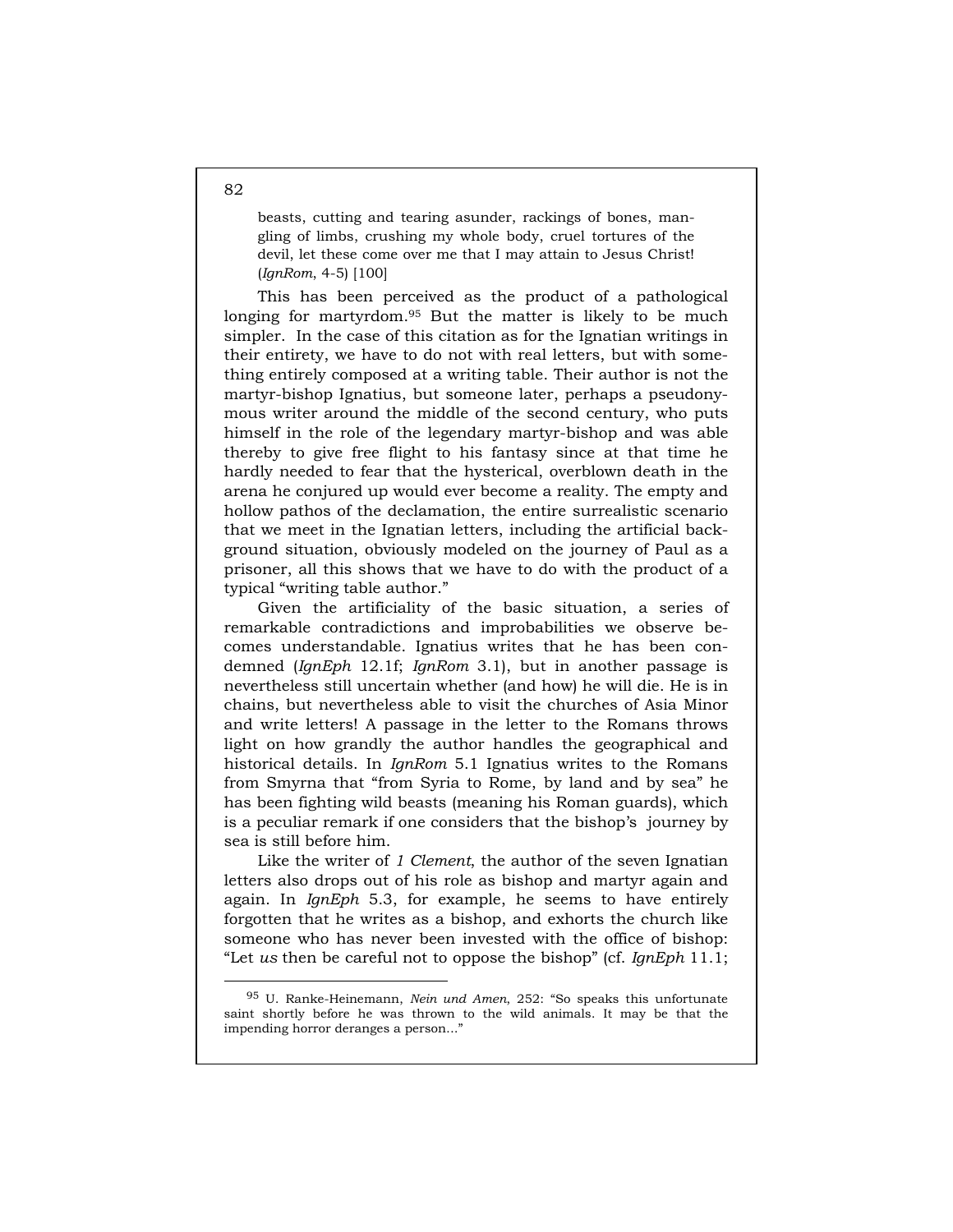> beasts, cutting and tearing asunder, rackings of bones, mangling of limbs, crushing my whole body, cruel tortures of the devil, let these come over me that I may attain to Jesus Christ! (*IgnRom*, 4-5) [100]

This has been perceived as the product of a pathological longing for martyrdom.[95] But the matter is likely to be much simpler. In the case of this citation as for the Ignatian writings in their entirety, we have to do not with real letters, but with something entirely composed at a writing table. Their author is not the martyr-bishop Ignatius, but someone later, perhaps a pseudonymous writer around the middle of the second century, who puts himself in the role of the legendary martyr-bishop and was able thereby to give free flight to his fantasy since at that time he hardly needed to fear that the hysterical, overblown death in the arena he conjured up would ever become a reality. The empty and hollow pathos of the declamation, the entire surrealistic scenario that we meet in the Ignatian letters, including the artificial background situation, obviously modeled on the journey of Paul as a prisoner, all this shows that we have to do with the product of a typical "writing table author."

Given the artificiality of the basic situation, a series of remarkable contradictions and improbabilities we observe becomes understandable. Ignatius writes that he has been condemned (*IgnEph* 12.1f; *IgnRom* 3.1), but in another passage is nevertheless still uncertain whether (and how) he will die. He is in chains, but nevertheless able to visit the churches of Asia Minor and write letters! A passage in the letter to the Romans throws light on how grandly the author handles the geographical and historical details. In *IgnRom* 5.1 Ignatius writes to the Romans from Smyrna that "from Syria to Rome, by land and by sea" he has been fighting wild beasts (meaning his Roman guards), which is a peculiar remark if one considers that the bishop's journey by sea is still before him.

Like the writer of *1 Clement*, the author of the seven Ignatian letters also drops out of his role as bishop and martyr again and again. In *IgnEph* 5.3, for example, he seems to have entirely forgotten that he writes as a bishop, and exhorts the church like someone who has never been invested with the office of bishop: "Let *us* then be careful not to oppose the bishop" (cf. *IgnEph* 11.1;

---

[95] U. Ranke-Heinemann, *Nein und Amen*, 252: "So speaks this unfortunate saint shortly before he was thrown to the wild animals. It may be that the impending horror deranges a person..."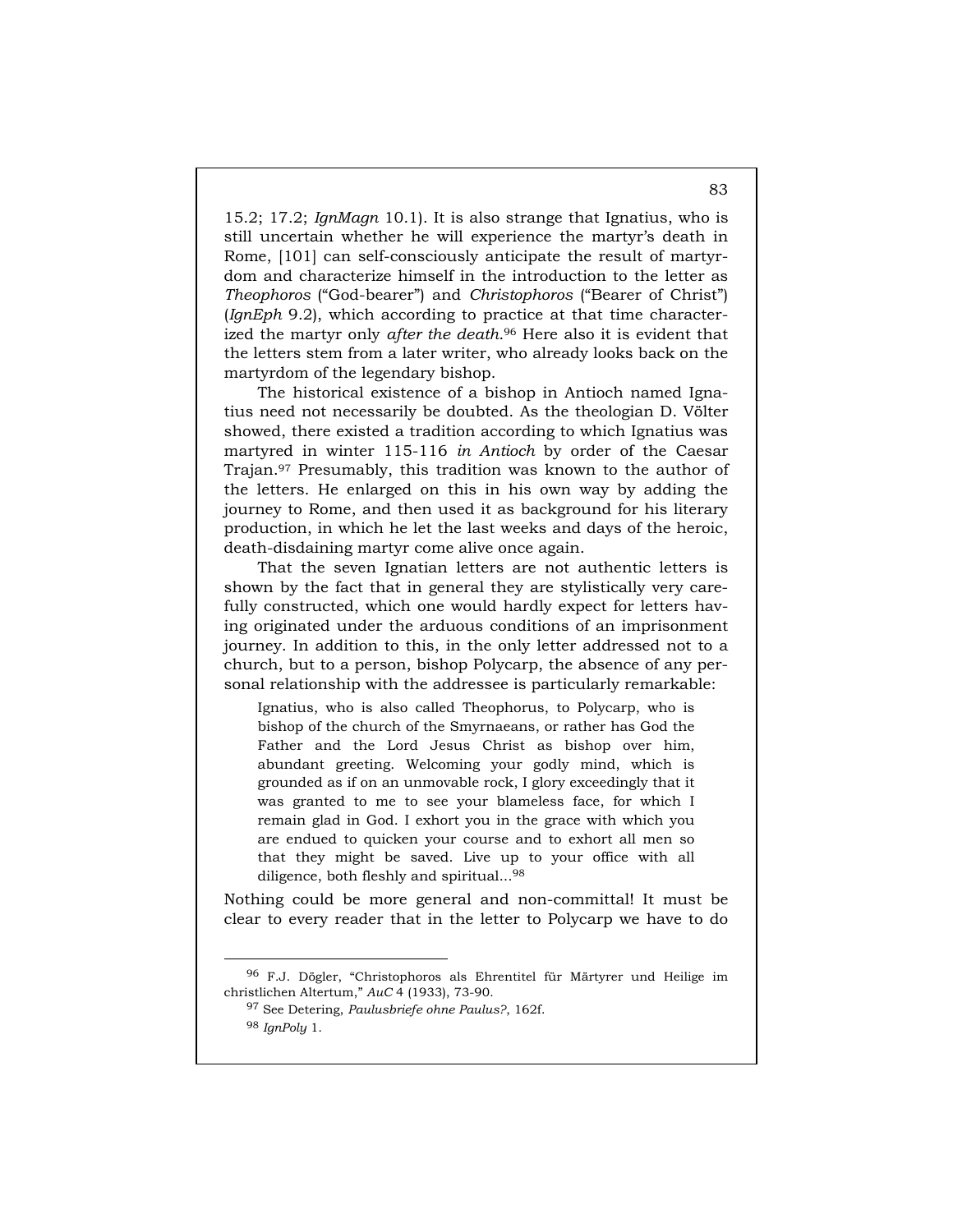15.2; 17.2; *IgnMagn* 10.1). It is also strange that Ignatius, who is still uncertain whether he will experience the martyr's death in Rome, [101] can self-consciously anticipate the result of martyrdom and characterize himself in the introduction to the letter as *Theophoros* ("God-bearer") and *Christophoros* ("Bearer of Christ") (*IgnEph* 9.2), which according to practice at that time characterized the martyr only *after the death*.[96] Here also it is evident that the letters stem from a later writer, who already looks back on the martyrdom of the legendary bishop.

The historical existence of a bishop in Antioch named Ignatius need not necessarily be doubted. As the theologian D. Völter showed, there existed a tradition according to which Ignatius was martyred in winter 115-116 *in Antioch* by order of the Caesar Trajan.[97] Presumably, this tradition was known to the author of the letters. He enlarged on this in his own way by adding the journey to Rome, and then used it as background for his literary production, in which he let the last weeks and days of the heroic, death-disdaining martyr come alive once again.

That the seven Ignatian letters are not authentic letters is shown by the fact that in general they are stylistically very carefully constructed, which one would hardly expect for letters having originated under the arduous conditions of an imprisonment journey. In addition to this, in the only letter addressed not to a church, but to a person, bishop Polycarp, the absence of any personal relationship with the addressee is particularly remarkable:

> Ignatius, who is also called Theophorus, to Polycarp, who is bishop of the church of the Smyrnaeans, or rather has God the Father and the Lord Jesus Christ as bishop over him, abundant greeting. Welcoming your godly mind, which is grounded as if on an unmovable rock, I glory exceedingly that it was granted to me to see your blameless face, for which I remain glad in God. I exhort you in the grace with which you are endued to quicken your course and to exhort all men so that they might be saved. Live up to your office with all diligence, both fleshly and spiritual...[98]

Nothing could be more general and non-committal! It must be clear to every reader that in the letter to Polycarp we have to do

---

[96] F.J. Dögler, "Christophoros als Ehrentitel für Märtyrer und Heilige im christlichen Altertum," *AuC* 4 (1933), 73-90.

[97] See Detering, *Paulusbriefe ohne Paulus?*, 162f.

[98] *IgnPoly* 1.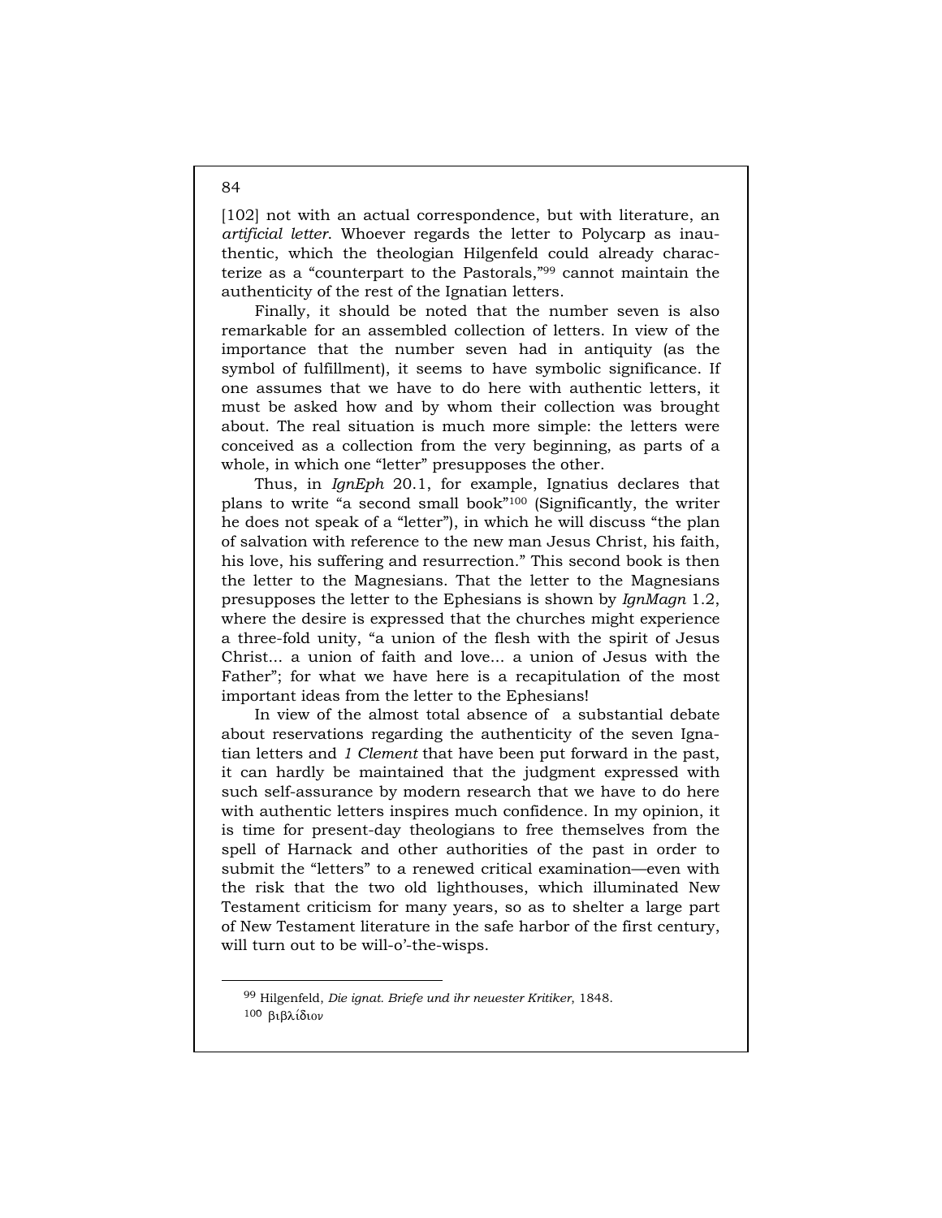[102] not with an actual correspondence, but with literature, an *artificial letter*. Whoever regards the letter to Polycarp as inauthentic, which the theologian Hilgenfeld could already characterize as a "counterpart to the Pastorals,"[99] cannot maintain the authenticity of the rest of the Ignatian letters.

Finally, it should be noted that the number seven is also remarkable for an assembled collection of letters. In view of the importance that the number seven had in antiquity (as the symbol of fulfillment), it seems to have symbolic significance. If one assumes that we have to do here with authentic letters, it must be asked how and by whom their collection was brought about. The real situation is much more simple: the letters were conceived as a collection from the very beginning, as parts of a whole, in which one "letter" presupposes the other.

Thus, in *IgnEph* 20.1, for example, Ignatius declares that plans to write "a second small book"[100] (Significantly, the writer he does not speak of a "letter"), in which he will discuss "the plan of salvation with reference to the new man Jesus Christ, his faith, his love, his suffering and resurrection." This second book is then the letter to the Magnesians. That the letter to the Magnesians presupposes the letter to the Ephesians is shown by *IgnMagn* 1.2, where the desire is expressed that the churches might experience a three-fold unity, "a union of the flesh with the spirit of Jesus Christ... a union of faith and love... a union of Jesus with the Father"; for what we have here is a recapitulation of the most important ideas from the letter to the Ephesians!

In view of the almost total absence of a substantial debate about reservations regarding the authenticity of the seven Ignatian letters and *1 Clement* that have been put forward in the past, it can hardly be maintained that the judgment expressed with such self-assurance by modern research that we have to do here with authentic letters inspires much confidence. In my opinion, it is time for present-day theologians to free themselves from the spell of Harnack and other authorities of the past in order to submit the "letters" to a renewed critical examination—even with the risk that the two old lighthouses, which illuminated New Testament criticism for many years, so as to shelter a large part of New Testament literature in the safe harbor of the first century, will turn out to be will-o'-the-wisps.

---

[99] Hilgenfeld, *Die ignat. Briefe und ihr neuester Kritiker*, 1848.

[100] βιβλίδιον